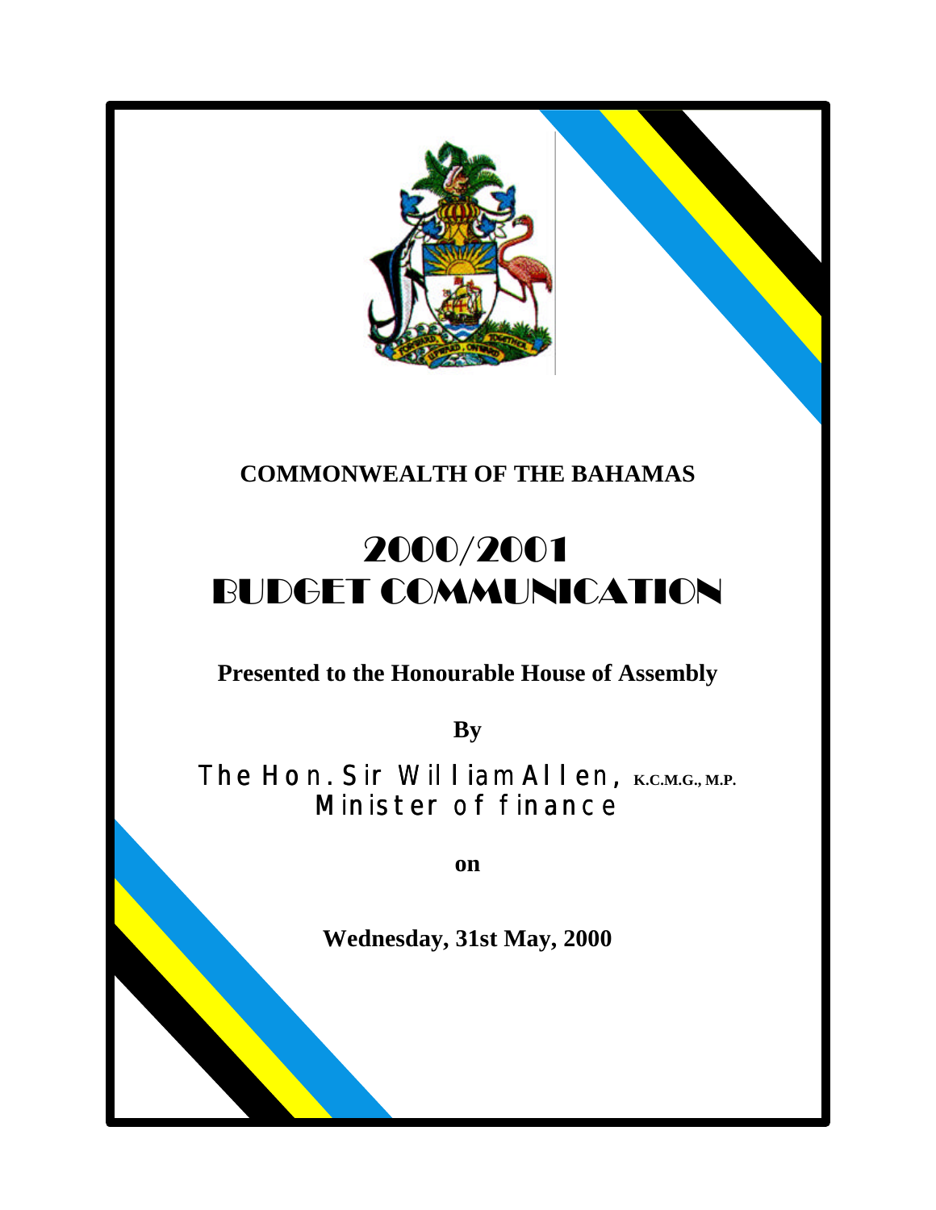**COMMONWEALTH OF THE BAHAMAS**

# 2000/2001 BUDGET COMMUNICATION

**Presented to the Honourable House of Assembly**

**By**

The Hon. Sir William Allen, **K.C.M.G., M.P.**
Minister of finance

**on**

**Wednesday, 31st May, 2000**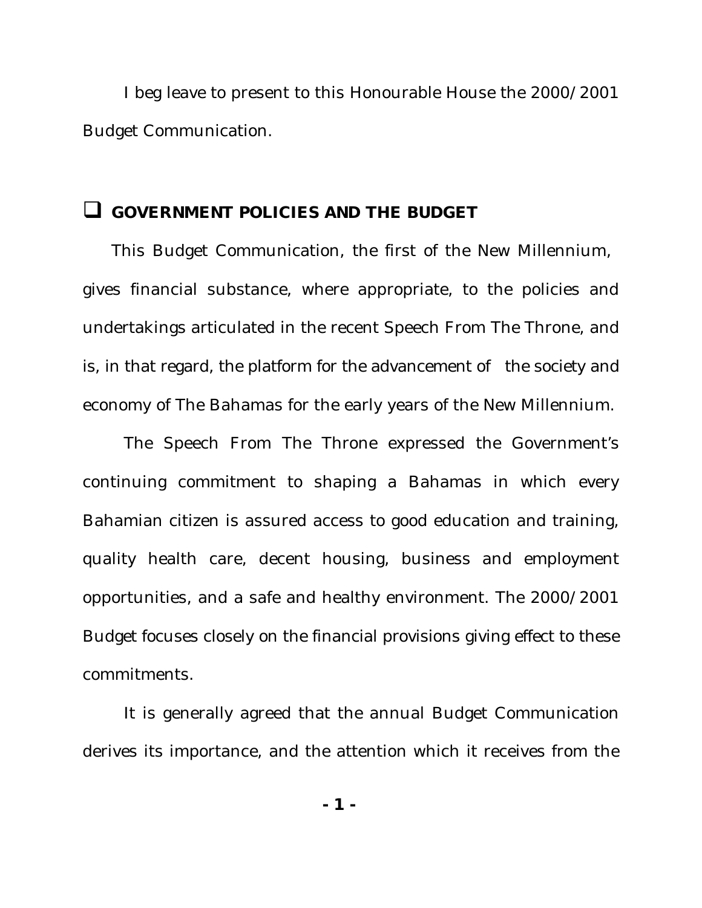I beg leave to present to this Honourable House the 2000/2001 Budget Communication.

## ❑ GOVERNMENT POLICIES AND THE BUDGET

This Budget Communication, the first of the New Millennium, gives financial substance, where appropriate, to the policies and undertakings articulated in the recent Speech From The Throne, and is, in that regard, the platform for the advancement of the society and economy of The Bahamas for the early years of the New Millennium.

The Speech From The Throne expressed the Government's continuing commitment to shaping a Bahamas in which every Bahamian citizen is assured access to good education and training, quality health care, decent housing, business and employment opportunities, and a safe and healthy environment. The 2000/2001 Budget focuses closely on the financial provisions giving effect to these commitments.

It is generally agreed that the annual Budget Communication derives its importance, and the attention which it receives from the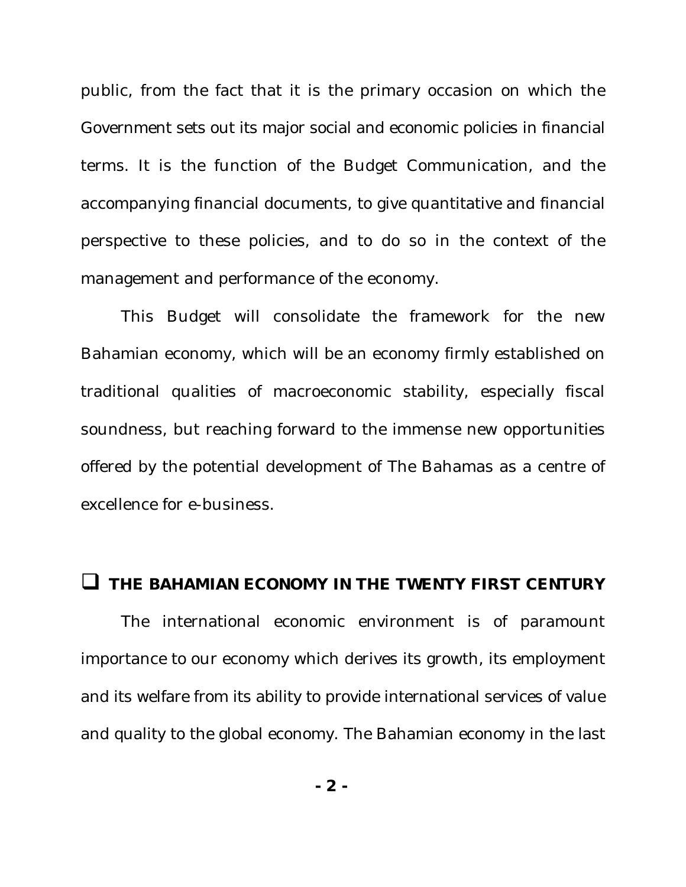public, from the fact that it is the primary occasion on which the Government sets out its major social and economic policies in financial terms. It is the function of the Budget Communication, and the accompanying financial documents, to give quantitative and financial perspective to these policies, and to do so in the context of the management and performance of the economy.

This Budget will consolidate the framework for the new Bahamian economy, which will be an economy firmly established on traditional qualities of macroeconomic stability, especially fiscal soundness, but reaching forward to the immense new opportunities offered by the potential development of The Bahamas as a centre of excellence for e-business.

## THE BAHAMIAN ECONOMY IN THE TWENTY FIRST CENTURY

The international economic environment is of paramount importance to our economy which derives its growth, its employment and its welfare from its ability to provide international services of value and quality to the global economy. The Bahamian economy in the last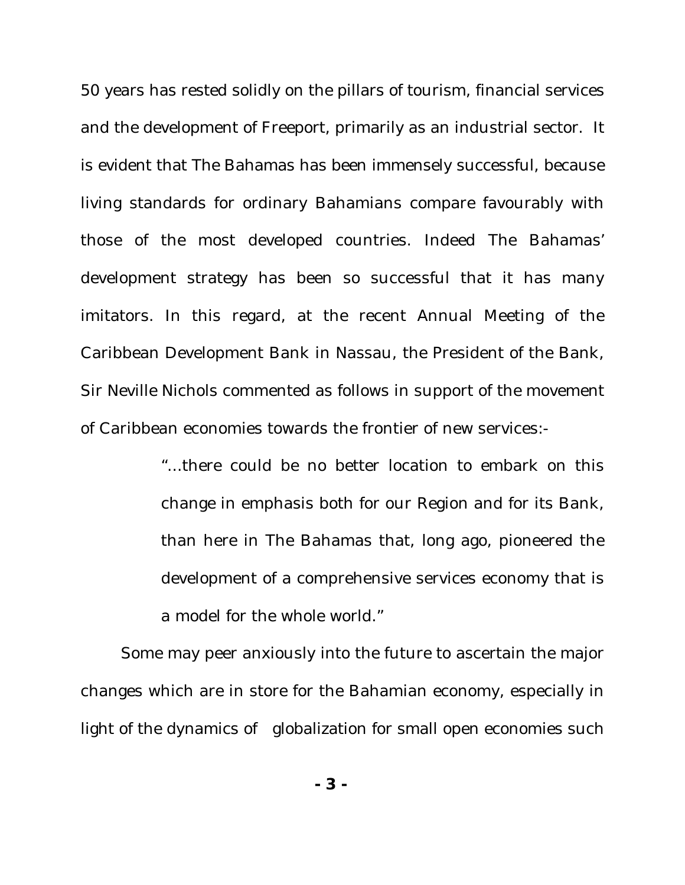50 years has rested solidly on the pillars of tourism, financial services and the development of Freeport, primarily as an industrial sector. It is evident that The Bahamas has been immensely successful, because living standards for ordinary Bahamians compare favourably with those of the most developed countries. Indeed The Bahamas' development strategy has been so successful that it has many imitators. In this regard, at the recent Annual Meeting of the Caribbean Development Bank in Nassau, the President of the Bank, Sir Neville Nichols commented as follows in support of the movement of Caribbean economies towards the frontier of new services:-

> "...there could be no better location to embark on this change in emphasis both for our Region and for its Bank, than here in The Bahamas that, long ago, pioneered the development of a comprehensive services economy that is a model for the whole world."

Some may peer anxiously into the future to ascertain the major changes which are in store for the Bahamian economy, especially in light of the dynamics of globalization for small open economies such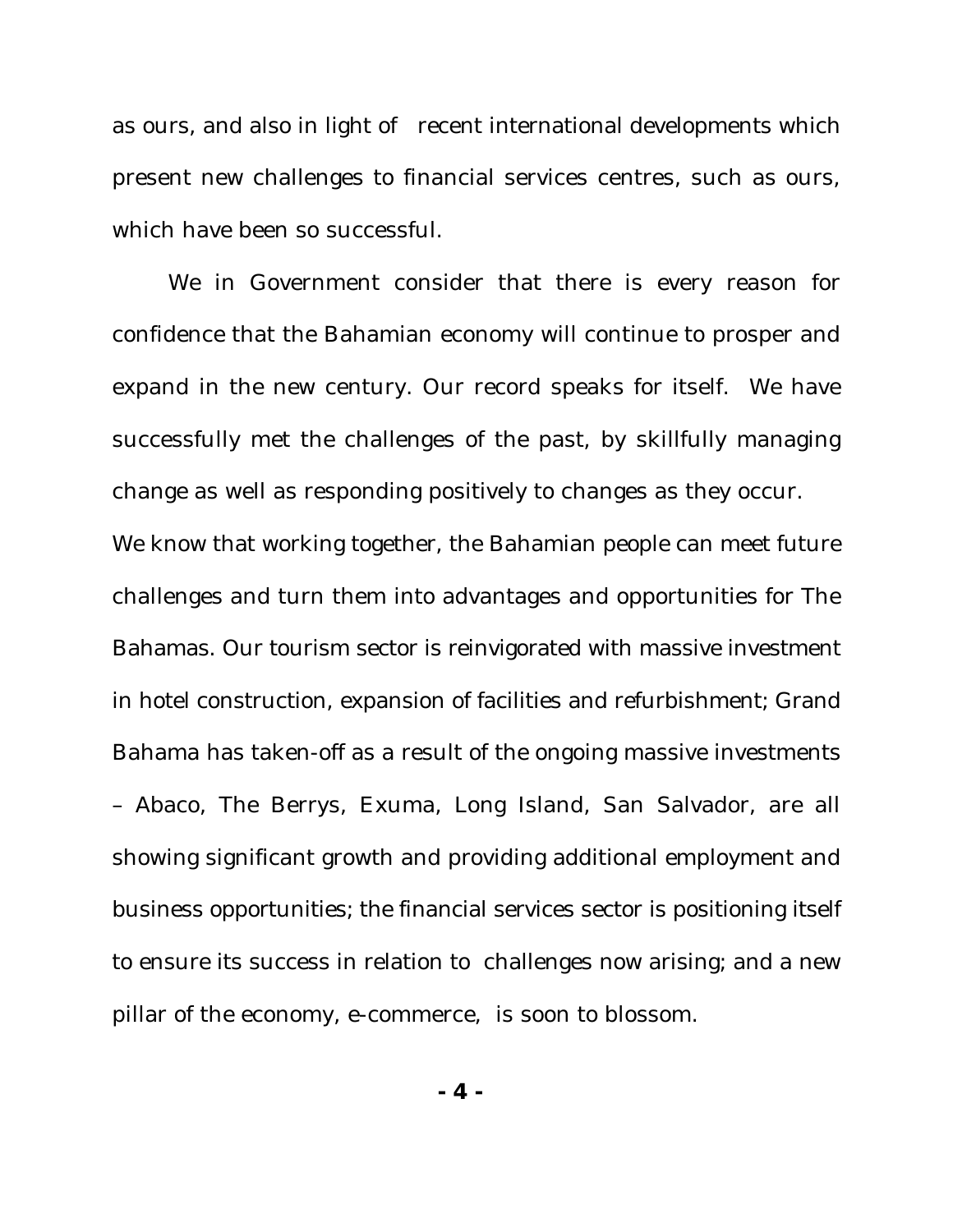as ours, and also in light of recent international developments which present new challenges to financial services centres, such as ours, which have been so successful.

We in Government consider that there is every reason for confidence that the Bahamian economy will continue to prosper and expand in the new century. Our record speaks for itself. We have successfully met the challenges of the past, by skillfully managing change as well as responding positively to changes as they occur. We know that working together, the Bahamian people can meet future challenges and turn them into advantages and opportunities for The Bahamas. Our tourism sector is reinvigorated with massive investment in hotel construction, expansion of facilities and refurbishment; Grand Bahama has taken-off as a result of the ongoing massive investments – Abaco, The Berrys, Exuma, Long Island, San Salvador, are all showing significant growth and providing additional employment and business opportunities; the financial services sector is positioning itself to ensure its success in relation to challenges now arising; and a new pillar of the economy, e-commerce, is soon to blossom.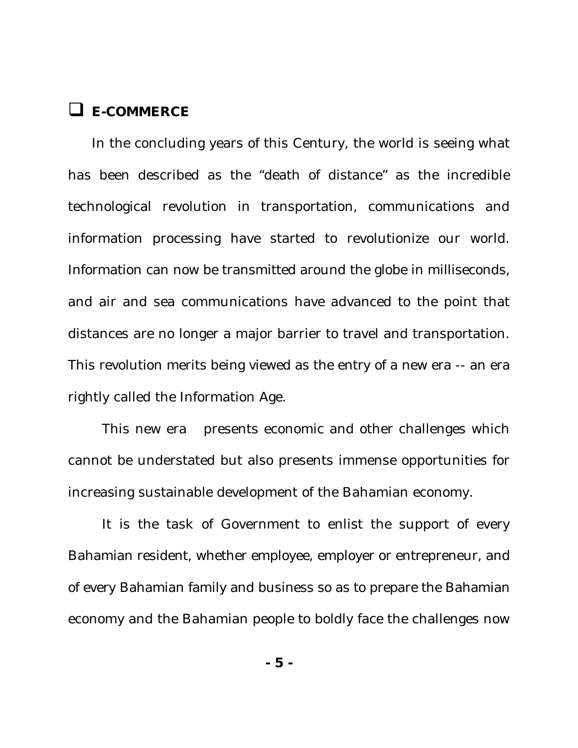## E-COMMERCE

In the concluding years of this Century, the world is seeing what has been described as the "death of distance" as the incredible technological revolution in transportation, communications and information processing have started to revolutionize our world. Information can now be transmitted around the globe in milliseconds, and air and sea communications have advanced to the point that distances are no longer a major barrier to travel and transportation. This revolution merits being viewed as the entry of a new era -- an era rightly called the Information Age.

This new era presents economic and other challenges which cannot be understated but also presents immense opportunities for increasing sustainable development of the Bahamian economy.

It is the task of Government to enlist the support of every Bahamian resident, whether employee, employer or entrepreneur, and of every Bahamian family and business so as to prepare the Bahamian economy and the Bahamian people to boldly face the challenges now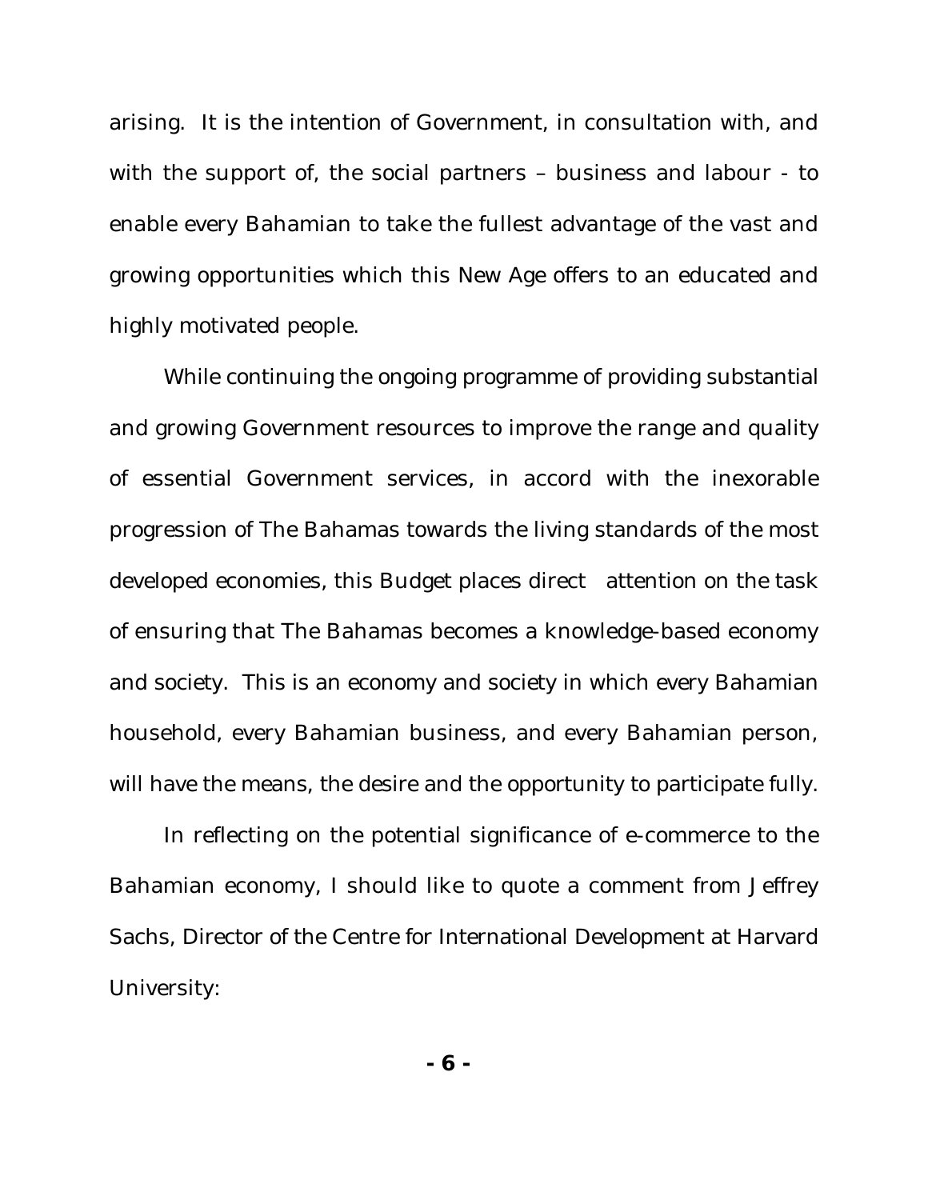arising. It is the intention of Government, in consultation with, and with the support of, the social partners – business and labour - to enable every Bahamian to take the fullest advantage of the vast and growing opportunities which this New Age offers to an educated and highly motivated people.

While continuing the ongoing programme of providing substantial and growing Government resources to improve the range and quality of essential Government services, in accord with the inexorable progression of The Bahamas towards the living standards of the most developed economies, this Budget places direct attention on the task of ensuring that The Bahamas becomes a knowledge-based economy and society. This is an economy and society in which every Bahamian household, every Bahamian business, and every Bahamian person, will have the means, the desire and the opportunity to participate fully.

In reflecting on the potential significance of e-commerce to the Bahamian economy, I should like to quote a comment from Jeffrey Sachs, Director of the Centre for International Development at Harvard University: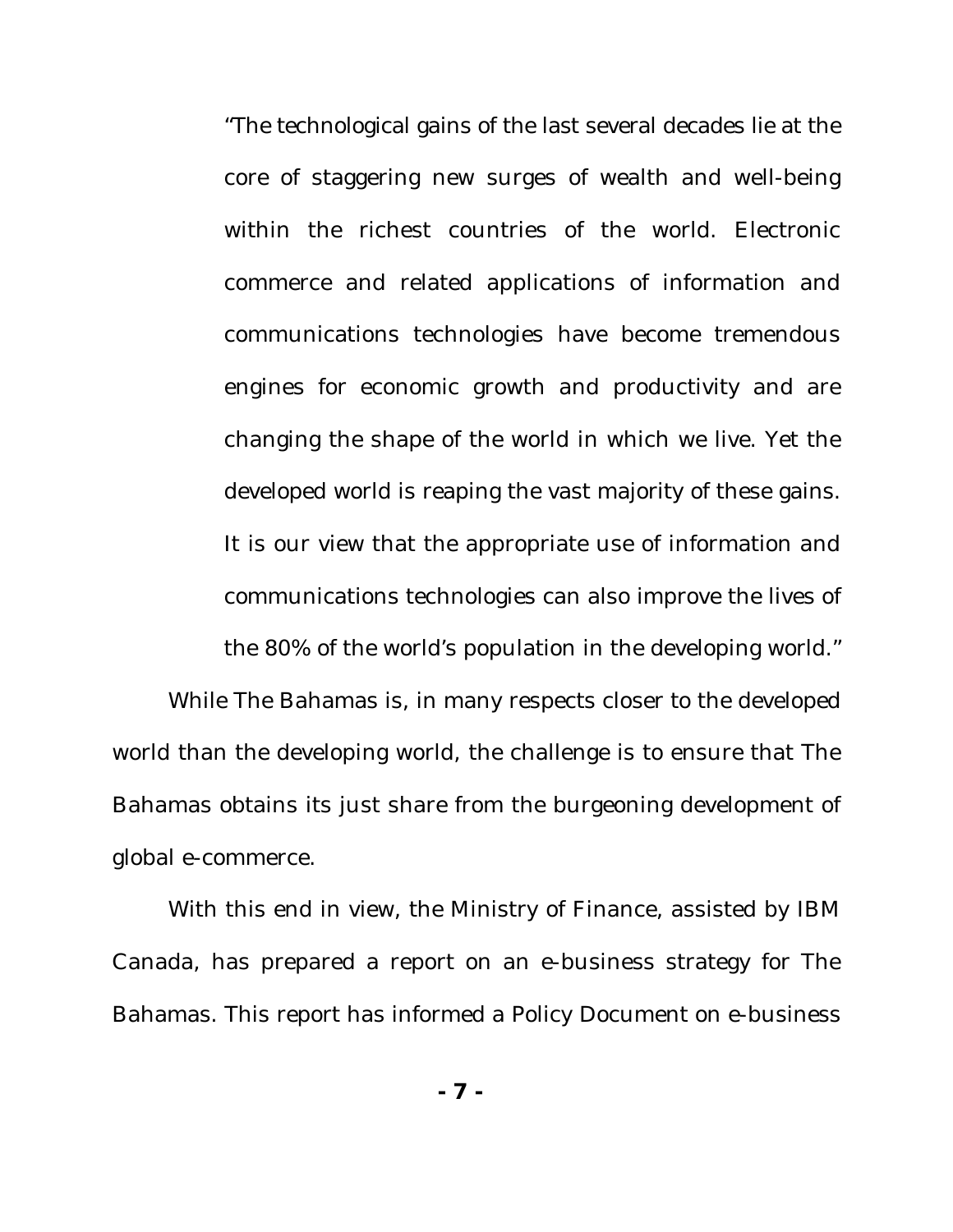> "The technological gains of the last several decades lie at the core of staggering new surges of wealth and well-being within the richest countries of the world. Electronic commerce and related applications of information and communications technologies have become tremendous engines for economic growth and productivity and are changing the shape of the world in which we live. Yet the developed world is reaping the vast majority of these gains. It is our view that the appropriate use of information and communications technologies can also improve the lives of the 80% of the world's population in the developing world."

While The Bahamas is, in many respects closer to the developed world than the developing world, the challenge is to ensure that The Bahamas obtains its just share from the burgeoning development of global e-commerce.

With this end in view, the Ministry of Finance, assisted by IBM Canada, has prepared a report on an e-business strategy for The Bahamas. This report has informed a Policy Document on e-business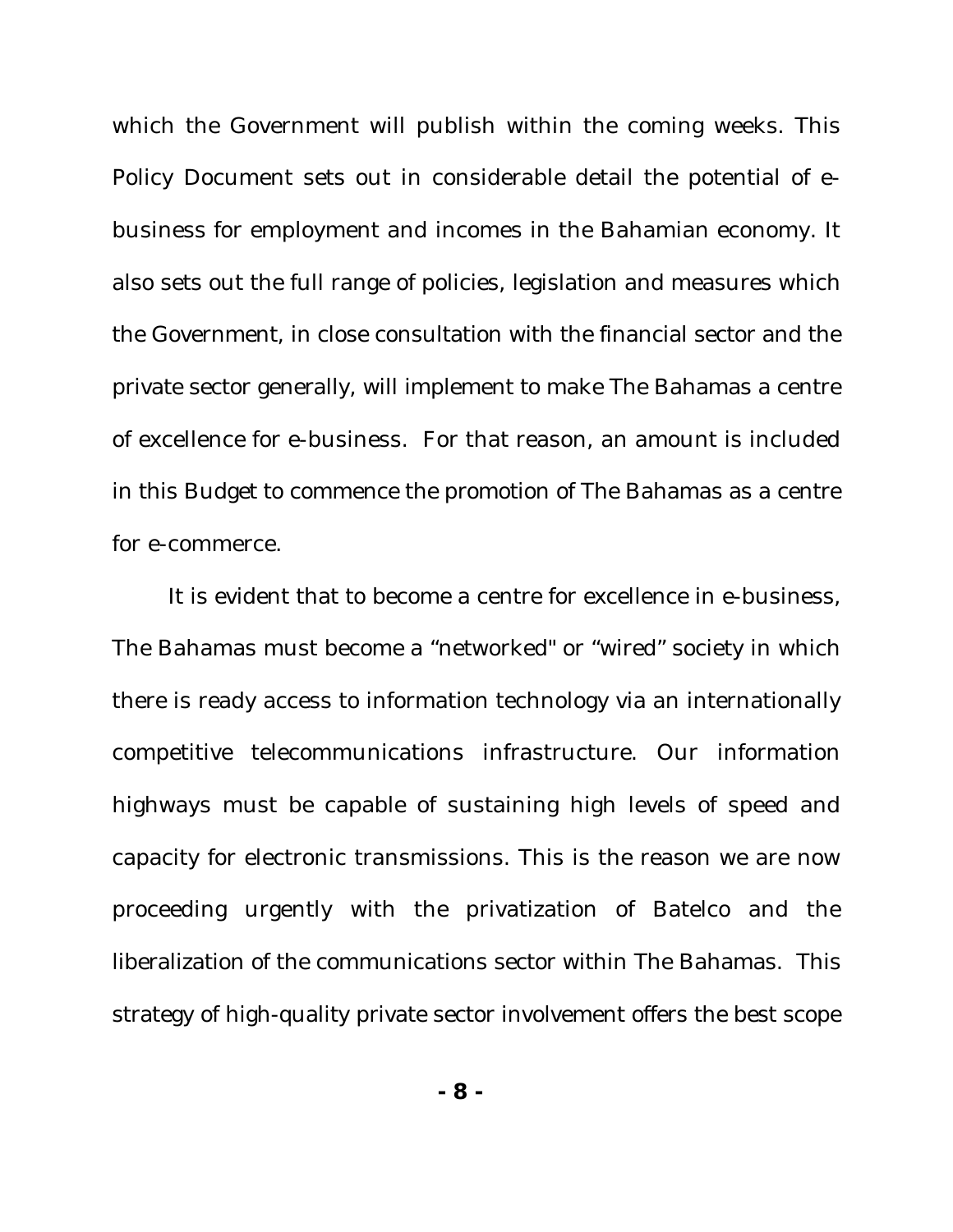which the Government will publish within the coming weeks. This Policy Document sets out in considerable detail the potential of e-business for employment and incomes in the Bahamian economy. It also sets out the full range of policies, legislation and measures which the Government, in close consultation with the financial sector and the private sector generally, will implement to make The Bahamas a centre of excellence for e-business. For that reason, an amount is included in this Budget to commence the promotion of The Bahamas as a centre for e-commerce.

It is evident that to become a centre for excellence in e-business, The Bahamas must become a "networked" or "wired" society in which there is ready access to information technology via an internationally competitive telecommunications infrastructure. Our information highways must be capable of sustaining high levels of speed and capacity for electronic transmissions. This is the reason we are now proceeding urgently with the privatization of Batelco and the liberalization of the communications sector within The Bahamas. This strategy of high-quality private sector involvement offers the best scope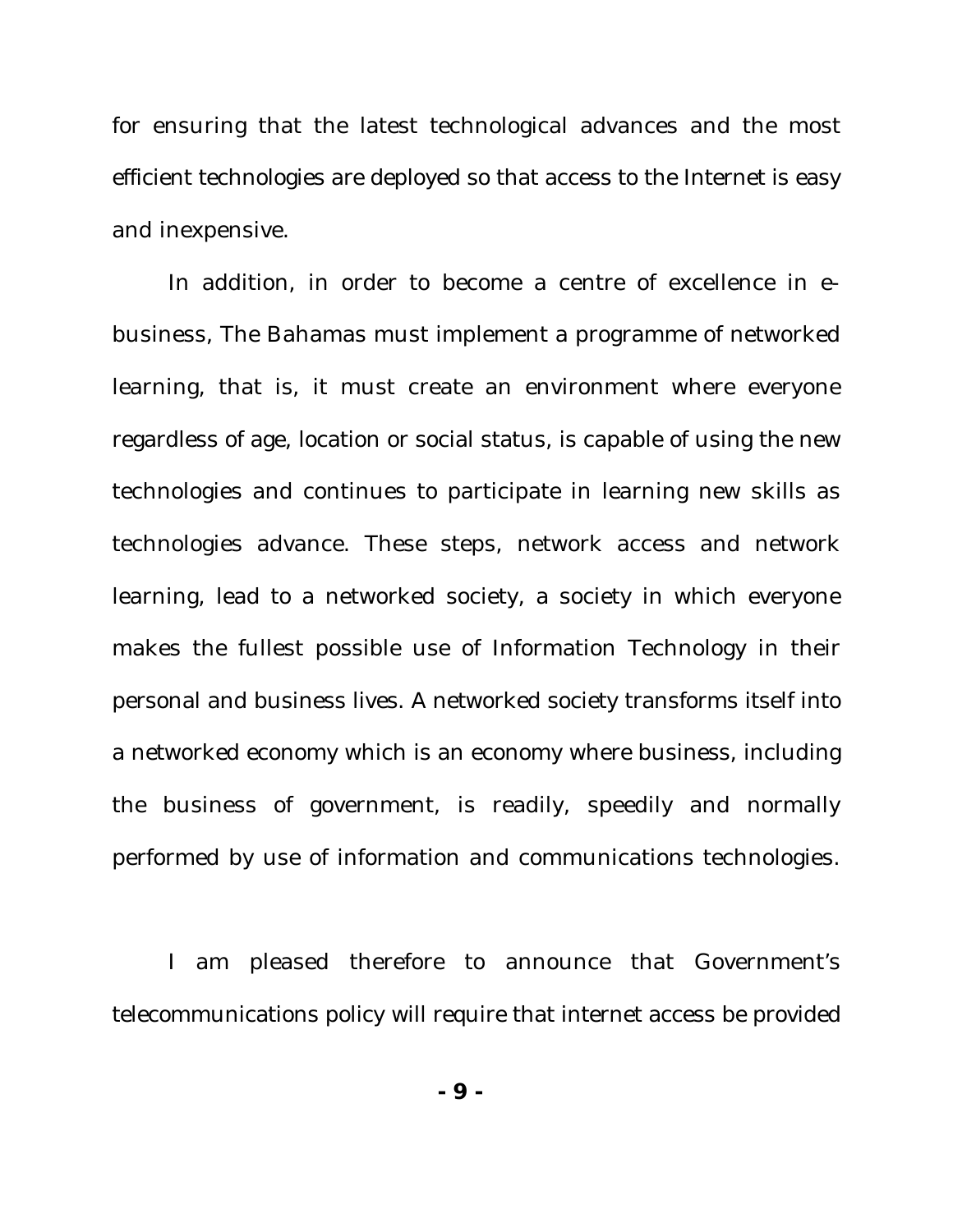for ensuring that the latest technological advances and the most efficient technologies are deployed so that access to the Internet is easy and inexpensive.

In addition, in order to become a centre of excellence in e-business, The Bahamas must implement a programme of networked learning, that is, it must create an environment where everyone regardless of age, location or social status, is capable of using the new technologies and continues to participate in learning new skills as technologies advance. These steps, network access and network learning, lead to a networked society, a society in which everyone makes the fullest possible use of Information Technology in their personal and business lives. A networked society transforms itself into a networked economy which is an economy where business, including the business of government, is readily, speedily and normally performed by use of information and communications technologies.

I am pleased therefore to announce that Government's telecommunications policy will require that internet access be provided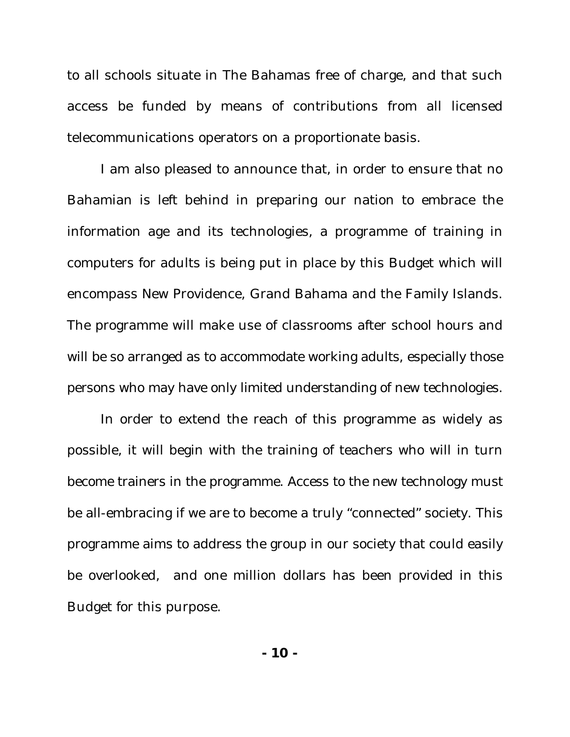to all schools situate in The Bahamas free of charge, and that such access be funded by means of contributions from all licensed telecommunications operators on a proportionate basis.

I am also pleased to announce that, in order to ensure that no Bahamian is left behind in preparing our nation to embrace the information age and its technologies, a programme of training in computers for adults is being put in place by this Budget which will encompass New Providence, Grand Bahama and the Family Islands. The programme will make use of classrooms after school hours and will be so arranged as to accommodate working adults, especially those persons who may have only limited understanding of new technologies.

In order to extend the reach of this programme as widely as possible, it will begin with the training of teachers who will in turn become trainers in the programme. Access to the new technology must be all-embracing if we are to become a truly "connected" society. This programme aims to address the group in our society that could easily be overlooked, and one million dollars has been provided in this Budget for this purpose.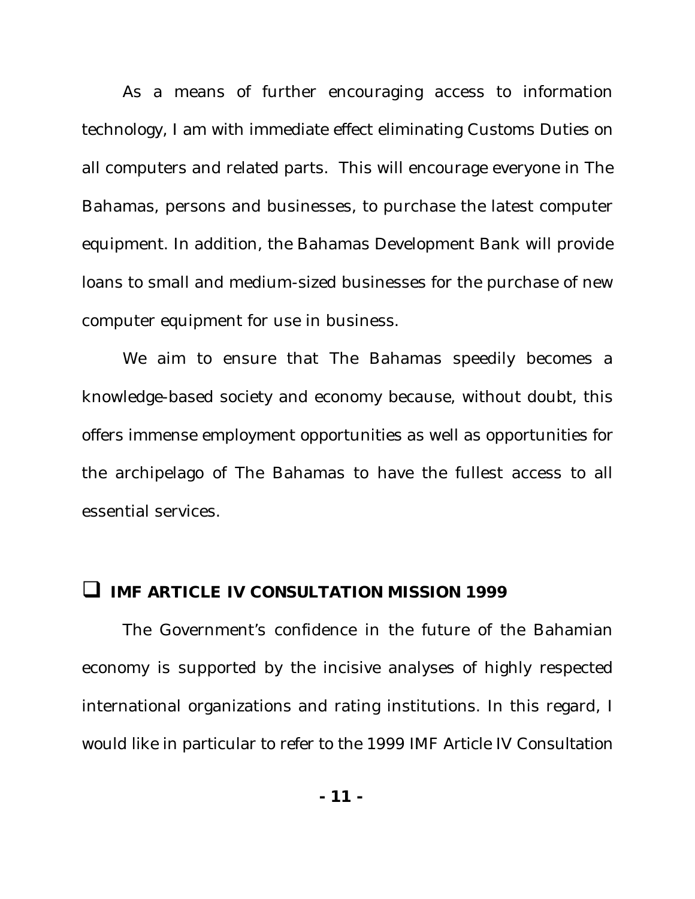As a means of further encouraging access to information technology, I am with immediate effect eliminating Customs Duties on all computers and related parts. This will encourage everyone in The Bahamas, persons and businesses, to purchase the latest computer equipment. In addition, the Bahamas Development Bank will provide loans to small and medium-sized businesses for the purchase of new computer equipment for use in business.

We aim to ensure that The Bahamas speedily becomes a knowledge-based society and economy because, without doubt, this offers immense employment opportunities as well as opportunities for the archipelago of The Bahamas to have the fullest access to all essential services.

## ❑ IMF ARTICLE IV CONSULTATION MISSION 1999

The Government's confidence in the future of the Bahamian economy is supported by the incisive analyses of highly respected international organizations and rating institutions. In this regard, I would like in particular to refer to the 1999 IMF Article IV Consultation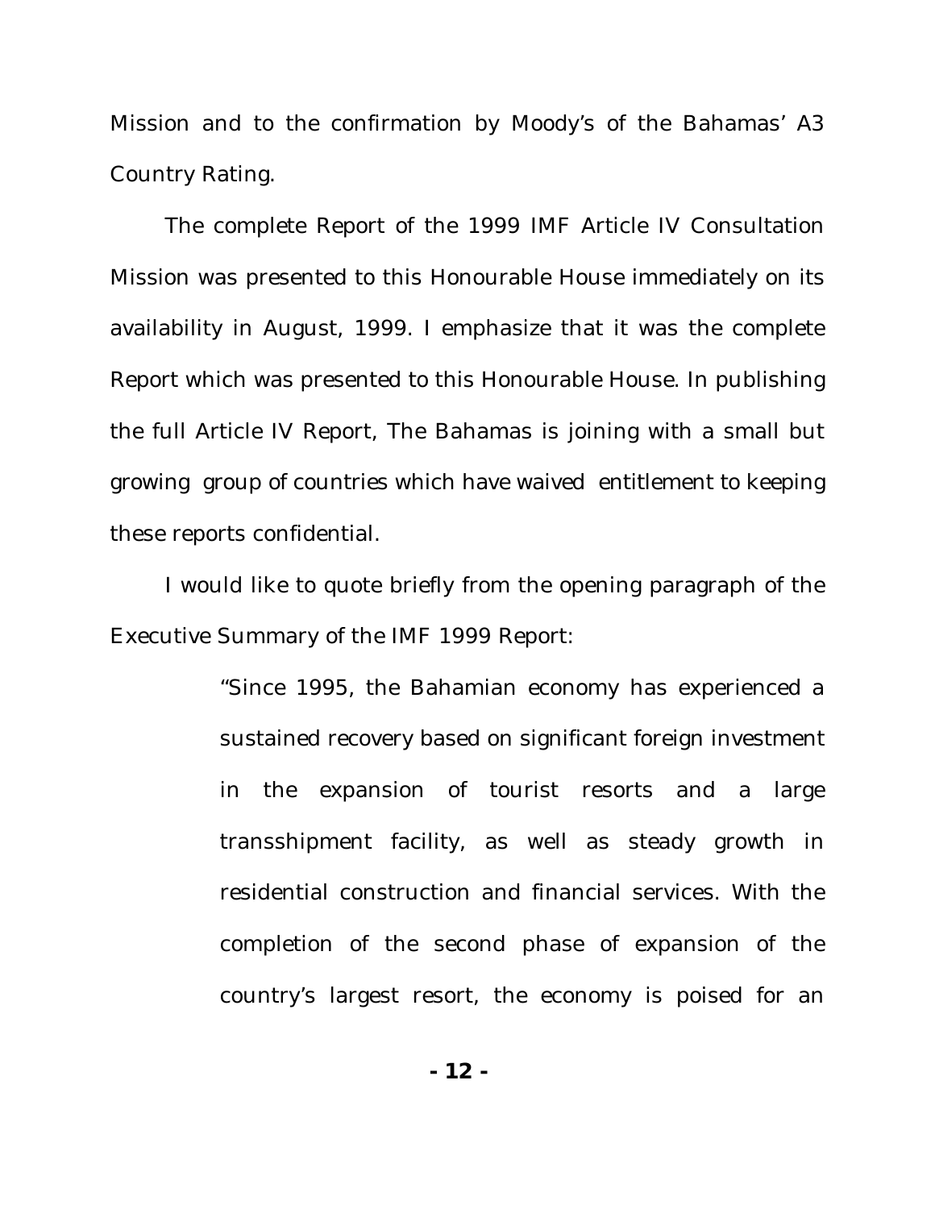Mission and to the confirmation by Moody's of the Bahamas' A3 Country Rating.

The complete Report of the 1999 IMF Article IV Consultation Mission was presented to this Honourable House immediately on its availability in August, 1999. I emphasize that it was the complete Report which was presented to this Honourable House. In publishing the full Article IV Report, The Bahamas is joining with a small but growing group of countries which have waived entitlement to keeping these reports confidential.

I would like to quote briefly from the opening paragraph of the Executive Summary of the IMF 1999 Report:

> "Since 1995, the Bahamian economy has experienced a sustained recovery based on significant foreign investment in the expansion of tourist resorts and a large transshipment facility, as well as steady growth in residential construction and financial services. With the completion of the second phase of expansion of the country's largest resort, the economy is poised for an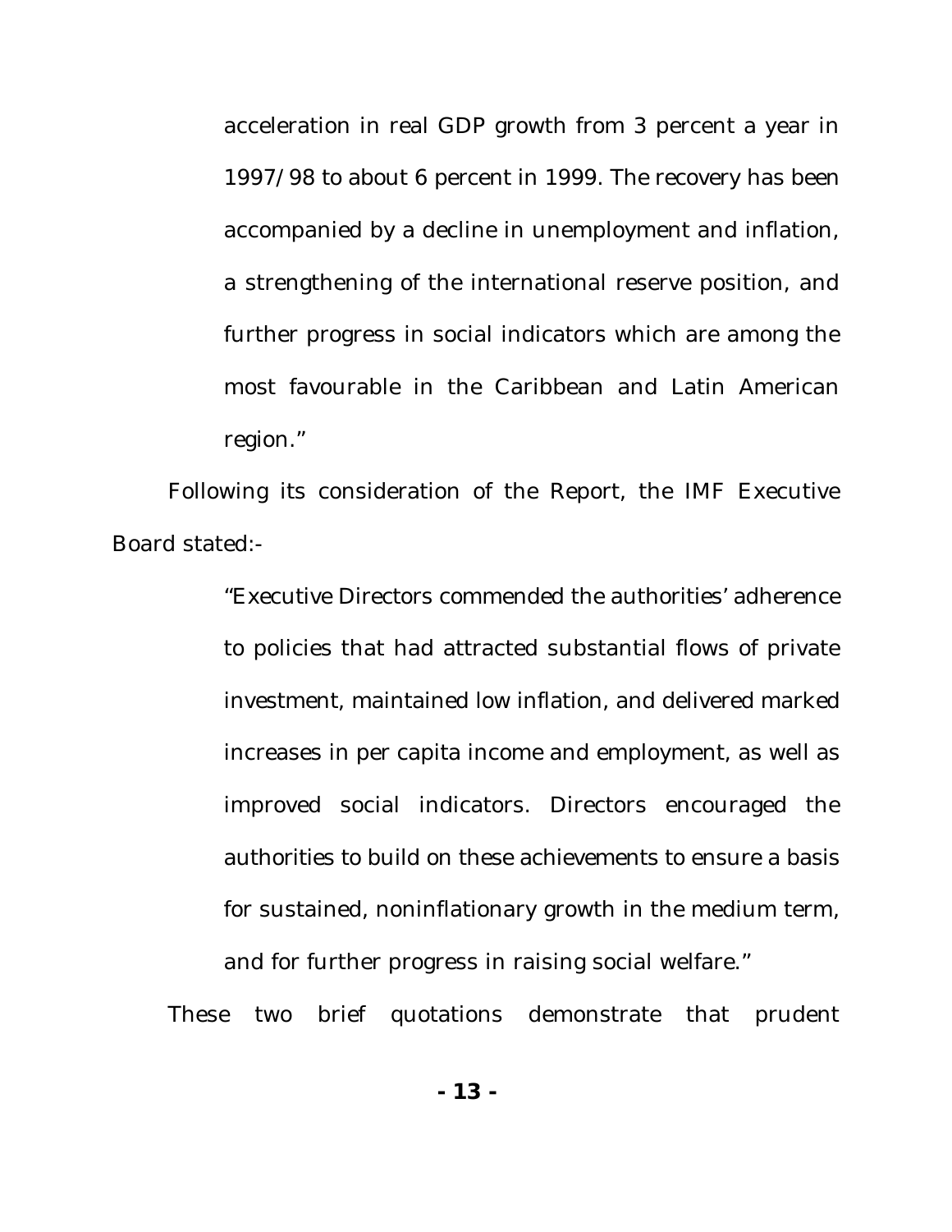> acceleration in real GDP growth from 3 percent a year in 1997/98 to about 6 percent in 1999. The recovery has been accompanied by a decline in unemployment and inflation, a strengthening of the international reserve position, and further progress in social indicators which are among the most favourable in the Caribbean and Latin American region."

Following its consideration of the Report, the IMF Executive Board stated:-

> "Executive Directors commended the authorities' adherence to policies that had attracted substantial flows of private investment, maintained low inflation, and delivered marked increases in per capita income and employment, as well as improved social indicators. Directors encouraged the authorities to build on these achievements to ensure a basis for sustained, noninflationary growth in the medium term, and for further progress in raising social welfare."

These two brief quotations demonstrate that prudent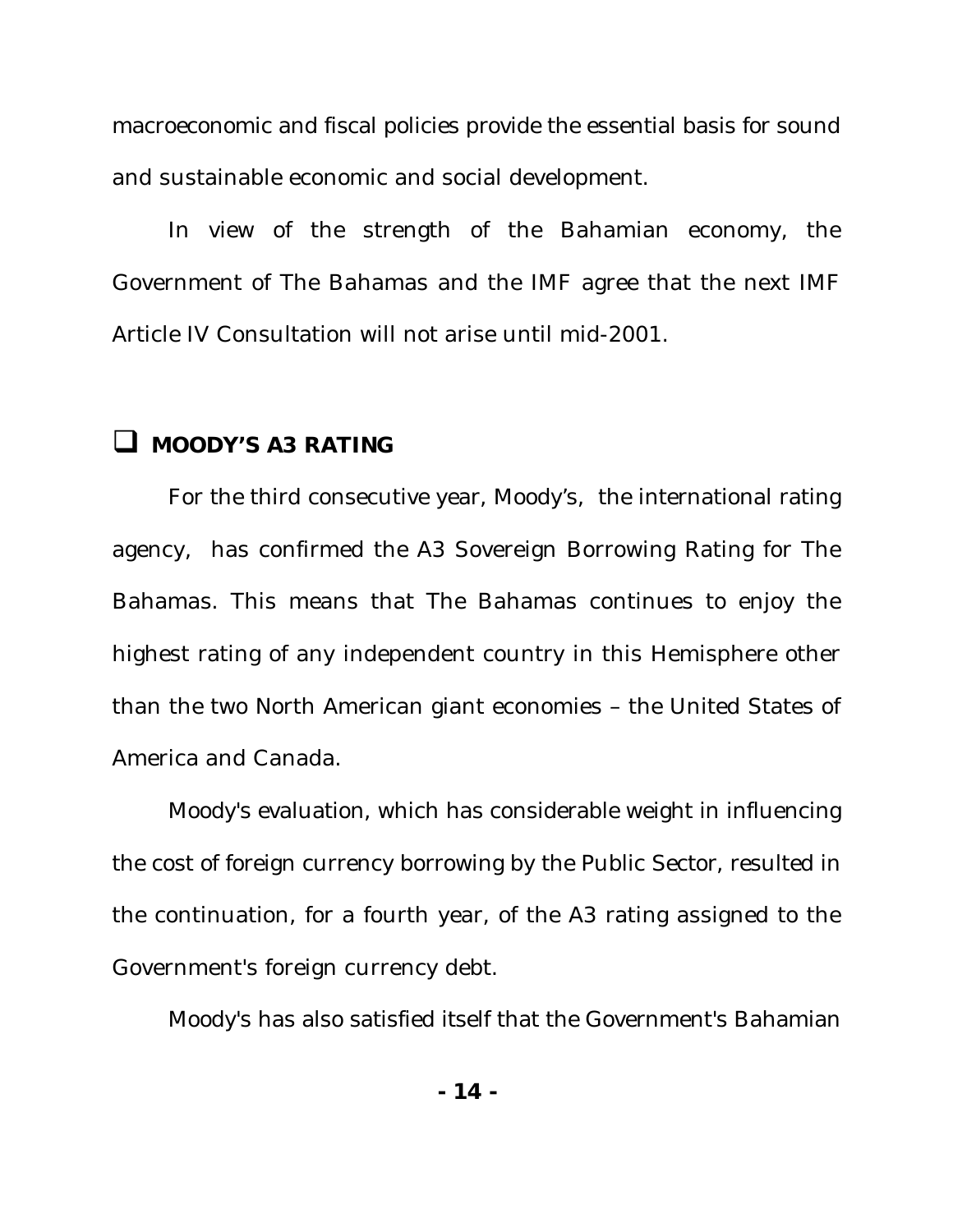macroeconomic and fiscal policies provide the essential basis for sound and sustainable economic and social development.

In view of the strength of the Bahamian economy, the Government of The Bahamas and the IMF agree that the next IMF Article IV Consultation will not arise until mid-2001.

## ❑ MOODY'S A3 RATING

For the third consecutive year, Moody's, the international rating agency, has confirmed the A3 Sovereign Borrowing Rating for The Bahamas. This means that The Bahamas continues to enjoy the highest rating of any independent country in this Hemisphere other than the two North American giant economies – the United States of America and Canada.

Moody's evaluation, which has considerable weight in influencing the cost of foreign currency borrowing by the Public Sector, resulted in the continuation, for a fourth year, of the A3 rating assigned to the Government's foreign currency debt.

Moody's has also satisfied itself that the Government's Bahamian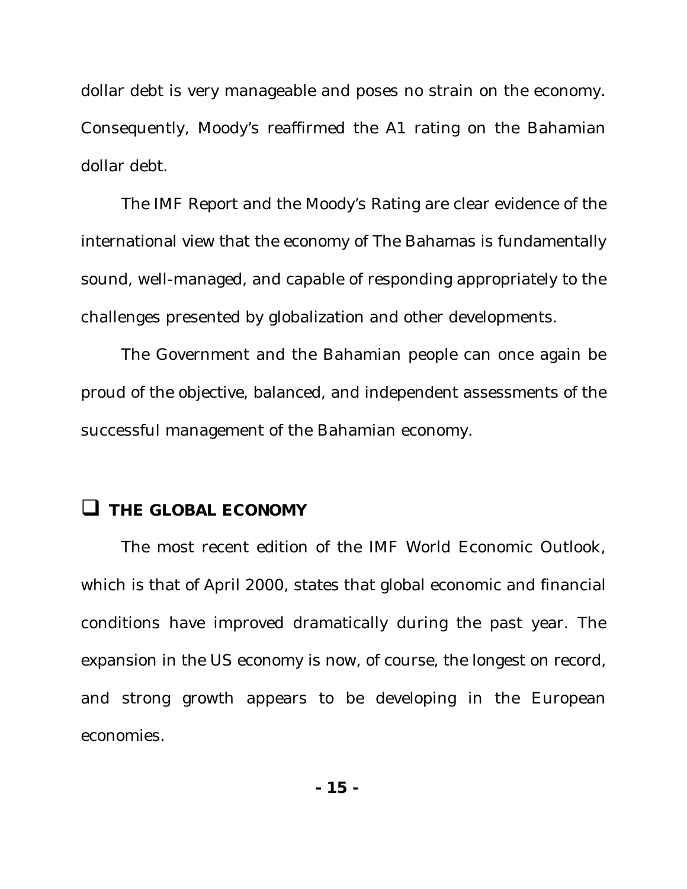dollar debt is very manageable and poses no strain on the economy. Consequently, Moody's reaffirmed the A1 rating on the Bahamian dollar debt.

The IMF Report and the Moody's Rating are clear evidence of the international view that the economy of The Bahamas is fundamentally sound, well-managed, and capable of responding appropriately to the challenges presented by globalization and other developments.

The Government and the Bahamian people can once again be proud of the objective, balanced, and independent assessments of the successful management of the Bahamian economy.

## THE GLOBAL ECONOMY

The most recent edition of the IMF World Economic Outlook, which is that of April 2000, states that global economic and financial conditions have improved dramatically during the past year. The expansion in the US economy is now, of course, the longest on record, and strong growth appears to be developing in the European economies.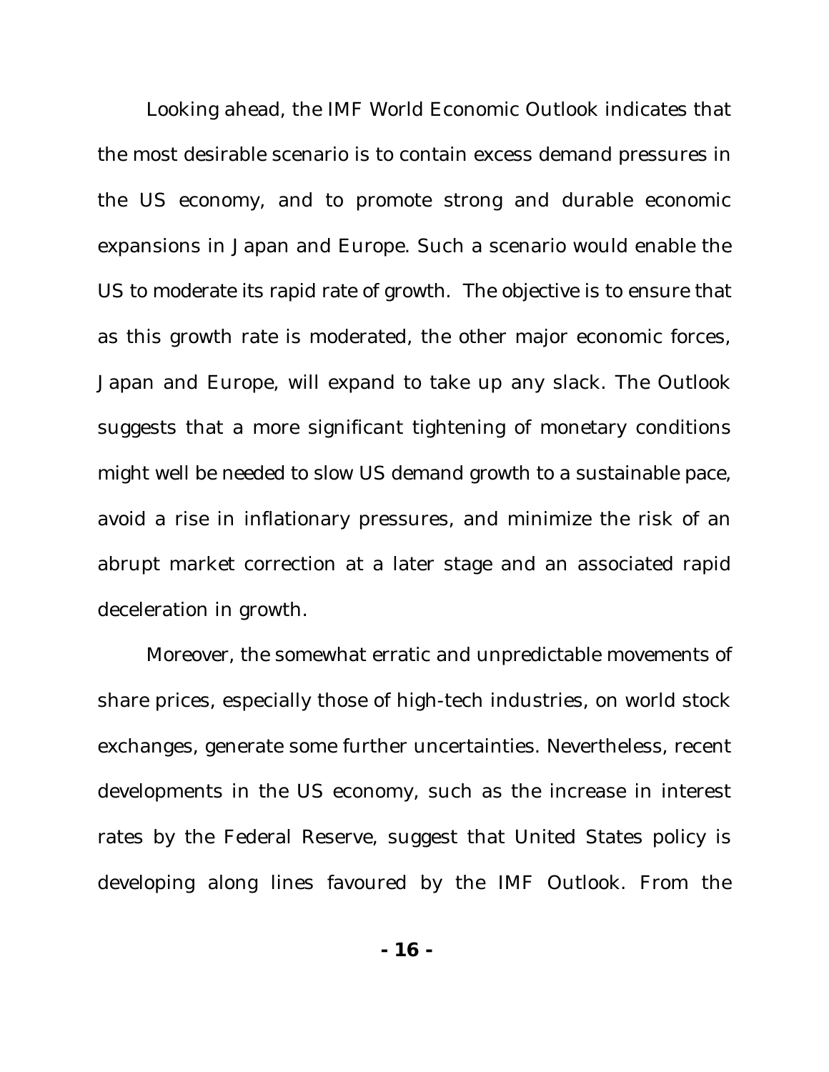Looking ahead, the IMF World Economic Outlook indicates that the most desirable scenario is to contain excess demand pressures in the US economy, and to promote strong and durable economic expansions in Japan and Europe. Such a scenario would enable the US to moderate its rapid rate of growth. The objective is to ensure that as this growth rate is moderated, the other major economic forces, Japan and Europe, will expand to take up any slack. The Outlook suggests that a more significant tightening of monetary conditions might well be needed to slow US demand growth to a sustainable pace, avoid a rise in inflationary pressures, and minimize the risk of an abrupt market correction at a later stage and an associated rapid deceleration in growth.

Moreover, the somewhat erratic and unpredictable movements of share prices, especially those of high-tech industries, on world stock exchanges, generate some further uncertainties. Nevertheless, recent developments in the US economy, such as the increase in interest rates by the Federal Reserve, suggest that United States policy is developing along lines favoured by the IMF Outlook. From the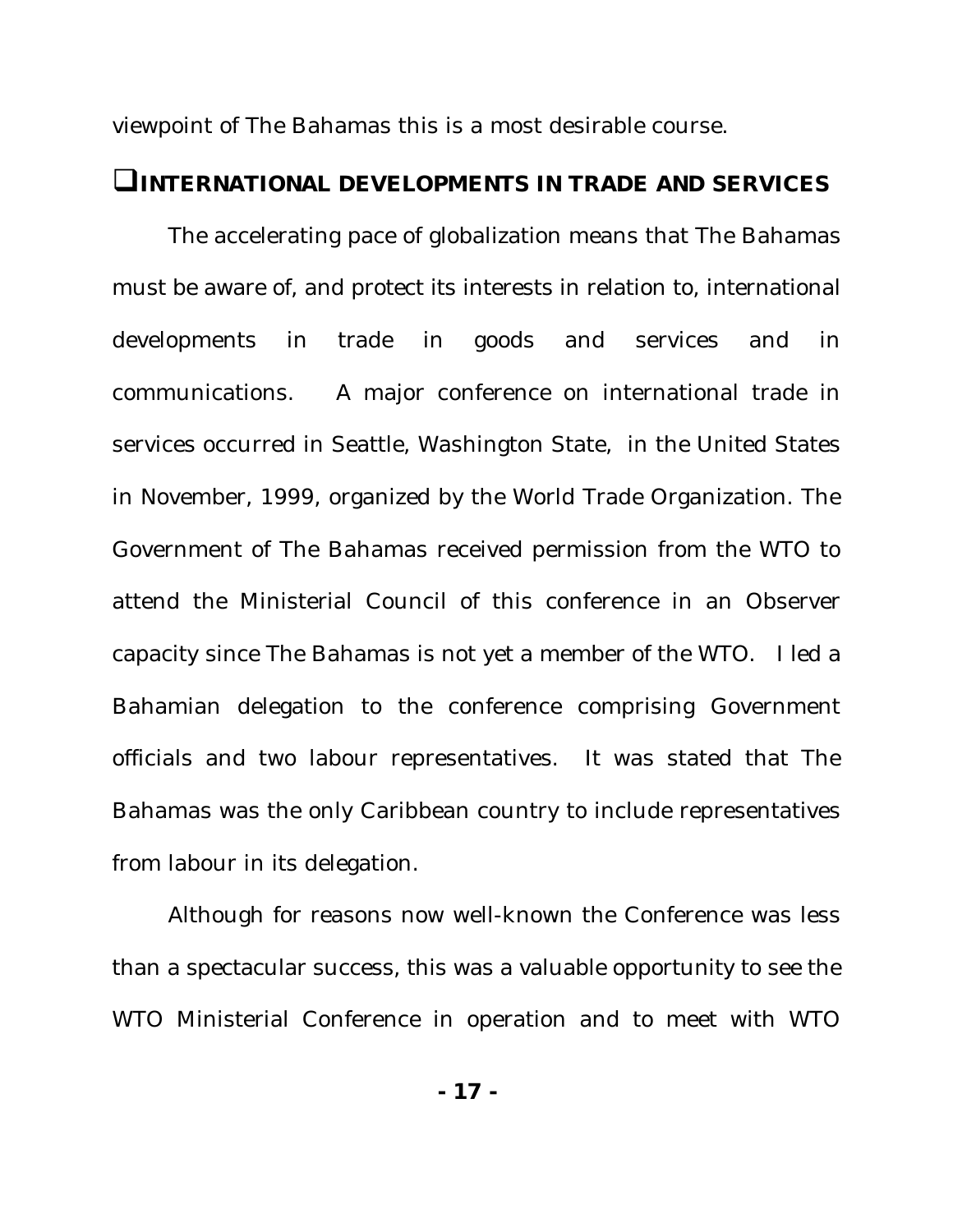viewpoint of The Bahamas this is a most desirable course.

## ❑INTERNATIONAL DEVELOPMENTS IN TRADE AND SERVICES

The accelerating pace of globalization means that The Bahamas must be aware of, and protect its interests in relation to, international developments in trade in goods and services and in communications. A major conference on international trade in services occurred in Seattle, Washington State, in the United States in November, 1999, organized by the World Trade Organization. The Government of The Bahamas received permission from the WTO to attend the Ministerial Council of this conference in an Observer capacity since The Bahamas is not yet a member of the WTO. I led a Bahamian delegation to the conference comprising Government officials and two labour representatives. It was stated that The Bahamas was the only Caribbean country to include representatives from labour in its delegation.

Although for reasons now well-known the Conference was less than a spectacular success, this was a valuable opportunity to see the WTO Ministerial Conference in operation and to meet with WTO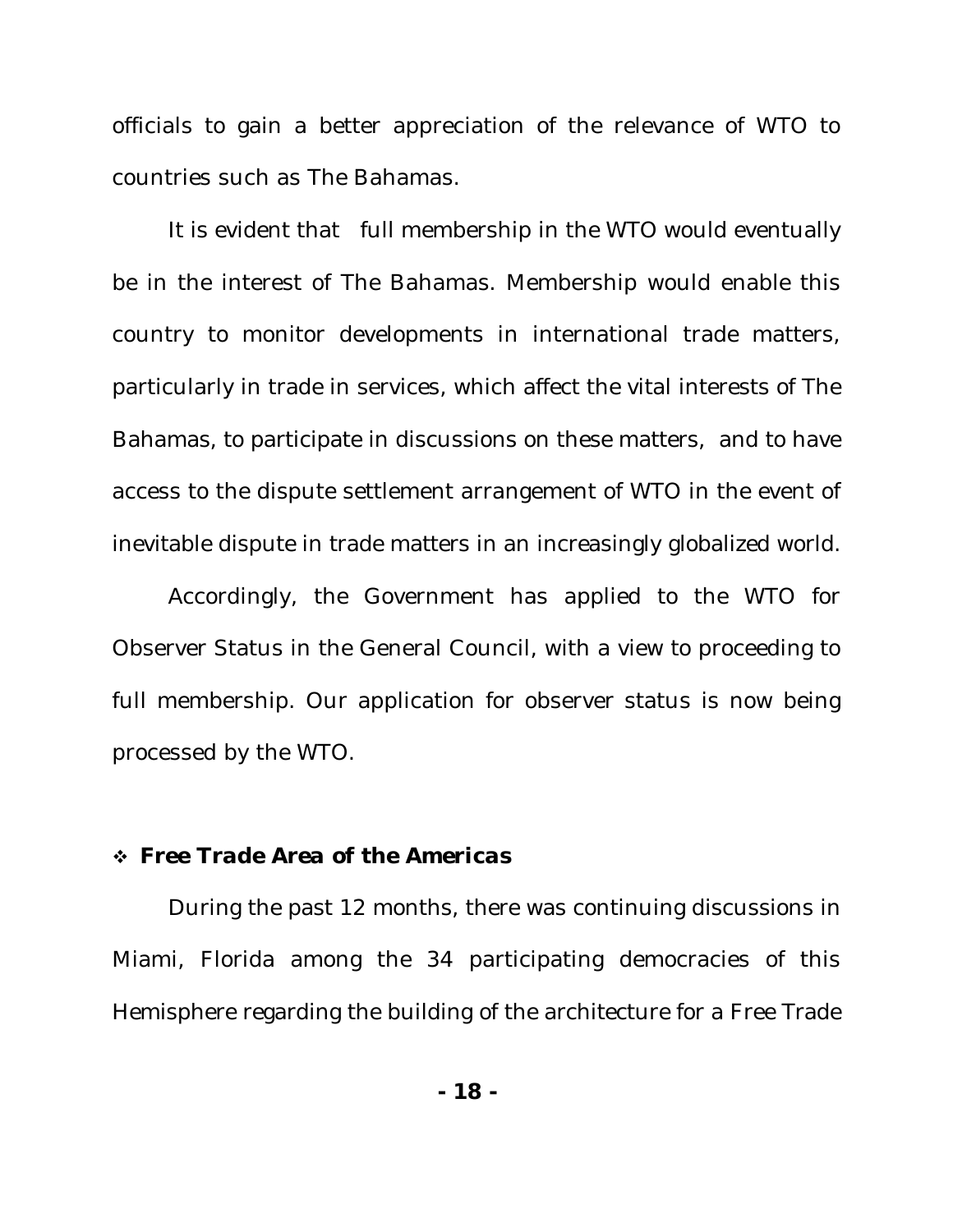officials to gain a better appreciation of the relevance of WTO to countries such as The Bahamas.

It is evident that full membership in the WTO would eventually be in the interest of The Bahamas. Membership would enable this country to monitor developments in international trade matters, particularly in trade in services, which affect the vital interests of The Bahamas, to participate in discussions on these matters, and to have access to the dispute settlement arrangement of WTO in the event of inevitable dispute in trade matters in an increasingly globalized world.

Accordingly, the Government has applied to the WTO for Observer Status in the General Council, with a view to proceeding to full membership. Our application for observer status is now being processed by the WTO.

- ***Free Trade Area of the Americas***

During the past 12 months, there was continuing discussions in Miami, Florida among the 34 participating democracies of this Hemisphere regarding the building of the architecture for a Free Trade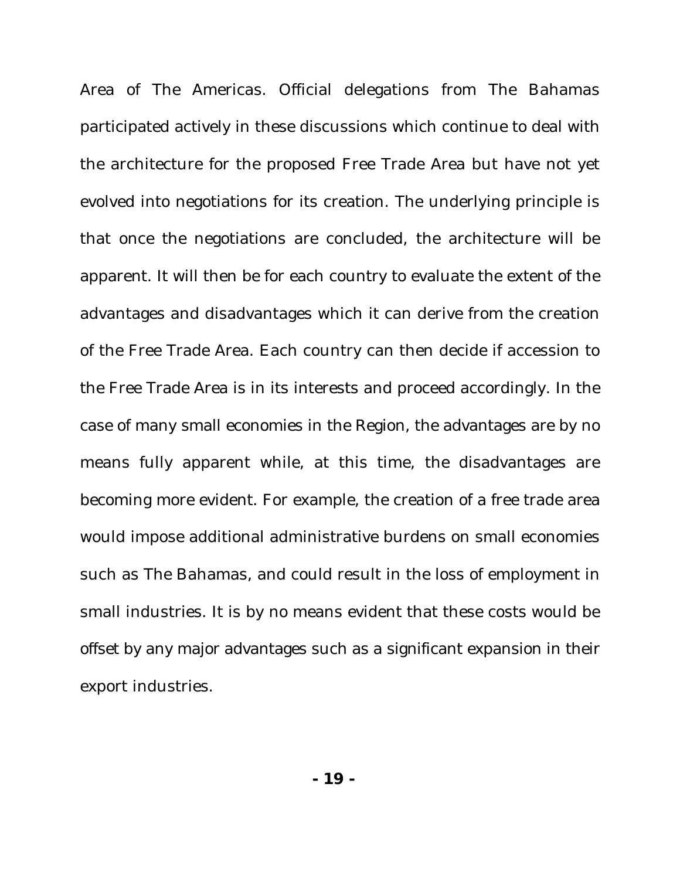Area of The Americas. Official delegations from The Bahamas participated actively in these discussions which continue to deal with the architecture for the proposed Free Trade Area but have not yet evolved into negotiations for its creation. The underlying principle is that once the negotiations are concluded, the architecture will be apparent. It will then be for each country to evaluate the extent of the advantages and disadvantages which it can derive from the creation of the Free Trade Area. Each country can then decide if accession to the Free Trade Area is in its interests and proceed accordingly. In the case of many small economies in the Region, the advantages are by no means fully apparent while, at this time, the disadvantages are becoming more evident. For example, the creation of a free trade area would impose additional administrative burdens on small economies such as The Bahamas, and could result in the loss of employment in small industries. It is by no means evident that these costs would be offset by any major advantages such as a significant expansion in their export industries.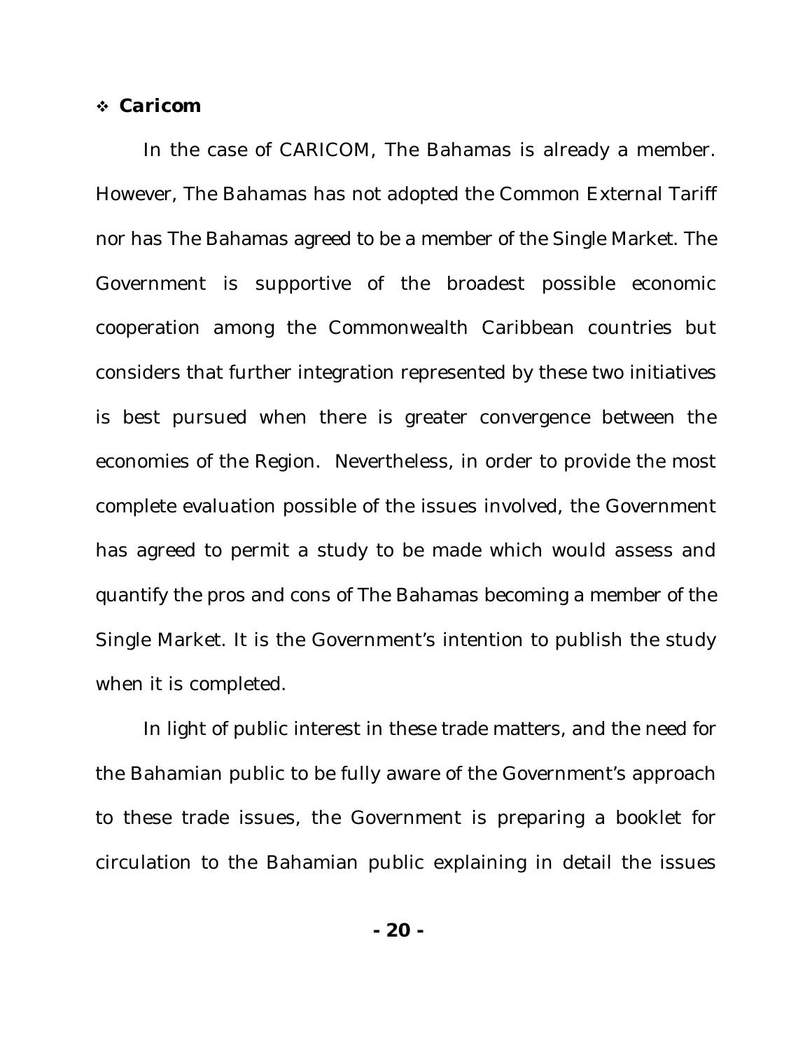- ***Caricom***

In the case of CARICOM, The Bahamas is already a member. However, The Bahamas has not adopted the Common External Tariff nor has The Bahamas agreed to be a member of the Single Market. The Government is supportive of the broadest possible economic cooperation among the Commonwealth Caribbean countries but considers that further integration represented by these two initiatives is best pursued when there is greater convergence between the economies of the Region. Nevertheless, in order to provide the most complete evaluation possible of the issues involved, the Government has agreed to permit a study to be made which would assess and quantify the pros and cons of The Bahamas becoming a member of the Single Market. It is the Government's intention to publish the study when it is completed.

In light of public interest in these trade matters, and the need for the Bahamian public to be fully aware of the Government's approach to these trade issues, the Government is preparing a booklet for circulation to the Bahamian public explaining in detail the issues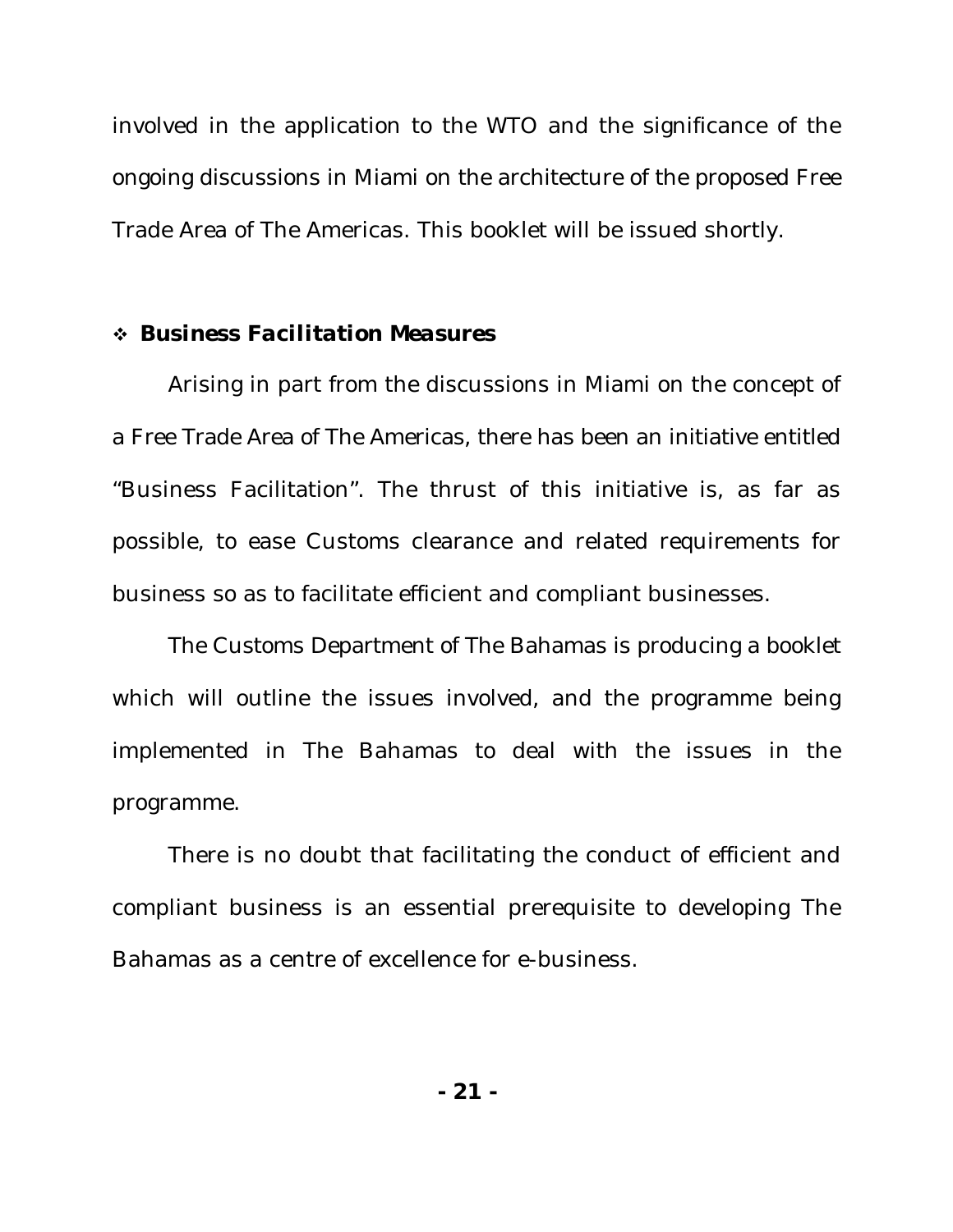involved in the application to the WTO and the significance of the ongoing discussions in Miami on the architecture of the proposed Free Trade Area of The Americas. This booklet will be issued shortly.

- ***Business Facilitation Measures***

Arising in part from the discussions in Miami on the concept of a Free Trade Area of The Americas, there has been an initiative entitled "Business Facilitation". The thrust of this initiative is, as far as possible, to ease Customs clearance and related requirements for business so as to facilitate efficient and compliant businesses.

The Customs Department of The Bahamas is producing a booklet which will outline the issues involved, and the programme being implemented in The Bahamas to deal with the issues in the programme.

There is no doubt that facilitating the conduct of efficient and compliant business is an essential prerequisite to developing The Bahamas as a centre of excellence for e-business.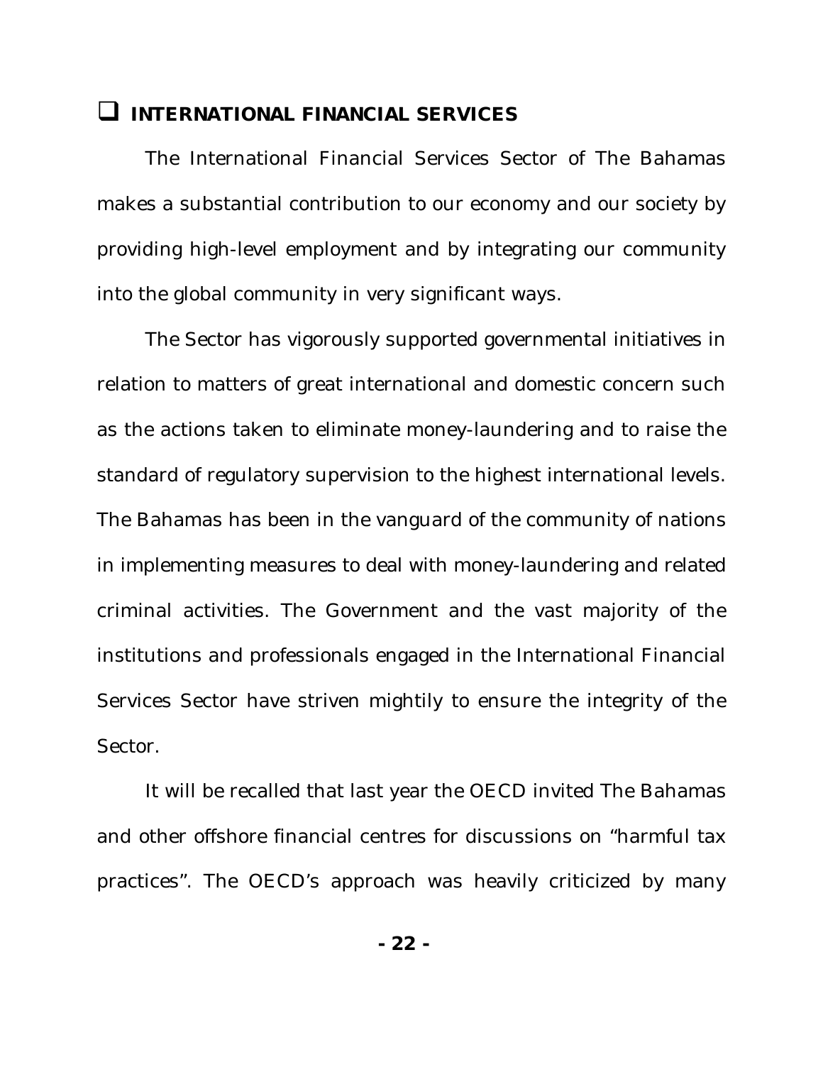## ❑ INTERNATIONAL FINANCIAL SERVICES

The International Financial Services Sector of The Bahamas makes a substantial contribution to our economy and our society by providing high-level employment and by integrating our community into the global community in very significant ways.

The Sector has vigorously supported governmental initiatives in relation to matters of great international and domestic concern such as the actions taken to eliminate money-laundering and to raise the standard of regulatory supervision to the highest international levels. The Bahamas has been in the vanguard of the community of nations in implementing measures to deal with money-laundering and related criminal activities. The Government and the vast majority of the institutions and professionals engaged in the International Financial Services Sector have striven mightily to ensure the integrity of the Sector.

It will be recalled that last year the OECD invited The Bahamas and other offshore financial centres for discussions on "harmful tax practices". The OECD's approach was heavily criticized by many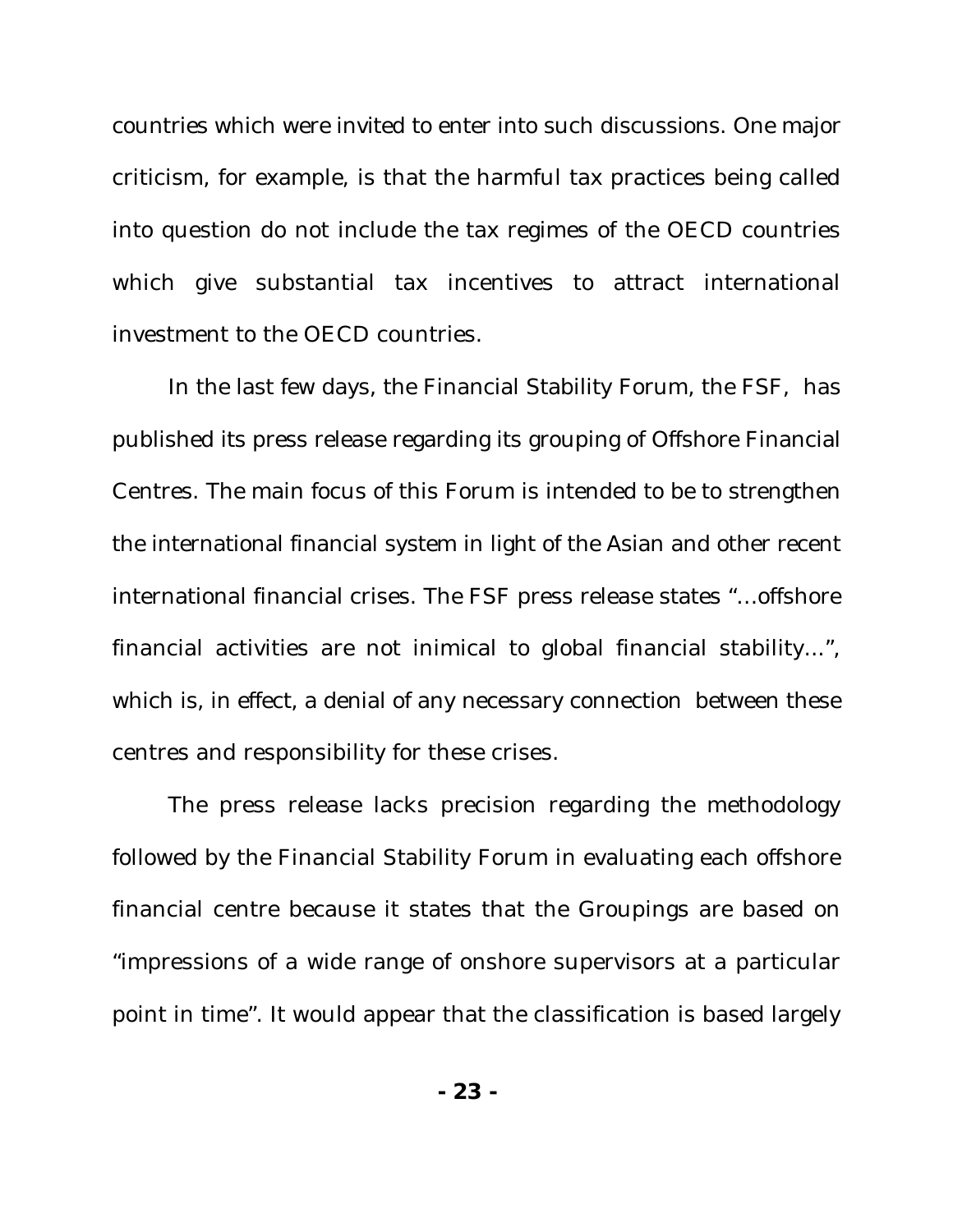countries which were invited to enter into such discussions. One major criticism, for example, is that the harmful tax practices being called into question do not include the tax regimes of the OECD countries which give substantial tax incentives to attract international investment to the OECD countries.

In the last few days, the Financial Stability Forum, the FSF, has published its press release regarding its grouping of Offshore Financial Centres. The main focus of this Forum is intended to be to strengthen the international financial system in light of the Asian and other recent international financial crises. The FSF press release states "…offshore financial activities are not inimical to global financial stability…", which is, in effect, a denial of any necessary connection between these centres and responsibility for these crises.

The press release lacks precision regarding the methodology followed by the Financial Stability Forum in evaluating each offshore financial centre because it states that the Groupings are based on "impressions of a wide range of onshore supervisors at a particular point in time". It would appear that the classification is based largely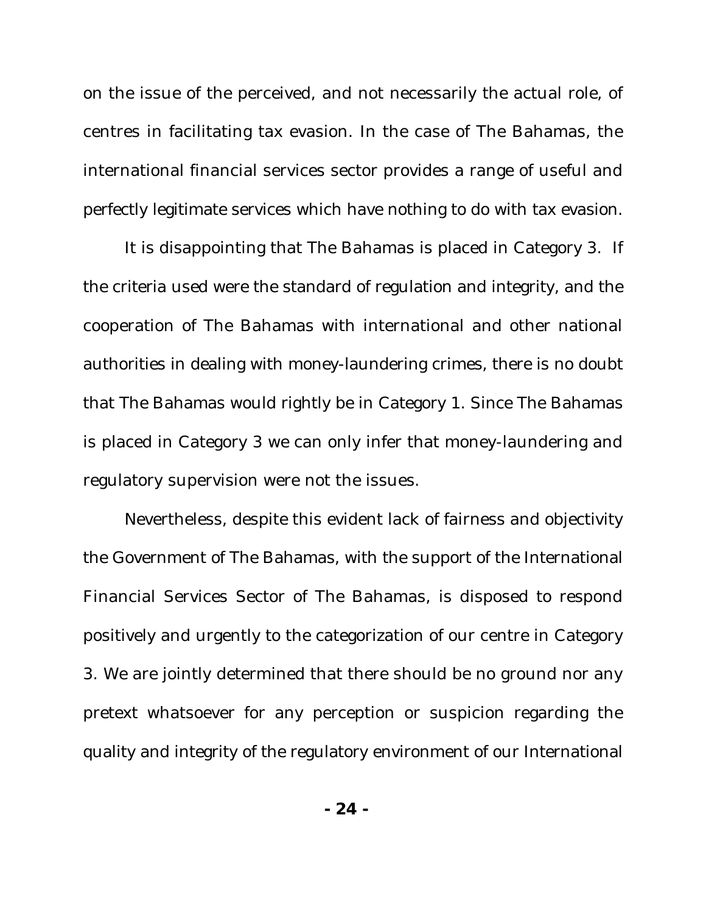on the issue of the perceived, and not necessarily the actual role, of centres in facilitating tax evasion. In the case of The Bahamas, the international financial services sector provides a range of useful and perfectly legitimate services which have nothing to do with tax evasion.

It is disappointing that The Bahamas is placed in Category 3. If the criteria used were the standard of regulation and integrity, and the cooperation of The Bahamas with international and other national authorities in dealing with money-laundering crimes, there is no doubt that The Bahamas would rightly be in Category 1. Since The Bahamas is placed in Category 3 we can only infer that money-laundering and regulatory supervision were not the issues.

Nevertheless, despite this evident lack of fairness and objectivity the Government of The Bahamas, with the support of the International Financial Services Sector of The Bahamas, is disposed to respond positively and urgently to the categorization of our centre in Category 3. We are jointly determined that there should be no ground nor any pretext whatsoever for any perception or suspicion regarding the quality and integrity of the regulatory environment of our International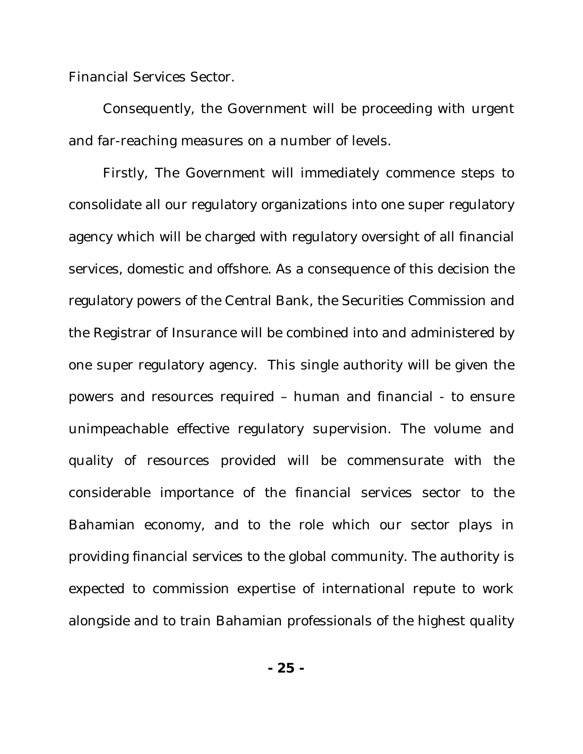Financial Services Sector.

Consequently, the Government will be proceeding with urgent and far-reaching measures on a number of levels.

Firstly, The Government will immediately commence steps to consolidate all our regulatory organizations into one super regulatory agency which will be charged with regulatory oversight of all financial services, domestic and offshore. As a consequence of this decision the regulatory powers of the Central Bank, the Securities Commission and the Registrar of Insurance will be combined into and administered by one super regulatory agency. This single authority will be given the powers and resources required – human and financial - to ensure unimpeachable effective regulatory supervision. The volume and quality of resources provided will be commensurate with the considerable importance of the financial services sector to the Bahamian economy, and to the role which our sector plays in providing financial services to the global community. The authority is expected to commission expertise of international repute to work alongside and to train Bahamian professionals of the highest quality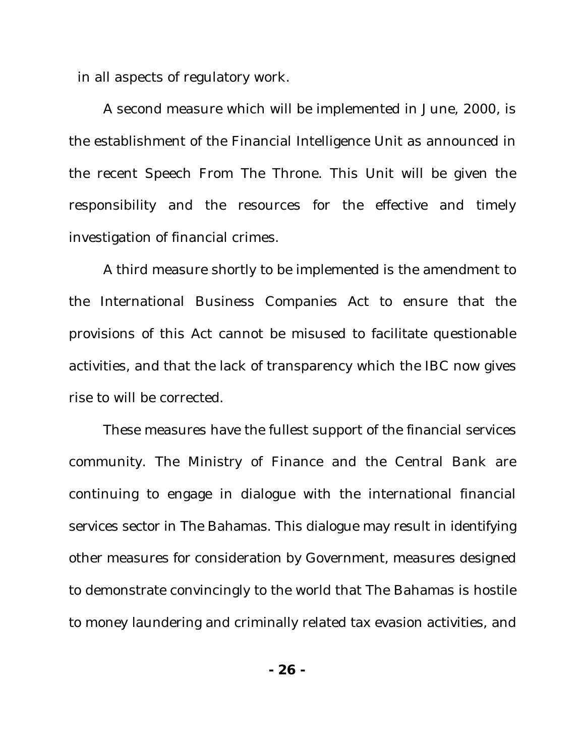in all aspects of regulatory work.

A second measure which will be implemented in June, 2000, is the establishment of the Financial Intelligence Unit as announced in the recent Speech From The Throne. This Unit will be given the responsibility and the resources for the effective and timely investigation of financial crimes.

A third measure shortly to be implemented is the amendment to the International Business Companies Act to ensure that the provisions of this Act cannot be misused to facilitate questionable activities, and that the lack of transparency which the IBC now gives rise to will be corrected.

These measures have the fullest support of the financial services community. The Ministry of Finance and the Central Bank are continuing to engage in dialogue with the international financial services sector in The Bahamas. This dialogue may result in identifying other measures for consideration by Government, measures designed to demonstrate convincingly to the world that The Bahamas is hostile to money laundering and criminally related tax evasion activities, and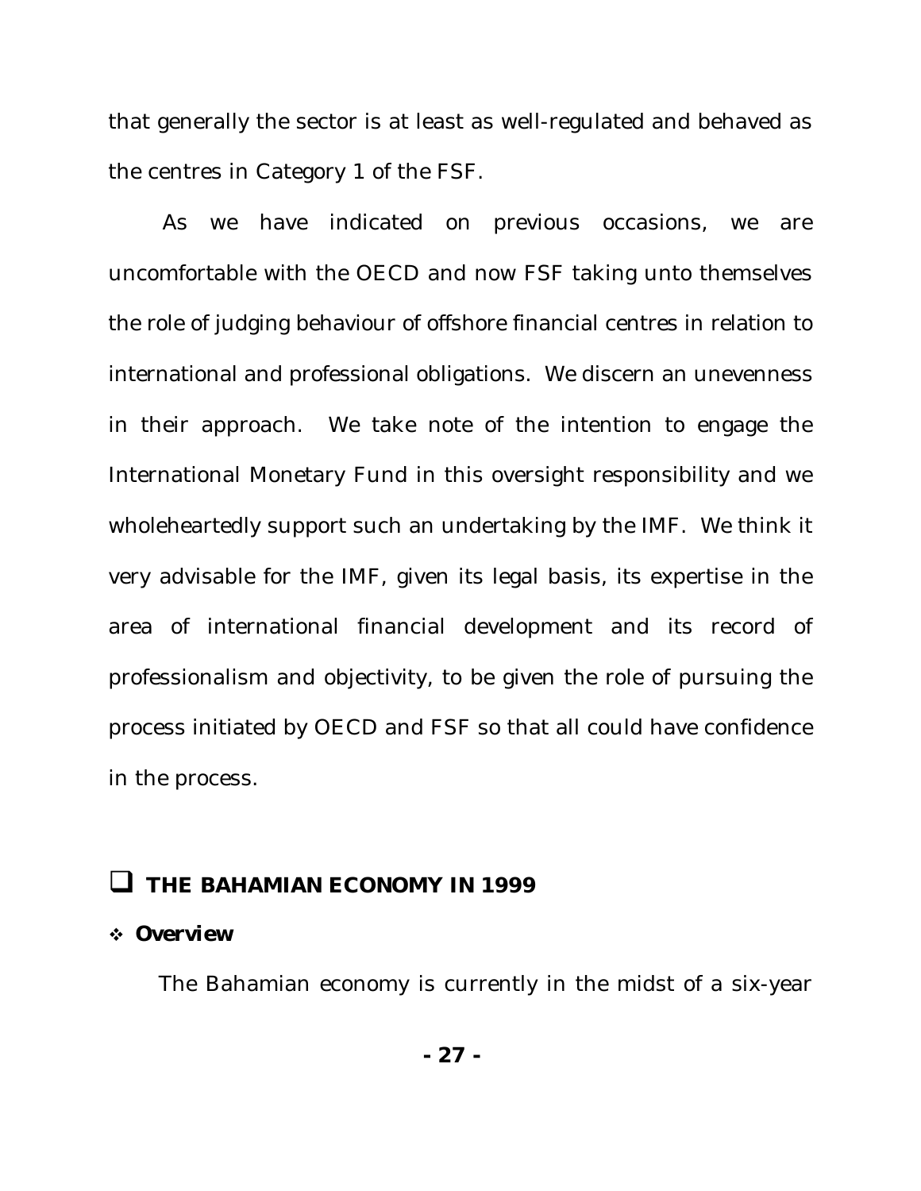that generally the sector is at least as well-regulated and behaved as the centres in Category 1 of the FSF.

As we have indicated on previous occasions, we are uncomfortable with the OECD and now FSF taking unto themselves the role of judging behaviour of offshore financial centres in relation to international and professional obligations. We discern an unevenness in their approach. We take note of the intention to engage the International Monetary Fund in this oversight responsibility and we wholeheartedly support such an undertaking by the IMF. We think it very advisable for the IMF, given its legal basis, its expertise in the area of international financial development and its record of professionalism and objectivity, to be given the role of pursuing the process initiated by OECD and FSF so that all could have confidence in the process.

## THE BAHAMIAN ECONOMY IN 1999

### Overview

The Bahamian economy is currently in the midst of a six-year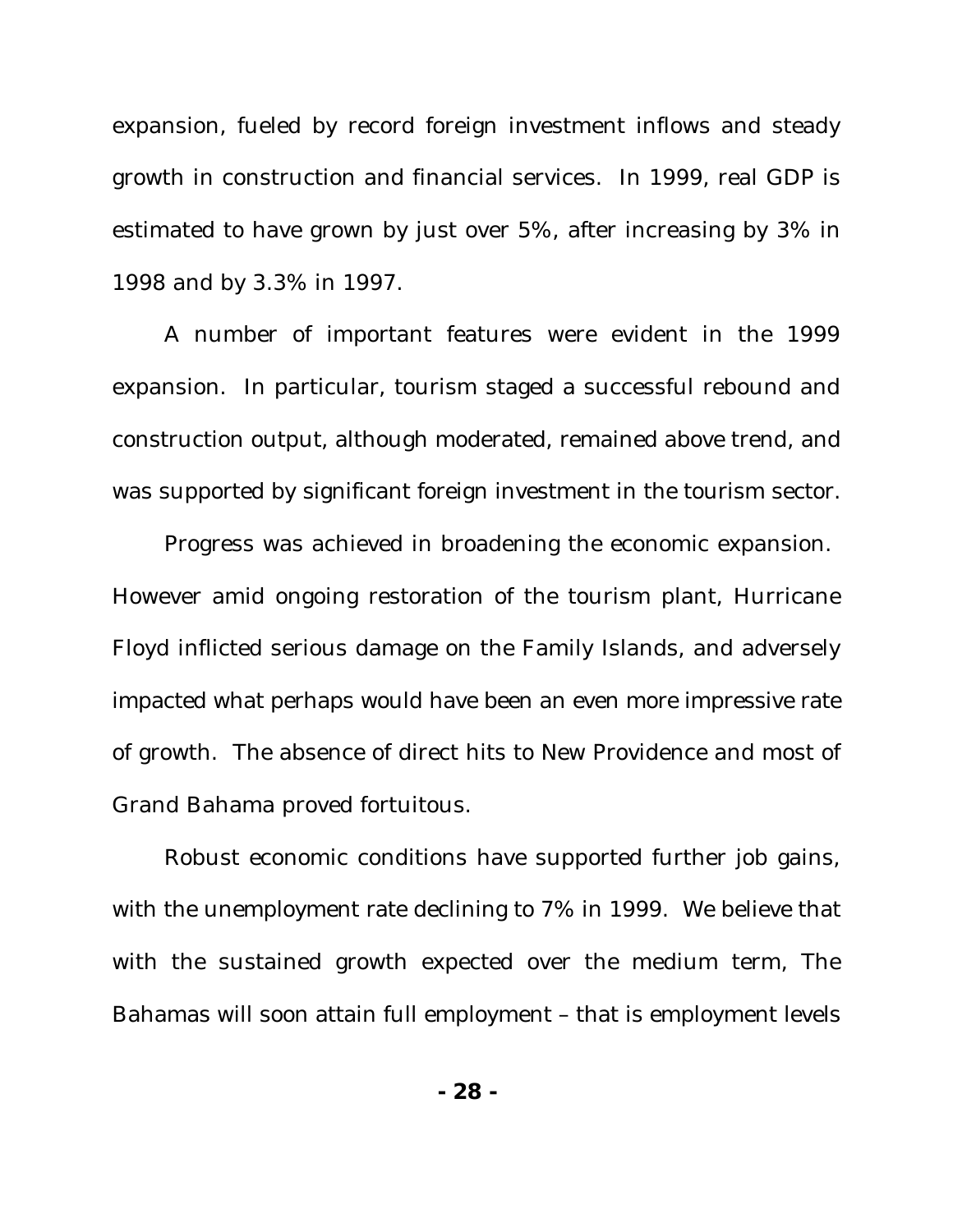expansion, fueled by record foreign investment inflows and steady growth in construction and financial services. In 1999, real GDP is estimated to have grown by just over 5%, after increasing by 3% in 1998 and by 3.3% in 1997.

A number of important features were evident in the 1999 expansion. In particular, tourism staged a successful rebound and construction output, although moderated, remained above trend, and was supported by significant foreign investment in the tourism sector.

Progress was achieved in broadening the economic expansion. However amid ongoing restoration of the tourism plant, Hurricane Floyd inflicted serious damage on the Family Islands, and adversely impacted what perhaps would have been an even more impressive rate of growth. The absence of direct hits to New Providence and most of Grand Bahama proved fortuitous.

Robust economic conditions have supported further job gains, with the unemployment rate declining to 7% in 1999. We believe that with the sustained growth expected over the medium term, The Bahamas will soon attain full employment – that is employment levels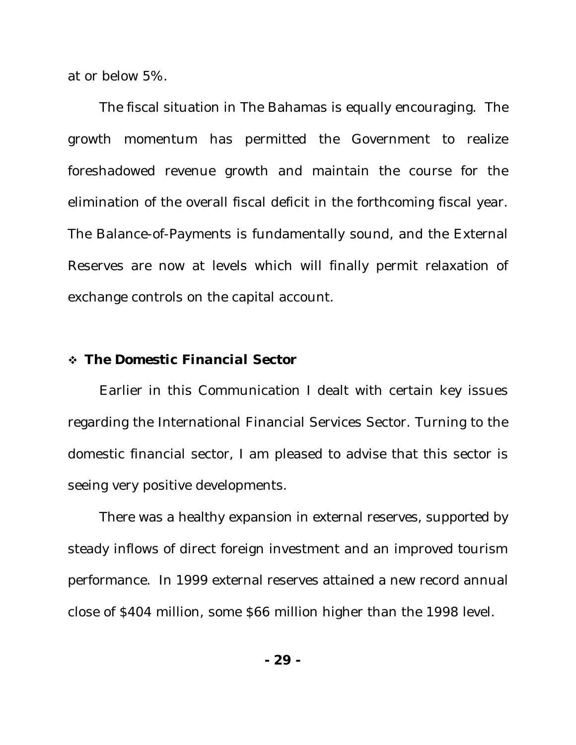at or below 5%.

The fiscal situation in The Bahamas is equally encouraging. The growth momentum has permitted the Government to realize foreshadowed revenue growth and maintain the course for the elimination of the overall fiscal deficit in the forthcoming fiscal year. The Balance-of-Payments is fundamentally sound, and the External Reserves are now at levels which will finally permit relaxation of exchange controls on the capital account.

- **The Domestic Financial Sector**

Earlier in this Communication I dealt with certain key issues regarding the International Financial Services Sector. Turning to the domestic financial sector, I am pleased to advise that this sector is seeing very positive developments.

There was a healthy expansion in external reserves, supported by steady inflows of direct foreign investment and an improved tourism performance. In 1999 external reserves attained a new record annual close of $404 million, some $66 million higher than the 1998 level.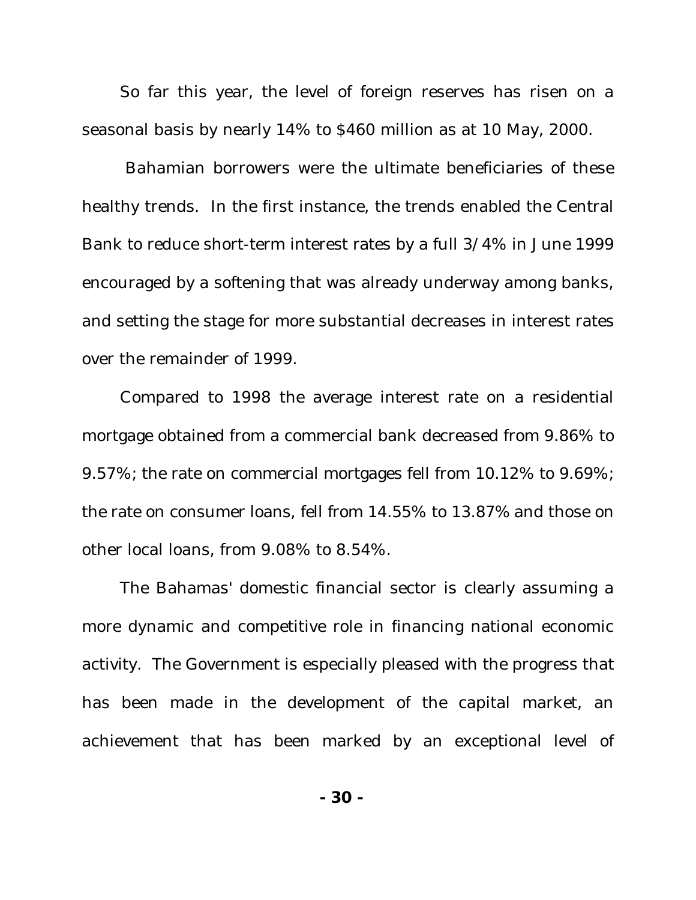So far this year, the level of foreign reserves has risen on a seasonal basis by nearly 14% to $460 million as at 10 May, 2000.

Bahamian borrowers were the ultimate beneficiaries of these healthy trends. In the first instance, the trends enabled the Central Bank to reduce short-term interest rates by a full 3/4% in June 1999 encouraged by a softening that was already underway among banks, and setting the stage for more substantial decreases in interest rates over the remainder of 1999.

Compared to 1998 the average interest rate on a residential mortgage obtained from a commercial bank decreased from 9.86% to 9.57%; the rate on commercial mortgages fell from 10.12% to 9.69%; the rate on consumer loans, fell from 14.55% to 13.87% and those on other local loans, from 9.08% to 8.54%.

The Bahamas' domestic financial sector is clearly assuming a more dynamic and competitive role in financing national economic activity. The Government is especially pleased with the progress that has been made in the development of the capital market, an achievement that has been marked by an exceptional level of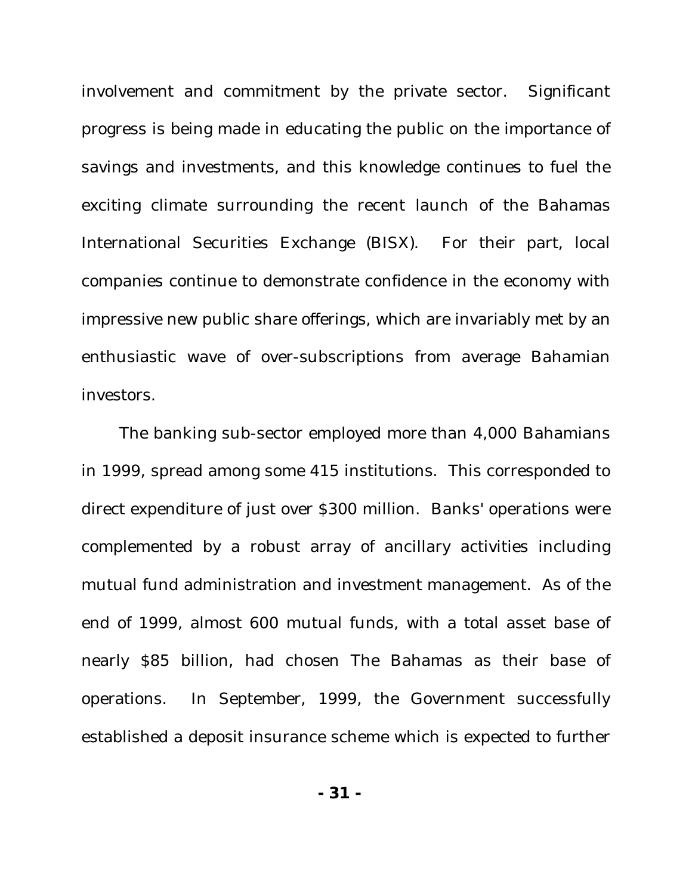involvement and commitment by the private sector. Significant progress is being made in educating the public on the importance of savings and investments, and this knowledge continues to fuel the exciting climate surrounding the recent launch of the Bahamas International Securities Exchange (BISX). For their part, local companies continue to demonstrate confidence in the economy with impressive new public share offerings, which are invariably met by an enthusiastic wave of over-subscriptions from average Bahamian investors.

The banking sub-sector employed more than 4,000 Bahamians in 1999, spread among some 415 institutions. This corresponded to direct expenditure of just over $300 million. Banks' operations were complemented by a robust array of ancillary activities including mutual fund administration and investment management. As of the end of 1999, almost 600 mutual funds, with a total asset base of nearly $85 billion, had chosen The Bahamas as their base of operations. In September, 1999, the Government successfully established a deposit insurance scheme which is expected to further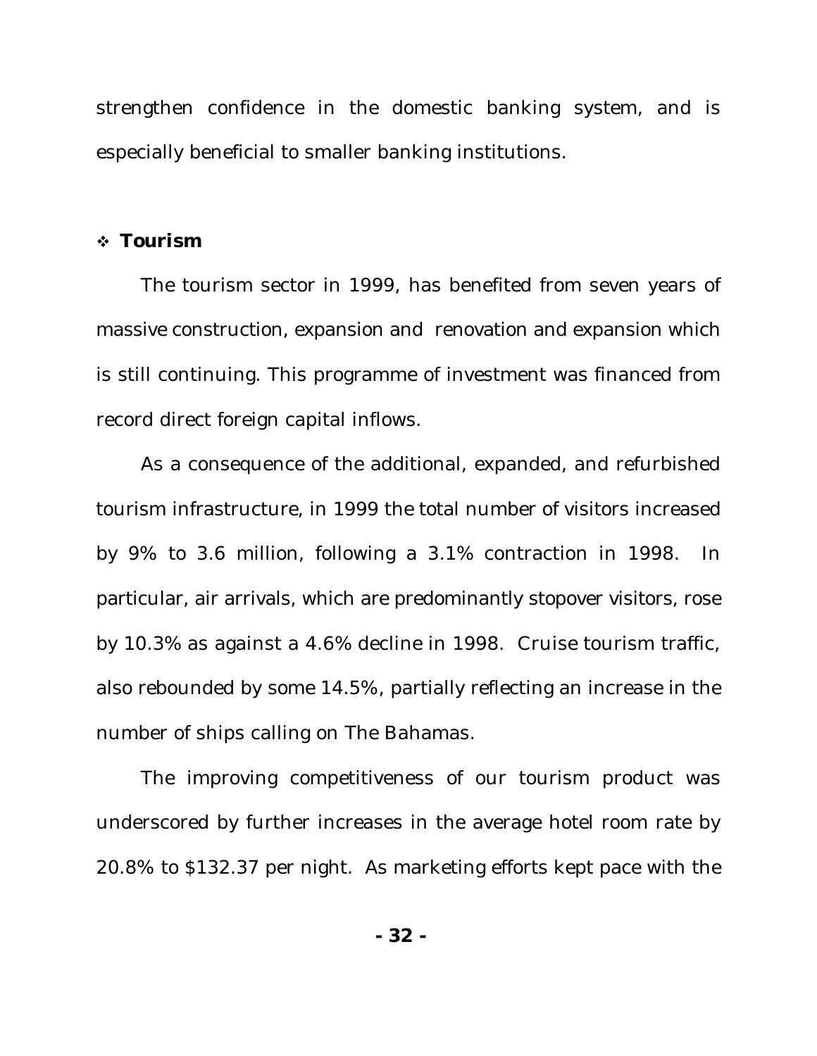strengthen confidence in the domestic banking system, and is especially beneficial to smaller banking institutions.

- **Tourism**

The tourism sector in 1999, has benefited from seven years of massive construction, expansion and renovation and expansion which is still continuing. This programme of investment was financed from record direct foreign capital inflows.

As a consequence of the additional, expanded, and refurbished tourism infrastructure, in 1999 the total number of visitors increased by 9% to 3.6 million, following a 3.1% contraction in 1998. In particular, air arrivals, which are predominantly stopover visitors, rose by 10.3% as against a 4.6% decline in 1998. Cruise tourism traffic, also rebounded by some 14.5%, partially reflecting an increase in the number of ships calling on The Bahamas.

The improving competitiveness of our tourism product was underscored by further increases in the average hotel room rate by 20.8% to $132.37 per night. As marketing efforts kept pace with the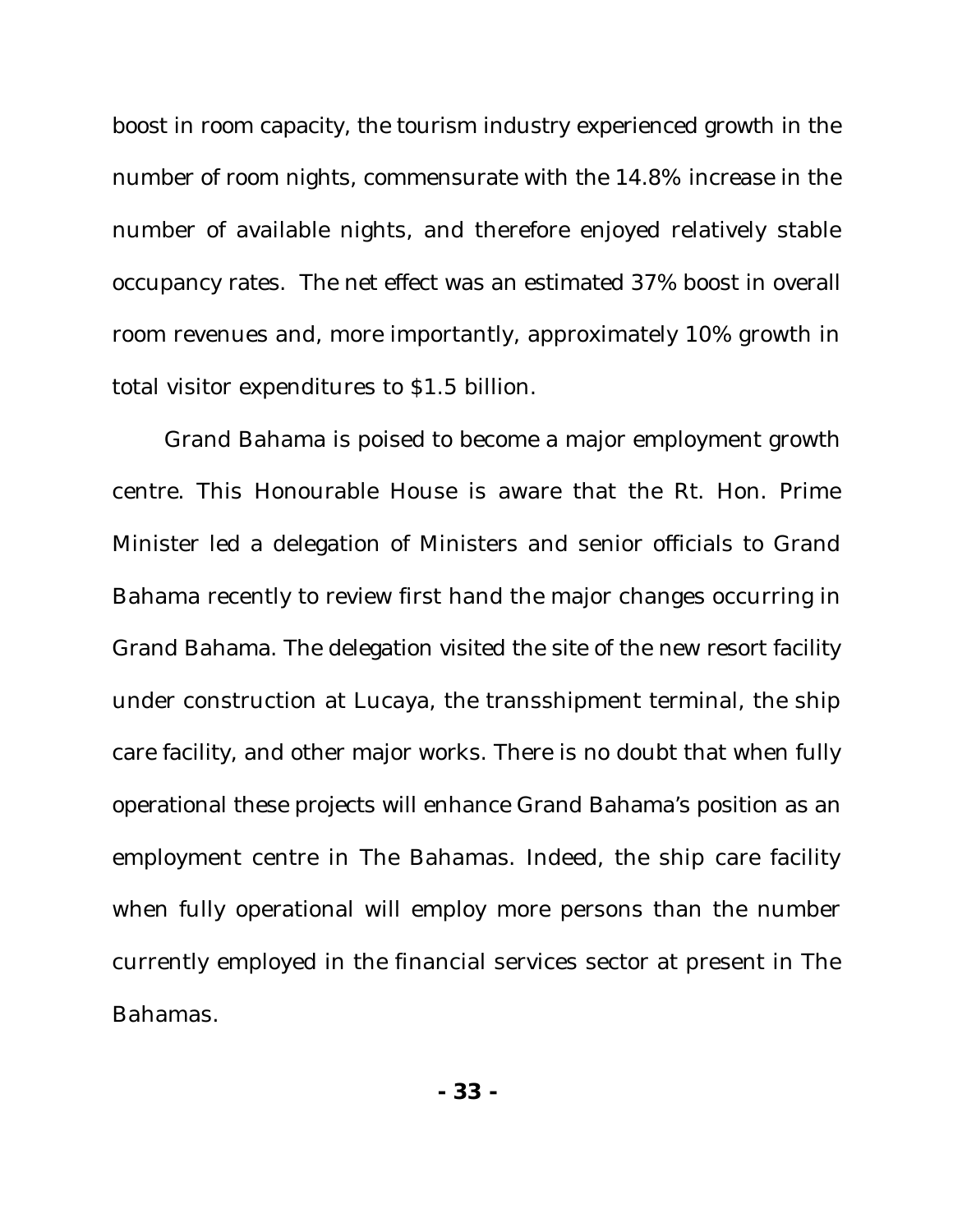boost in room capacity, the tourism industry experienced growth in the number of room nights, commensurate with the 14.8% increase in the number of available nights, and therefore enjoyed relatively stable occupancy rates. The net effect was an estimated 37% boost in overall room revenues and, more importantly, approximately 10% growth in total visitor expenditures to $1.5 billion.

Grand Bahama is poised to become a major employment growth centre. This Honourable House is aware that the Rt. Hon. Prime Minister led a delegation of Ministers and senior officials to Grand Bahama recently to review first hand the major changes occurring in Grand Bahama. The delegation visited the site of the new resort facility under construction at Lucaya, the transshipment terminal, the ship care facility, and other major works. There is no doubt that when fully operational these projects will enhance Grand Bahama's position as an employment centre in The Bahamas. Indeed, the ship care facility when fully operational will employ more persons than the number currently employed in the financial services sector at present in The Bahamas.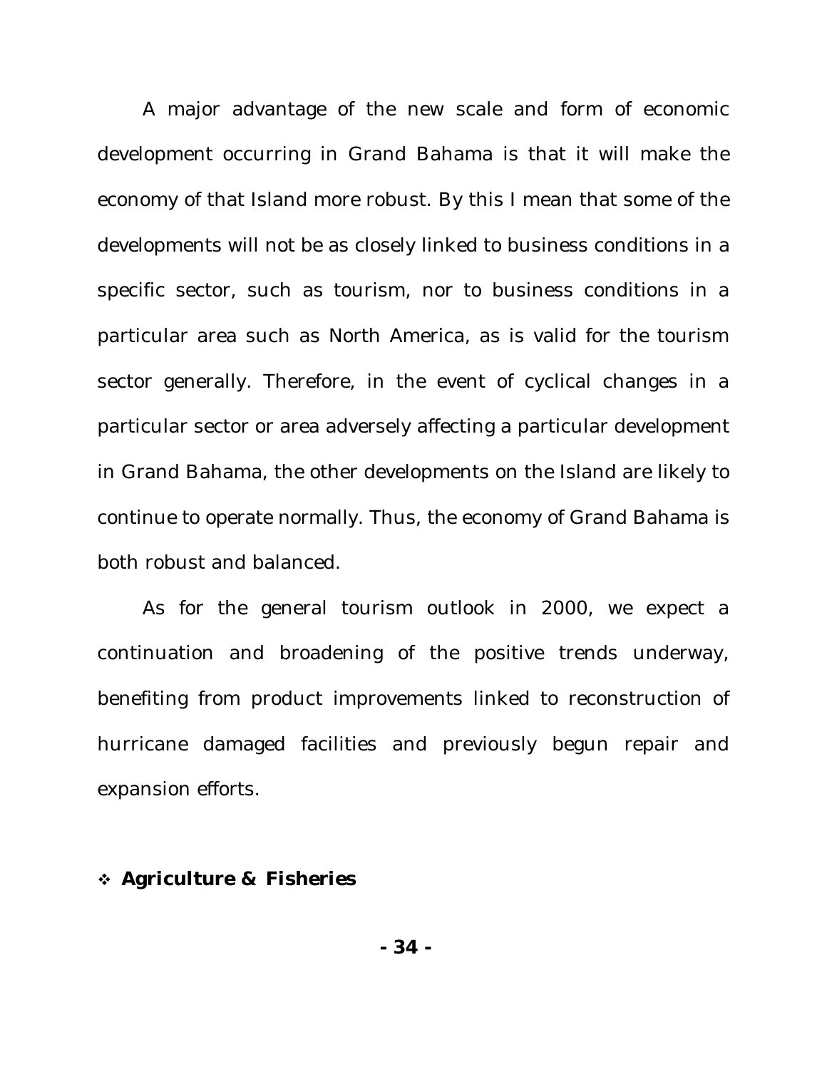A major advantage of the new scale and form of economic development occurring in Grand Bahama is that it will make the economy of that Island more robust. By this I mean that some of the developments will not be as closely linked to business conditions in a specific sector, such as tourism, nor to business conditions in a particular area such as North America, as is valid for the tourism sector generally. Therefore, in the event of cyclical changes in a particular sector or area adversely affecting a particular development in Grand Bahama, the other developments on the Island are likely to continue to operate normally. Thus, the economy of Grand Bahama is both robust and balanced.

As for the general tourism outlook in 2000, we expect a continuation and broadening of the positive trends underway, benefiting from product improvements linked to reconstruction of hurricane damaged facilities and previously begun repair and expansion efforts.

- **Agriculture & Fisheries**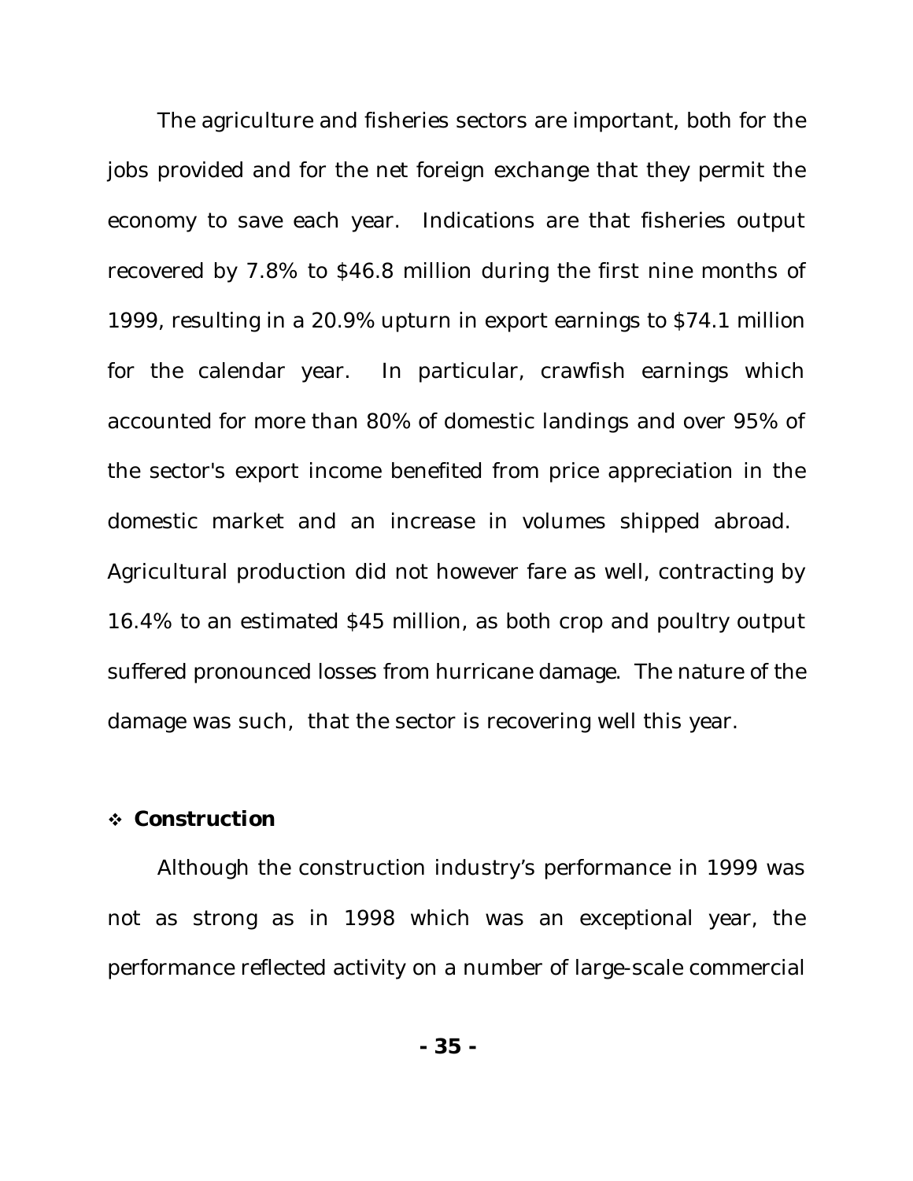The agriculture and fisheries sectors are important, both for the jobs provided and for the net foreign exchange that they permit the economy to save each year. Indications are that fisheries output recovered by 7.8% to $46.8 million during the first nine months of 1999, resulting in a 20.9% upturn in export earnings to $74.1 million for the calendar year. In particular, crawfish earnings which accounted for more than 80% of domestic landings and over 95% of the sector's export income benefited from price appreciation in the domestic market and an increase in volumes shipped abroad. Agricultural production did not however fare as well, contracting by 16.4% to an estimated $45 million, as both crop and poultry output suffered pronounced losses from hurricane damage. The nature of the damage was such, that the sector is recovering well this year.

- **Construction**

Although the construction industry's performance in 1999 was not as strong as in 1998 which was an exceptional year, the performance reflected activity on a number of large-scale commercial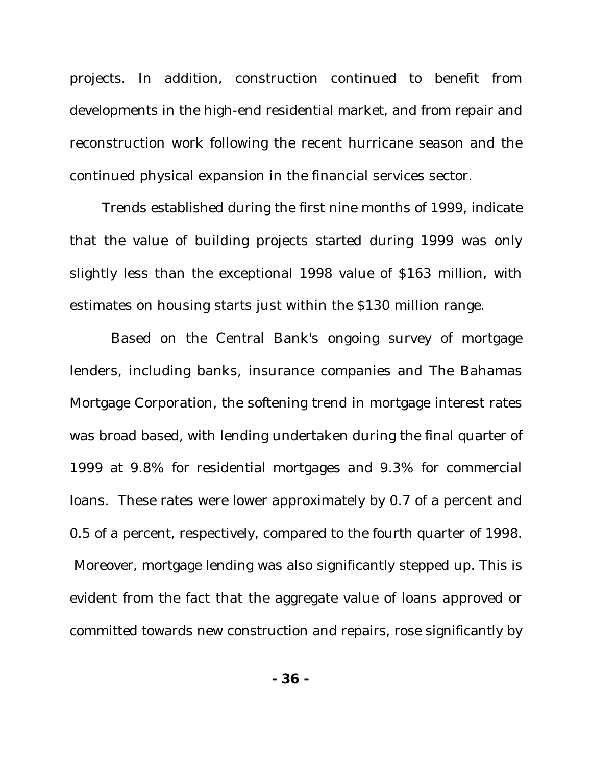projects. In addition, construction continued to benefit from developments in the high-end residential market, and from repair and reconstruction work following the recent hurricane season and the continued physical expansion in the financial services sector.

Trends established during the first nine months of 1999, indicate that the value of building projects started during 1999 was only slightly less than the exceptional 1998 value of $163 million, with estimates on housing starts just within the $130 million range.

Based on the Central Bank's ongoing survey of mortgage lenders, including banks, insurance companies and The Bahamas Mortgage Corporation, the softening trend in mortgage interest rates was broad based, with lending undertaken during the final quarter of 1999 at 9.8% for residential mortgages and 9.3% for commercial loans. These rates were lower approximately by 0.7 of a percent and 0.5 of a percent, respectively, compared to the fourth quarter of 1998. Moreover, mortgage lending was also significantly stepped up. This is evident from the fact that the aggregate value of loans approved or committed towards new construction and repairs, rose significantly by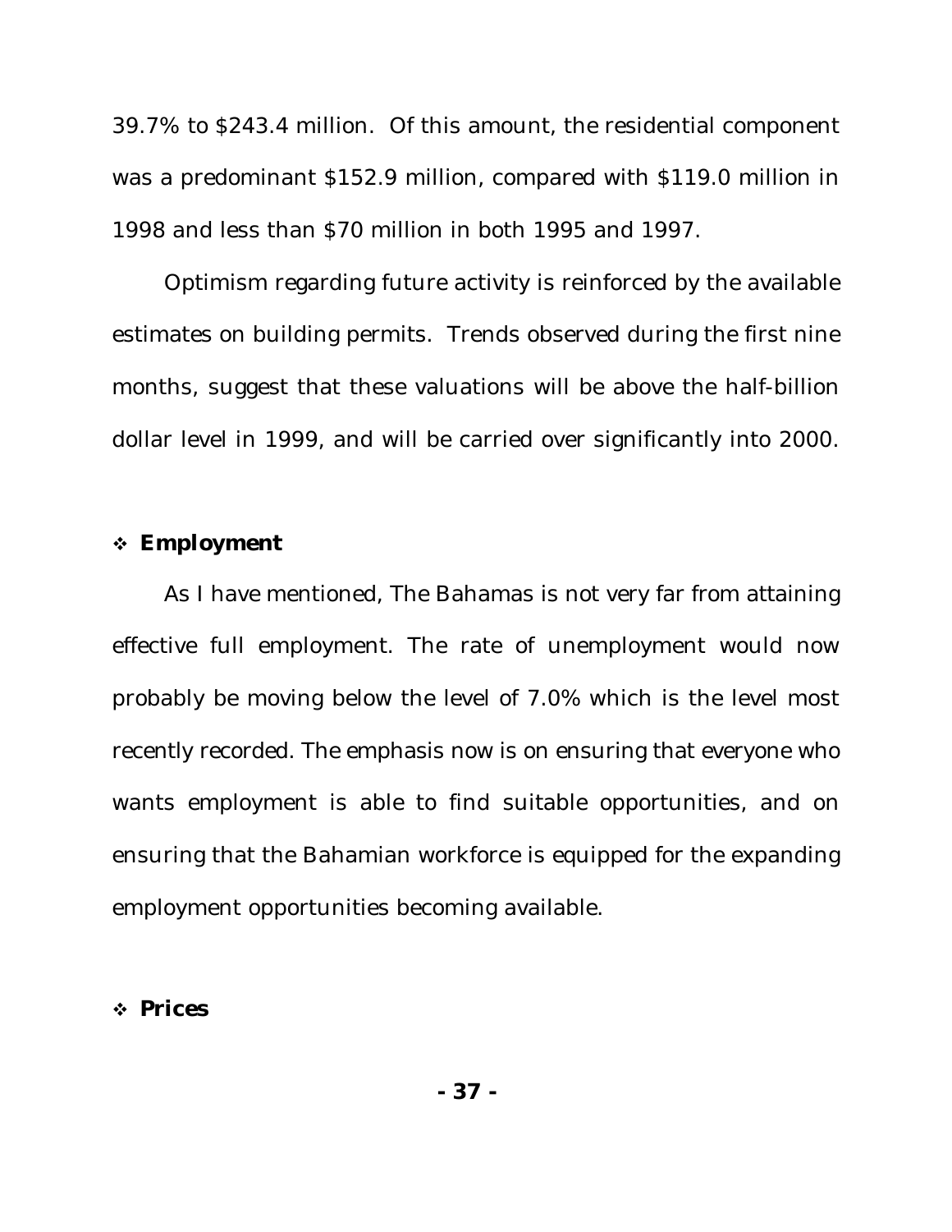39.7% to $243.4 million. Of this amount, the residential component was a predominant $152.9 million, compared with $119.0 million in 1998 and less than $70 million in both 1995 and 1997.

Optimism regarding future activity is reinforced by the available estimates on building permits. Trends observed during the first nine months, suggest that these valuations will be above the half-billion dollar level in 1999, and will be carried over significantly into 2000.

- **Employment**

As I have mentioned, The Bahamas is not very far from attaining effective full employment. The rate of unemployment would now probably be moving below the level of 7.0% which is the level most recently recorded. The emphasis now is on ensuring that everyone who wants employment is able to find suitable opportunities, and on ensuring that the Bahamian workforce is equipped for the expanding employment opportunities becoming available.

- **Prices**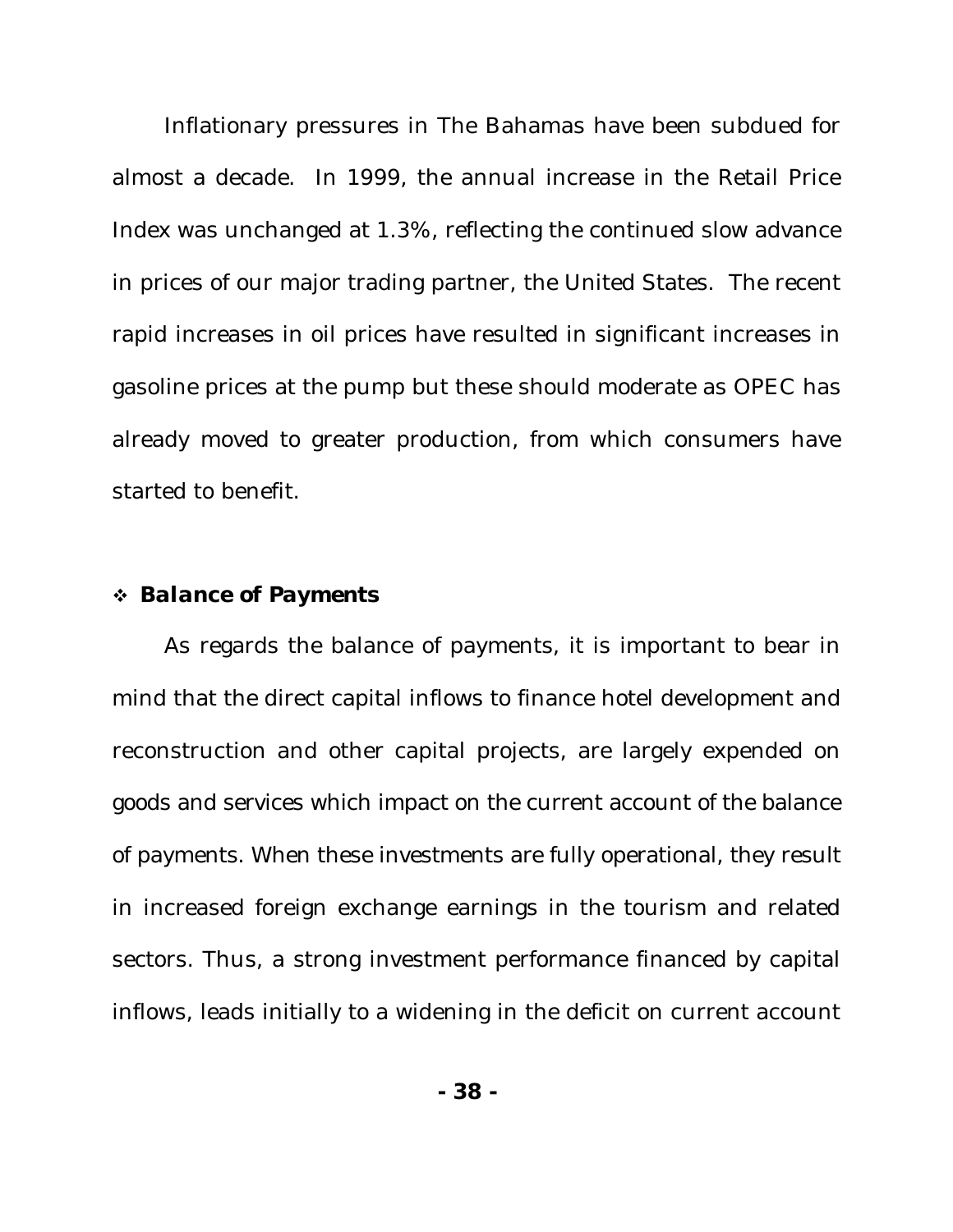Inflationary pressures in The Bahamas have been subdued for almost a decade. In 1999, the annual increase in the Retail Price Index was unchanged at 1.3%, reflecting the continued slow advance in prices of our major trading partner, the United States. The recent rapid increases in oil prices have resulted in significant increases in gasoline prices at the pump but these should moderate as OPEC has already moved to greater production, from which consumers have started to benefit.

- ***Balance of Payments***

As regards the balance of payments, it is important to bear in mind that the direct capital inflows to finance hotel development and reconstruction and other capital projects, are largely expended on goods and services which impact on the current account of the balance of payments. When these investments are fully operational, they result in increased foreign exchange earnings in the tourism and related sectors. Thus, a strong investment performance financed by capital inflows, leads initially to a widening in the deficit on current account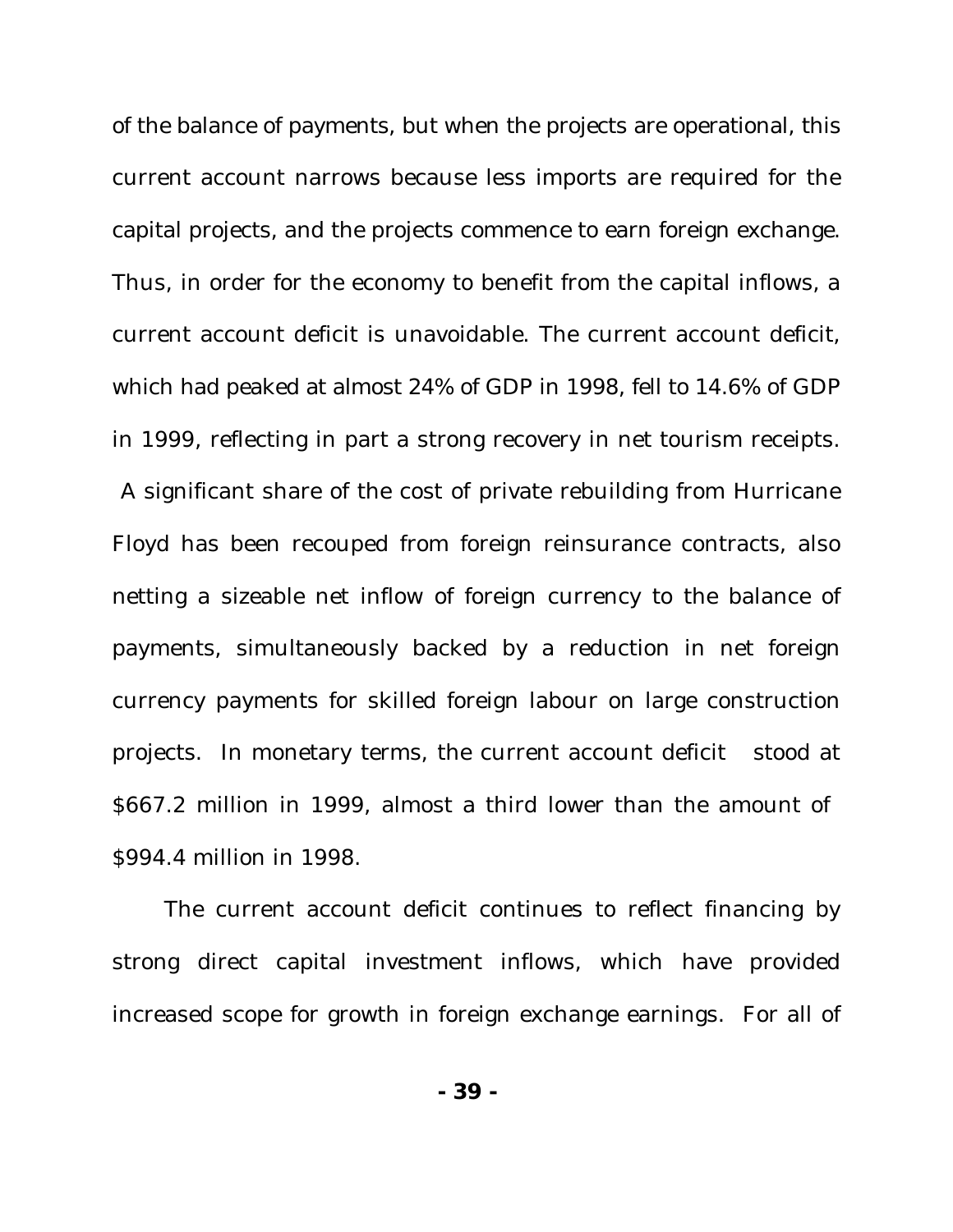of the balance of payments, but when the projects are operational, this current account narrows because less imports are required for the capital projects, and the projects commence to earn foreign exchange. Thus, in order for the economy to benefit from the capital inflows, a current account deficit is unavoidable. The current account deficit, which had peaked at almost 24% of GDP in 1998, fell to 14.6% of GDP in 1999, reflecting in part a strong recovery in net tourism receipts. A significant share of the cost of private rebuilding from Hurricane Floyd has been recouped from foreign reinsurance contracts, also netting a sizeable net inflow of foreign currency to the balance of payments, simultaneously backed by a reduction in net foreign currency payments for skilled foreign labour on large construction projects. In monetary terms, the current account deficit stood at $667.2 million in 1999, almost a third lower than the amount of $994.4 million in 1998.

The current account deficit continues to reflect financing by strong direct capital investment inflows, which have provided increased scope for growth in foreign exchange earnings. For all of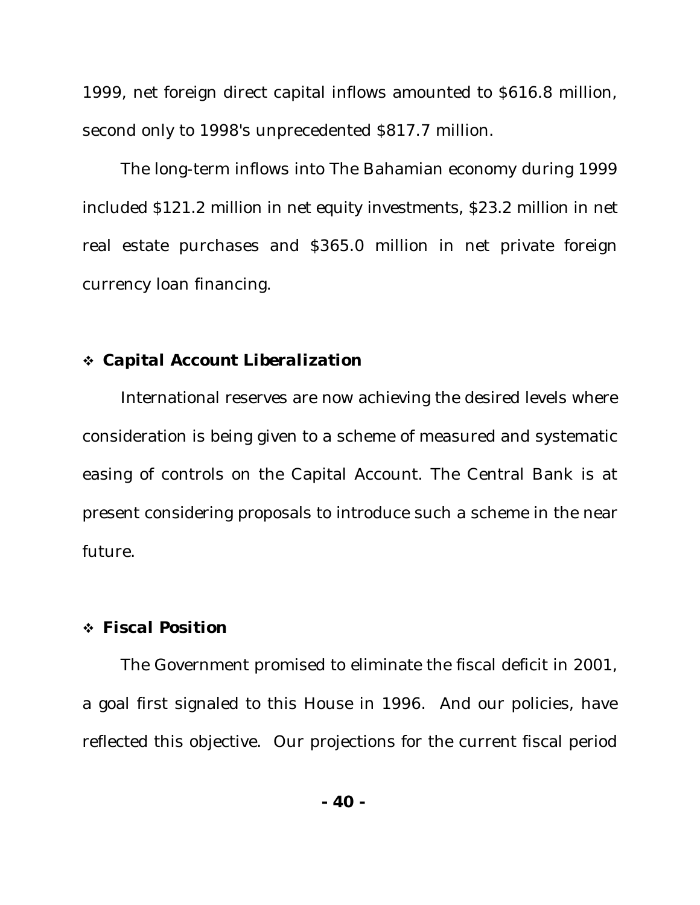1999, net foreign direct capital inflows amounted to $616.8 million, second only to 1998's unprecedented $817.7 million.

The long-term inflows into The Bahamian economy during 1999 included $121.2 million in net equity investments, $23.2 million in net real estate purchases and $365.0 million in net private foreign currency loan financing.

- **Capital Account Liberalization**

International reserves are now achieving the desired levels where consideration is being given to a scheme of measured and systematic easing of controls on the Capital Account. The Central Bank is at present considering proposals to introduce such a scheme in the near future.

- **Fiscal Position**

The Government promised to eliminate the fiscal deficit in 2001, a goal first signaled to this House in 1996. And our policies, have reflected this objective. Our projections for the current fiscal period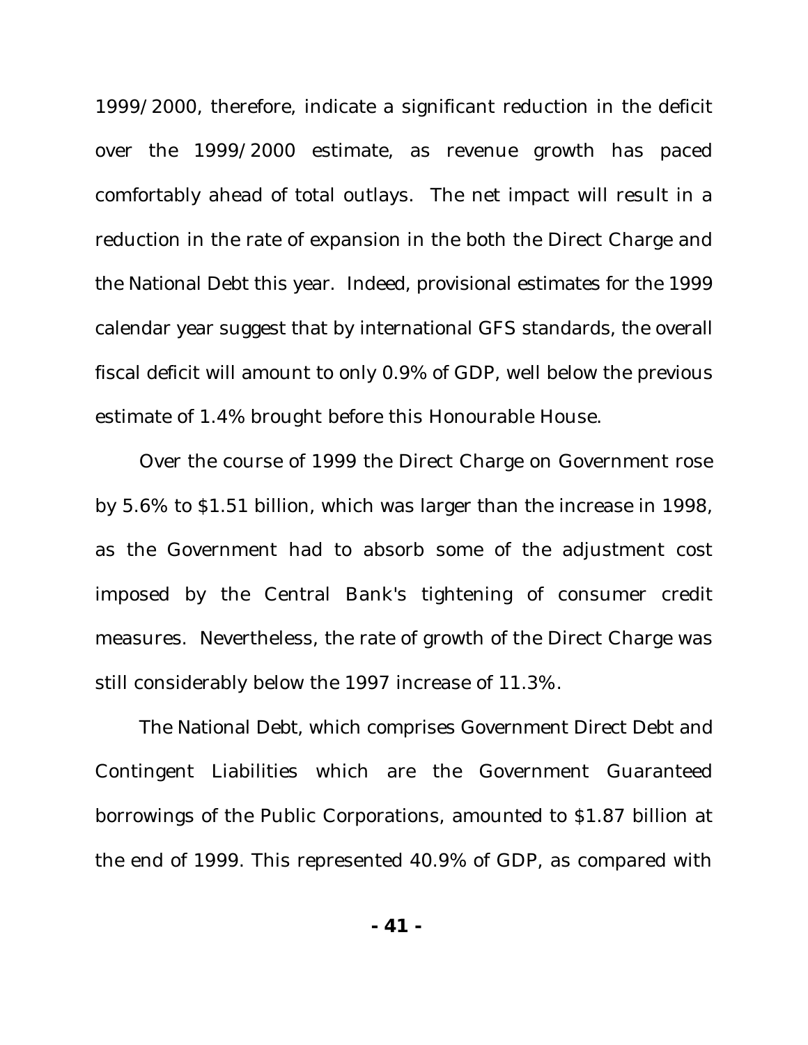1999/2000, therefore, indicate a significant reduction in the deficit over the 1999/2000 estimate, as revenue growth has paced comfortably ahead of total outlays. The net impact will result in a reduction in the rate of expansion in the both the Direct Charge and the National Debt this year. Indeed, provisional estimates for the 1999 calendar year suggest that by international GFS standards, the overall fiscal deficit will amount to only 0.9% of GDP, well below the previous estimate of 1.4% brought before this Honourable House.

Over the course of 1999 the Direct Charge on Government rose by 5.6% to $1.51 billion, which was larger than the increase in 1998, as the Government had to absorb some of the adjustment cost imposed by the Central Bank's tightening of consumer credit measures. Nevertheless, the rate of growth of the Direct Charge was still considerably below the 1997 increase of 11.3%.

The National Debt, which comprises Government Direct Debt and Contingent Liabilities which are the Government Guaranteed borrowings of the Public Corporations, amounted to $1.87 billion at the end of 1999. This represented 40.9% of GDP, as compared with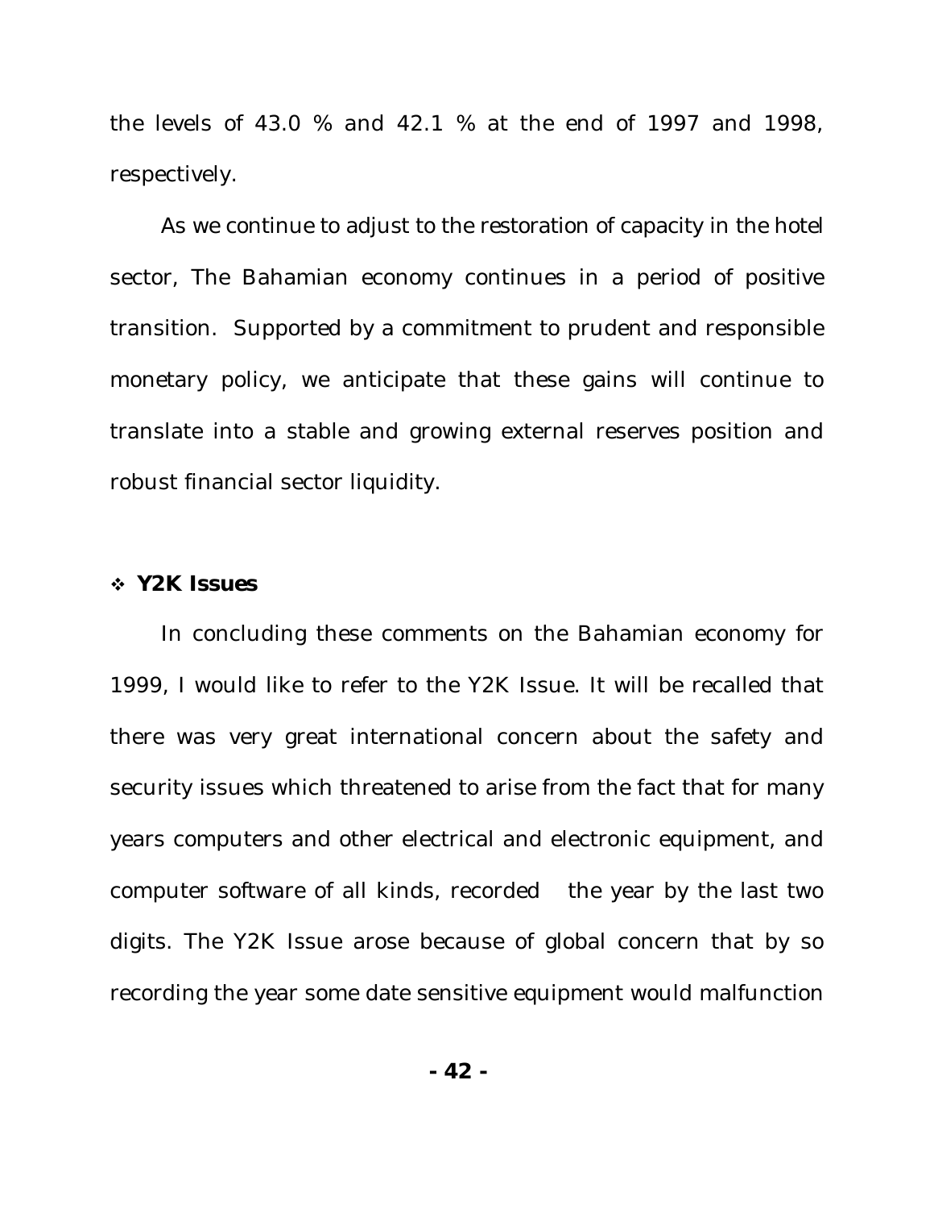the levels of 43.0 % and 42.1 % at the end of 1997 and 1998, respectively.

As we continue to adjust to the restoration of capacity in the hotel sector, The Bahamian economy continues in a period of positive transition. Supported by a commitment to prudent and responsible monetary policy, we anticipate that these gains will continue to translate into a stable and growing external reserves position and robust financial sector liquidity.

- **Y2K Issues**

In concluding these comments on the Bahamian economy for 1999, I would like to refer to the Y2K Issue. It will be recalled that there was very great international concern about the safety and security issues which threatened to arise from the fact that for many years computers and other electrical and electronic equipment, and computer software of all kinds, recorded the year by the last two digits. The Y2K Issue arose because of global concern that by so recording the year some date sensitive equipment would malfunction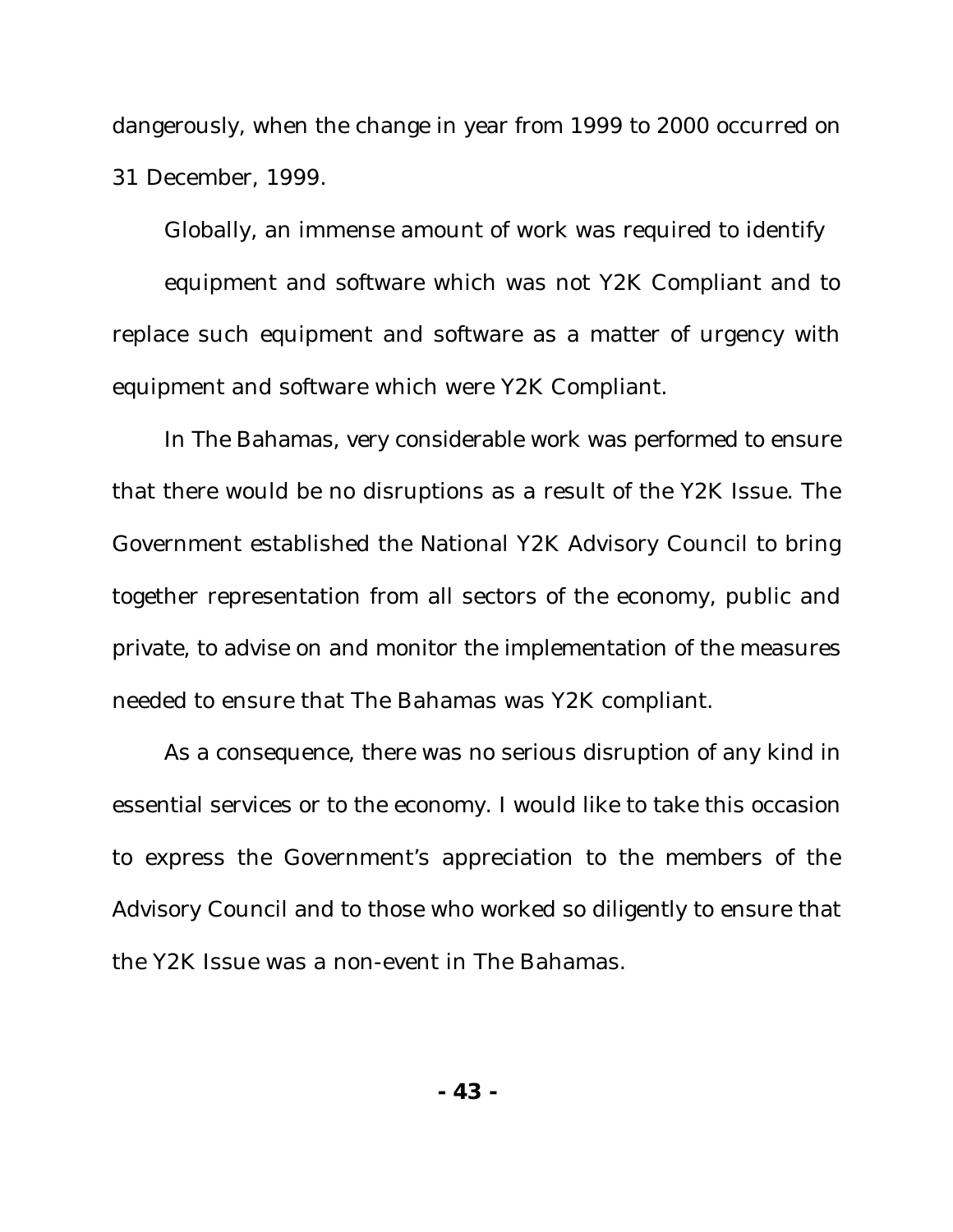dangerously, when the change in year from 1999 to 2000 occurred on 31 December, 1999.

Globally, an immense amount of work was required to identify equipment and software which was not Y2K Compliant and to replace such equipment and software as a matter of urgency with equipment and software which were Y2K Compliant.

In The Bahamas, very considerable work was performed to ensure that there would be no disruptions as a result of the Y2K Issue. The Government established the National Y2K Advisory Council to bring together representation from all sectors of the economy, public and private, to advise on and monitor the implementation of the measures needed to ensure that The Bahamas was Y2K compliant.

As a consequence, there was no serious disruption of any kind in essential services or to the economy. I would like to take this occasion to express the Government's appreciation to the members of the Advisory Council and to those who worked so diligently to ensure that the Y2K Issue was a non-event in The Bahamas.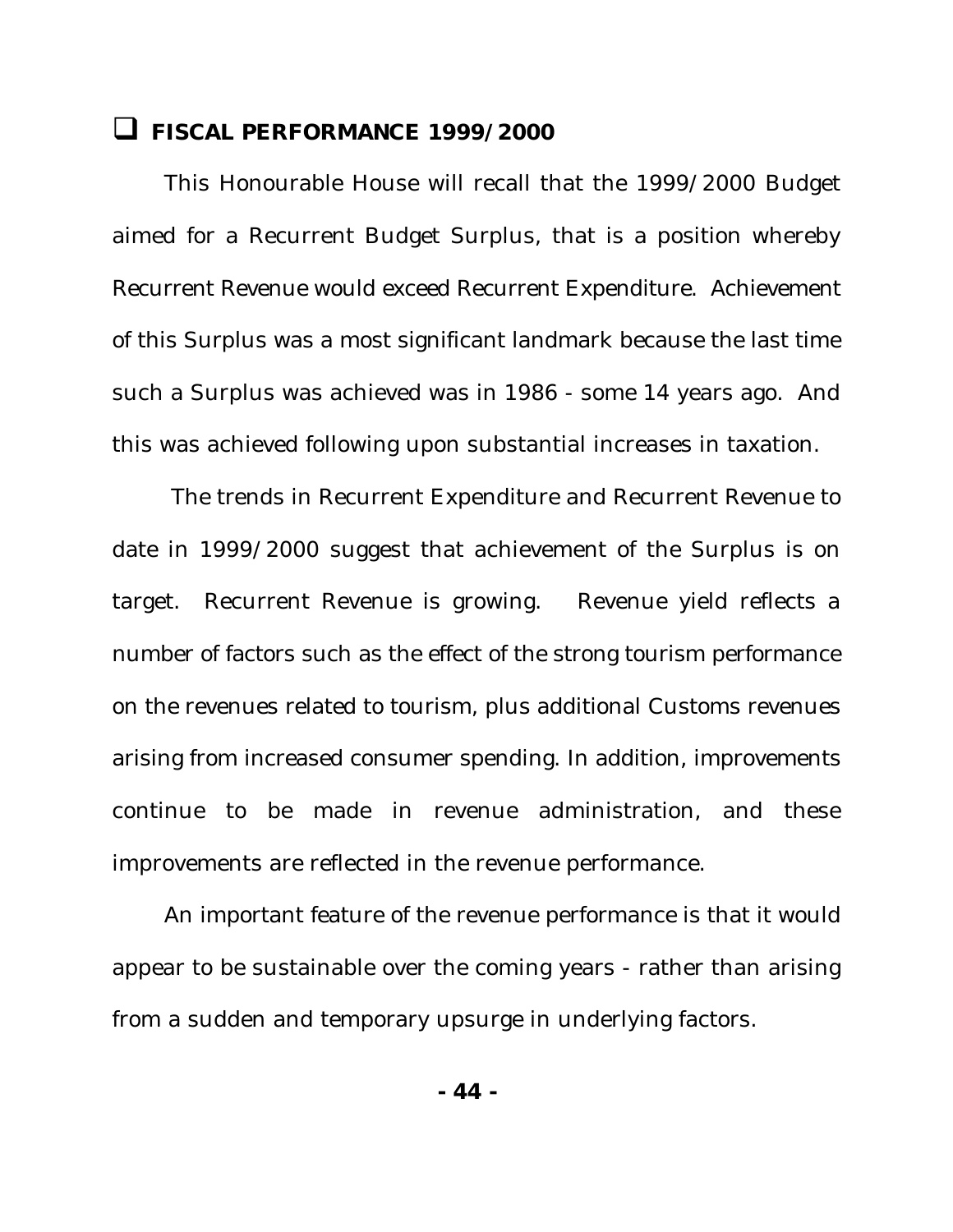## ❑ FISCAL PERFORMANCE 1999/2000

This Honourable House will recall that the 1999/2000 Budget aimed for a Recurrent Budget Surplus, that is a position whereby Recurrent Revenue would exceed Recurrent Expenditure. Achievement of this Surplus was a most significant landmark because the last time such a Surplus was achieved was in 1986 - some 14 years ago. And this was achieved following upon substantial increases in taxation.

The trends in Recurrent Expenditure and Recurrent Revenue to date in 1999/2000 suggest that achievement of the Surplus is on target. Recurrent Revenue is growing. Revenue yield reflects a number of factors such as the effect of the strong tourism performance on the revenues related to tourism, plus additional Customs revenues arising from increased consumer spending. In addition, improvements continue to be made in revenue administration, and these improvements are reflected in the revenue performance.

An important feature of the revenue performance is that it would appear to be sustainable over the coming years - rather than arising from a sudden and temporary upsurge in underlying factors.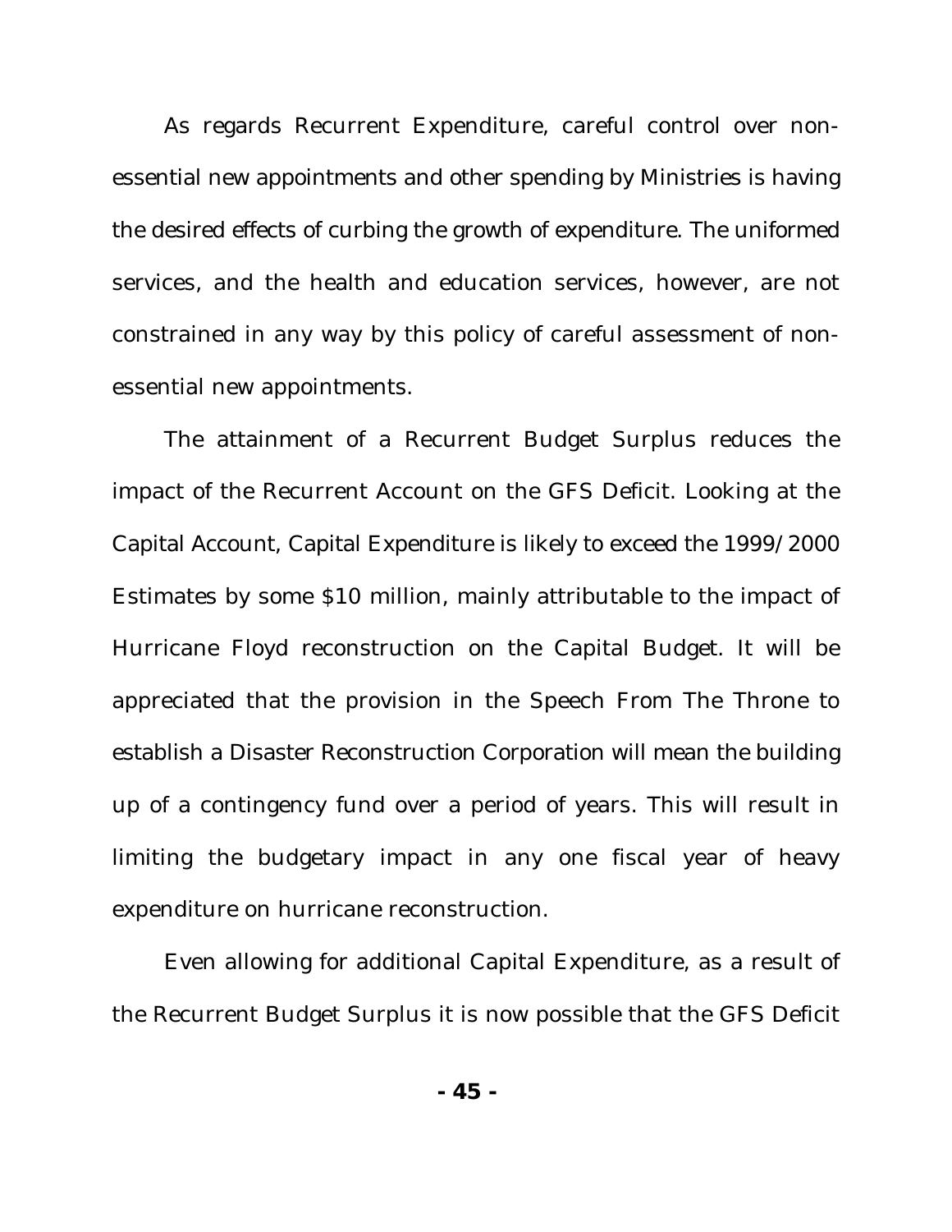As regards Recurrent Expenditure, careful control over non-essential new appointments and other spending by Ministries is having the desired effects of curbing the growth of expenditure. The uniformed services, and the health and education services, however, are not constrained in any way by this policy of careful assessment of non-essential new appointments.

The attainment of a Recurrent Budget Surplus reduces the impact of the Recurrent Account on the GFS Deficit. Looking at the Capital Account, Capital Expenditure is likely to exceed the 1999/2000 Estimates by some $10 million, mainly attributable to the impact of Hurricane Floyd reconstruction on the Capital Budget. It will be appreciated that the provision in the Speech From The Throne to establish a Disaster Reconstruction Corporation will mean the building up of a contingency fund over a period of years. This will result in limiting the budgetary impact in any one fiscal year of heavy expenditure on hurricane reconstruction.

Even allowing for additional Capital Expenditure, as a result of the Recurrent Budget Surplus it is now possible that the GFS Deficit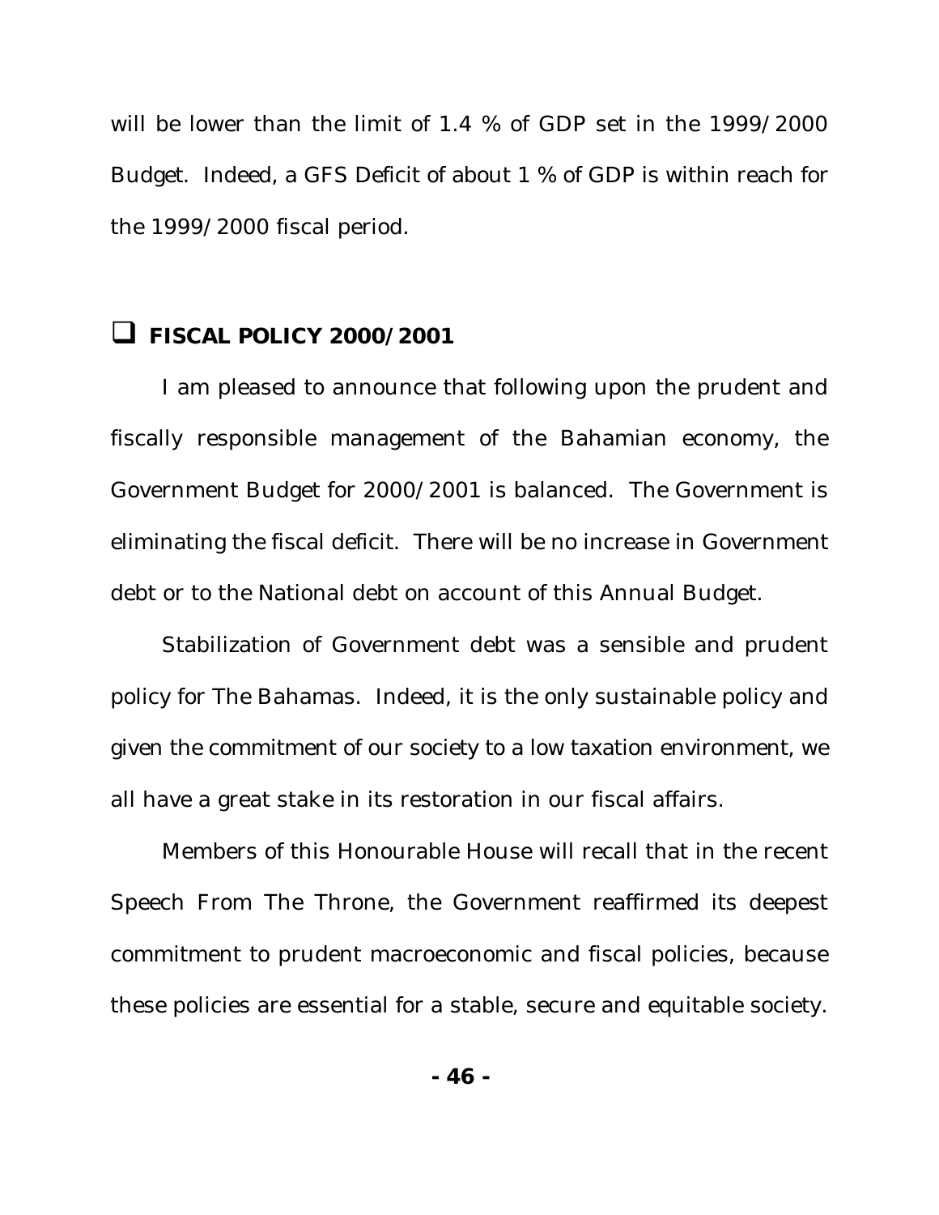will be lower than the limit of 1.4 % of GDP set in the 1999/2000 Budget. Indeed, a GFS Deficit of about 1 % of GDP is within reach for the 1999/2000 fiscal period.

## FISCAL POLICY 2000/2001

I am pleased to announce that following upon the prudent and fiscally responsible management of the Bahamian economy, the Government Budget for 2000/2001 is balanced. The Government is eliminating the fiscal deficit. There will be no increase in Government debt or to the National debt on account of this Annual Budget.

Stabilization of Government debt was a sensible and prudent policy for The Bahamas. Indeed, it is the only sustainable policy and given the commitment of our society to a low taxation environment, we all have a great stake in its restoration in our fiscal affairs.

Members of this Honourable House will recall that in the recent Speech From The Throne, the Government reaffirmed its deepest commitment to prudent macroeconomic and fiscal policies, because these policies are essential for a stable, secure and equitable society.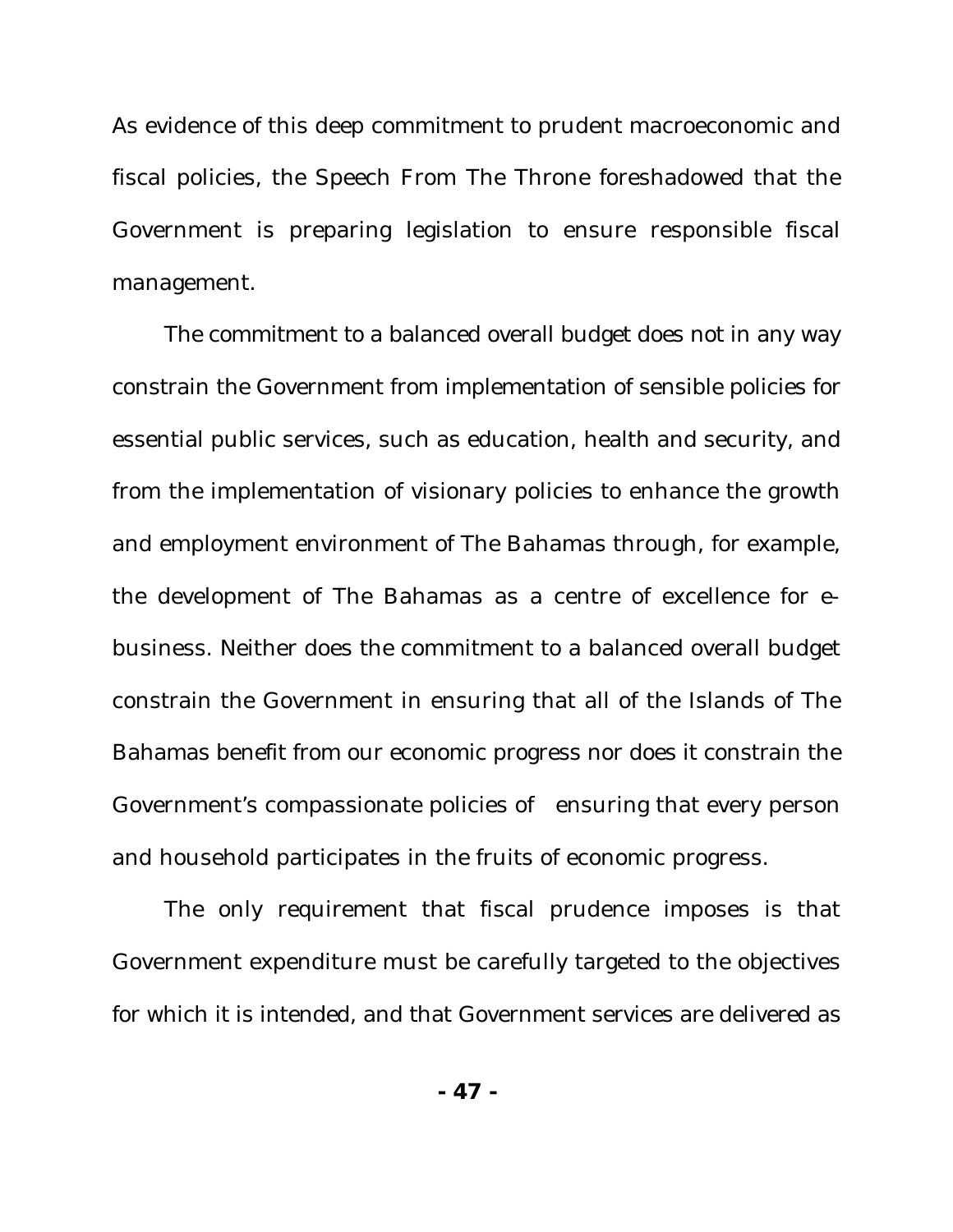As evidence of this deep commitment to prudent macroeconomic and fiscal policies, the Speech From The Throne foreshadowed that the Government is preparing legislation to ensure responsible fiscal management.

The commitment to a balanced overall budget does not in any way constrain the Government from implementation of sensible policies for essential public services, such as education, health and security, and from the implementation of visionary policies to enhance the growth and employment environment of The Bahamas through, for example, the development of The Bahamas as a centre of excellence for e-business. Neither does the commitment to a balanced overall budget constrain the Government in ensuring that all of the Islands of The Bahamas benefit from our economic progress nor does it constrain the Government's compassionate policies of ensuring that every person and household participates in the fruits of economic progress.

The only requirement that fiscal prudence imposes is that Government expenditure must be carefully targeted to the objectives for which it is intended, and that Government services are delivered as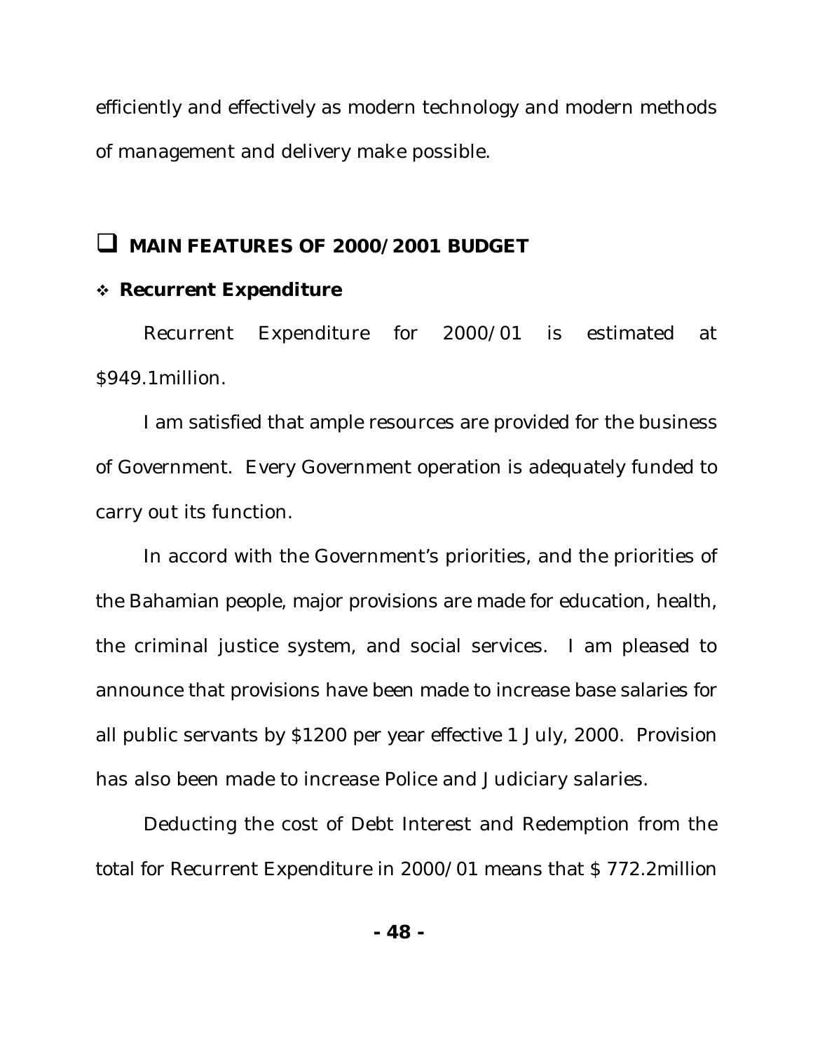efficiently and effectively as modern technology and modern methods of management and delivery make possible.

## ❑ MAIN FEATURES OF 2000/2001 BUDGET

### ❖ Recurrent Expenditure

Recurrent Expenditure for 2000/01 is estimated at $949.1million.

I am satisfied that ample resources are provided for the business of Government. Every Government operation is adequately funded to carry out its function.

In accord with the Government's priorities, and the priorities of the Bahamian people, major provisions are made for education, health, the criminal justice system, and social services. I am pleased to announce that provisions have been made to increase base salaries for all public servants by $1200 per year effective 1 July, 2000. Provision has also been made to increase Police and Judiciary salaries.

Deducting the cost of Debt Interest and Redemption from the total for Recurrent Expenditure in 2000/01 means that $ 772.2million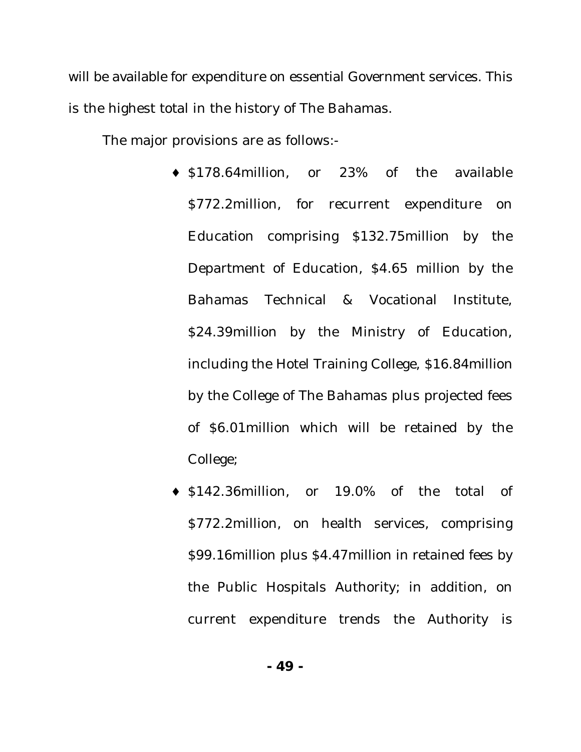will be available for expenditure on essential Government services. This is the highest total in the history of The Bahamas.

The major provisions are as follows:-

- $178.64million, or 23% of the available $772.2million, for recurrent expenditure on Education comprising $132.75million by the Department of Education, $4.65 million by the Bahamas Technical & Vocational Institute, $24.39million by the Ministry of Education, including the Hotel Training College, $16.84million by the College of The Bahamas plus projected fees of $6.01million which will be retained by the College;
- $142.36million, or 19.0% of the total of $772.2million, on health services, comprising $99.16million plus $4.47million in retained fees by the Public Hospitals Authority; in addition, on current expenditure trends the Authority is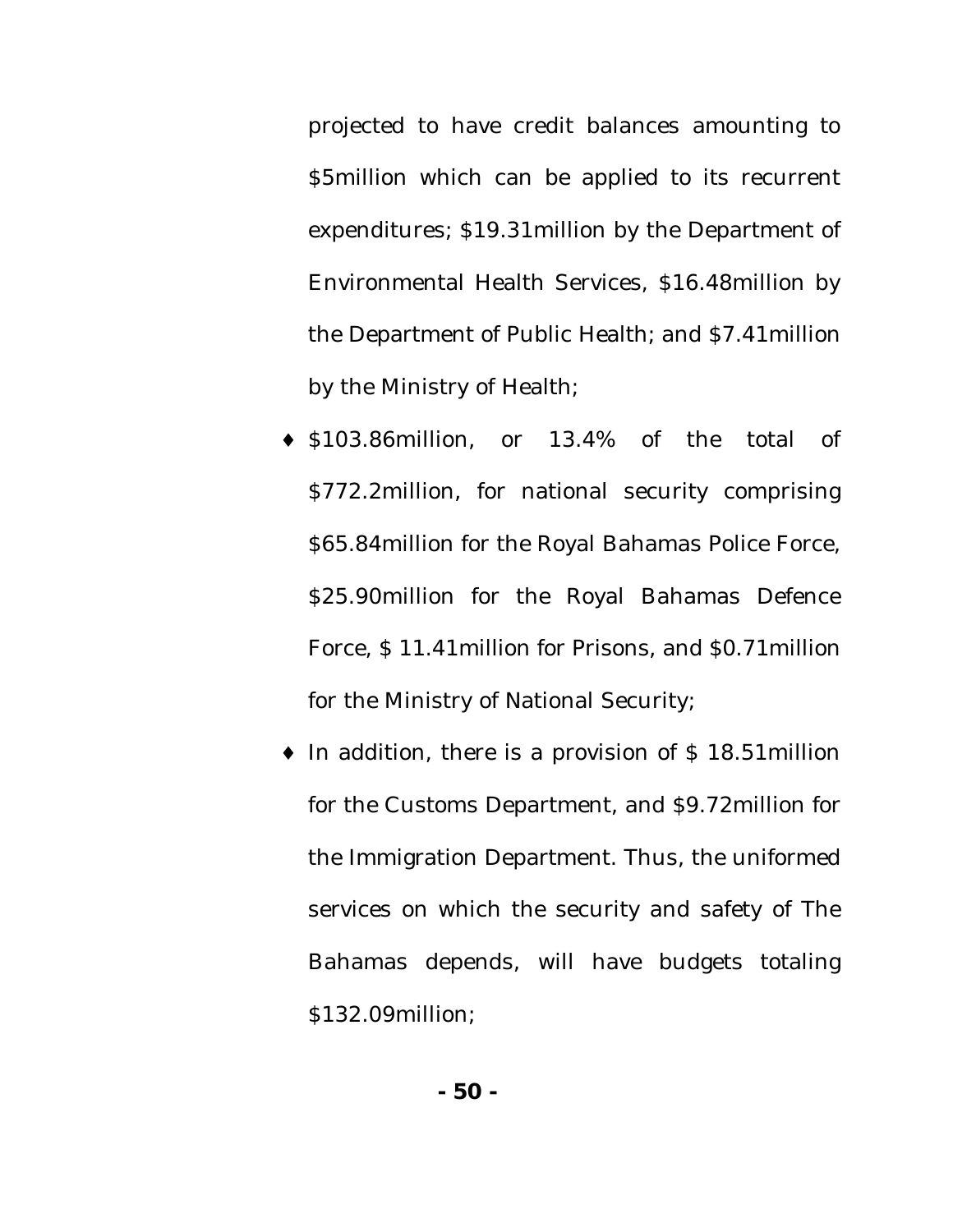projected to have credit balances amounting to $5million which can be applied to its recurrent expenditures; $19.31million by the Department of Environmental Health Services, $16.48million by the Department of Public Health; and $7.41million by the Ministry of Health;

- $103.86million, or 13.4% of the total of $772.2million, for national security comprising $65.84million for the Royal Bahamas Police Force, $25.90million for the Royal Bahamas Defence Force, $ 11.41million for Prisons, and $0.71million for the Ministry of National Security;
- In addition, there is a provision of $ 18.51million for the Customs Department, and $9.72million for the Immigration Department. Thus, the uniformed services on which the security and safety of The Bahamas depends, will have budgets totaling $132.09million;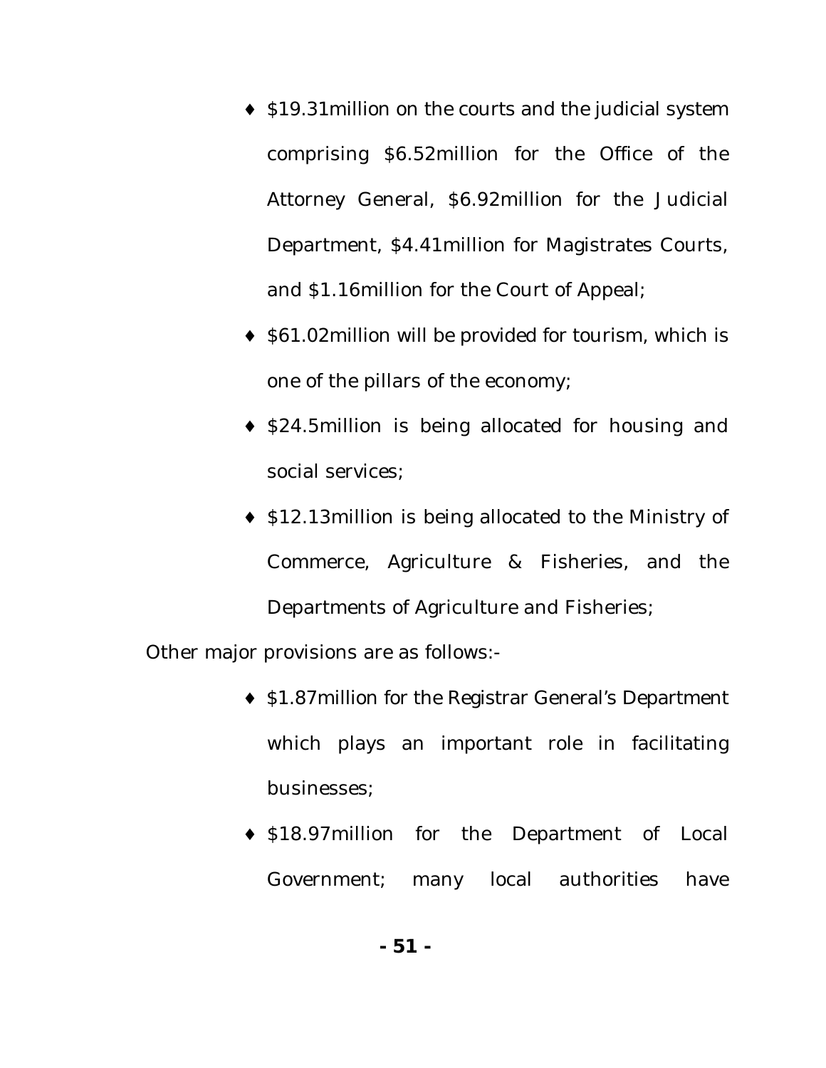- $19.31million on the courts and the judicial system comprising $6.52million for the Office of the Attorney General, $6.92million for the Judicial Department, $4.41million for Magistrates Courts, and $1.16million for the Court of Appeal;
- $61.02million will be provided for tourism, which is one of the pillars of the economy;
- $24.5million is being allocated for housing and social services;
- $12.13million is being allocated to the Ministry of Commerce, Agriculture & Fisheries, and the Departments of Agriculture and Fisheries;

Other major provisions are as follows:-

- $1.87million for the Registrar General's Department which plays an important role in facilitating businesses;
- $18.97million for the Department of Local Government; many local authorities have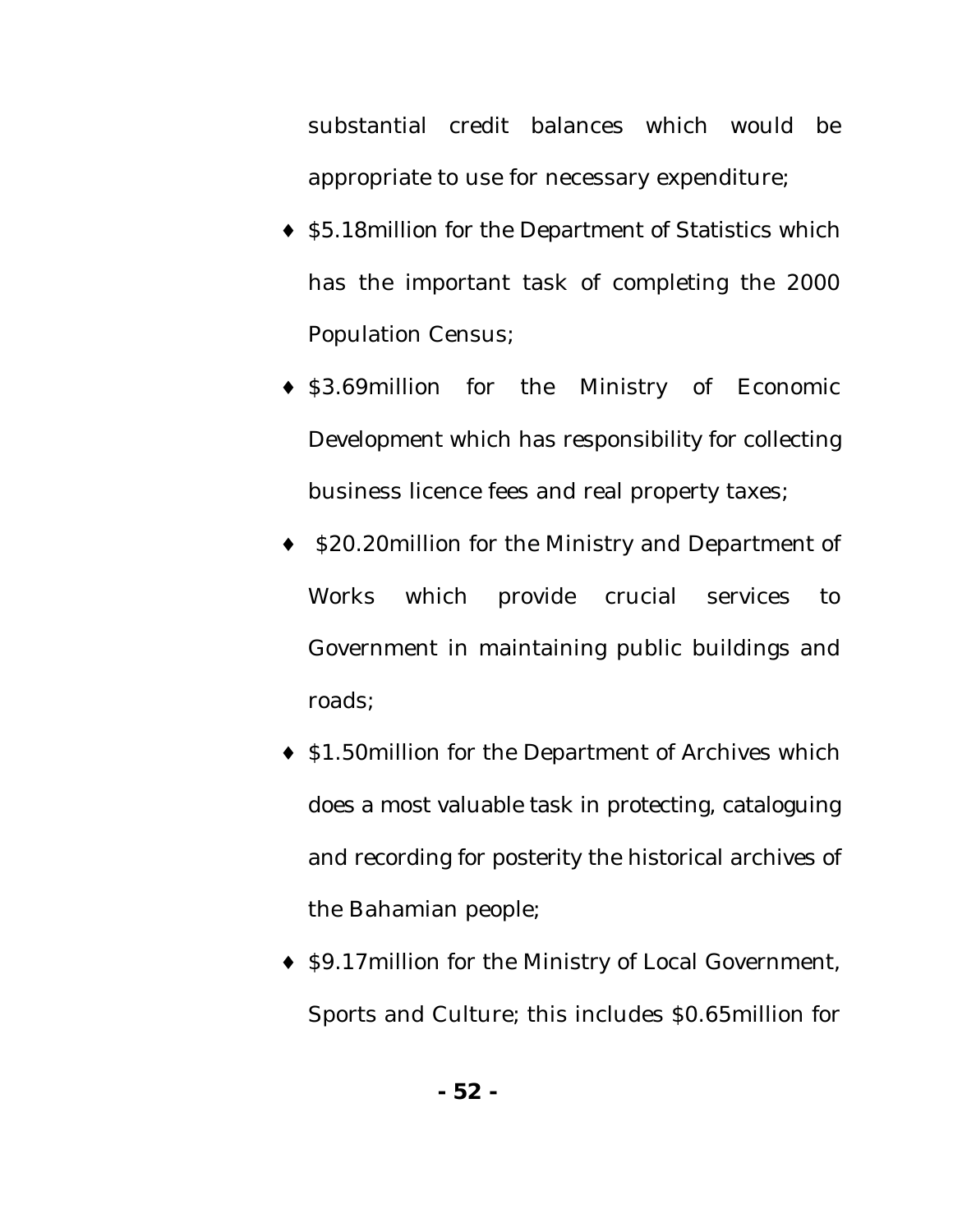substantial credit balances which would be appropriate to use for necessary expenditure;

- $5.18million for the Department of Statistics which has the important task of completing the 2000 Population Census;
- $3.69million for the Ministry of Economic Development which has responsibility for collecting business licence fees and real property taxes;
- $20.20million for the Ministry and Department of Works which provide crucial services to Government in maintaining public buildings and roads;
- $1.50million for the Department of Archives which does a most valuable task in protecting, cataloguing and recording for posterity the historical archives of the Bahamian people;
- $9.17million for the Ministry of Local Government, Sports and Culture; this includes $0.65million for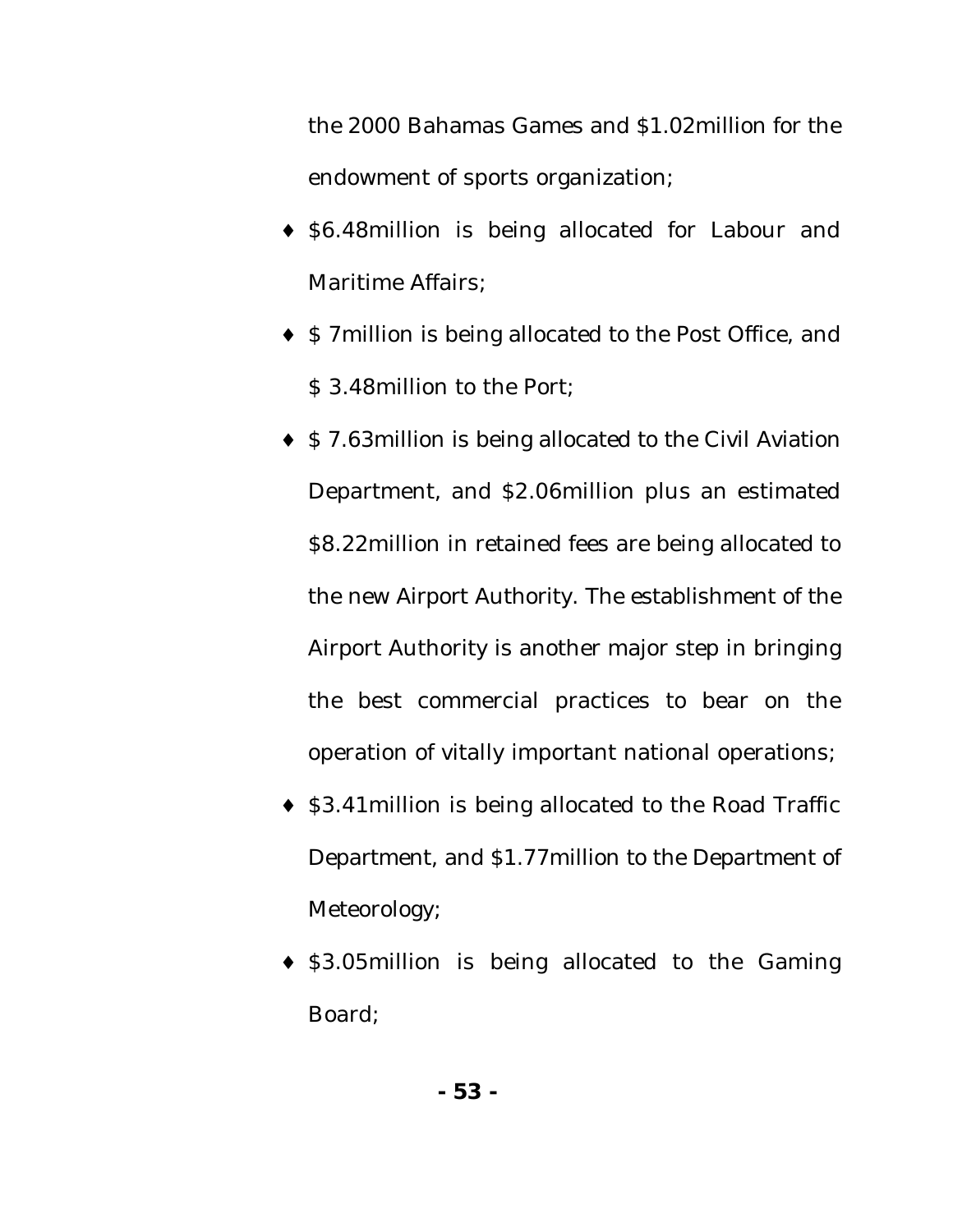the 2000 Bahamas Games and $1.02million for the endowment of sports organization;

- $6.48million is being allocated for Labour and Maritime Affairs;
- $ 7million is being allocated to the Post Office, and $ 3.48million to the Port;
- $ 7.63million is being allocated to the Civil Aviation Department, and $2.06million plus an estimated $8.22million in retained fees are being allocated to the new Airport Authority. The establishment of the Airport Authority is another major step in bringing the best commercial practices to bear on the operation of vitally important national operations;
- $3.41million is being allocated to the Road Traffic Department, and $1.77million to the Department of Meteorology;
- $3.05million is being allocated to the Gaming Board;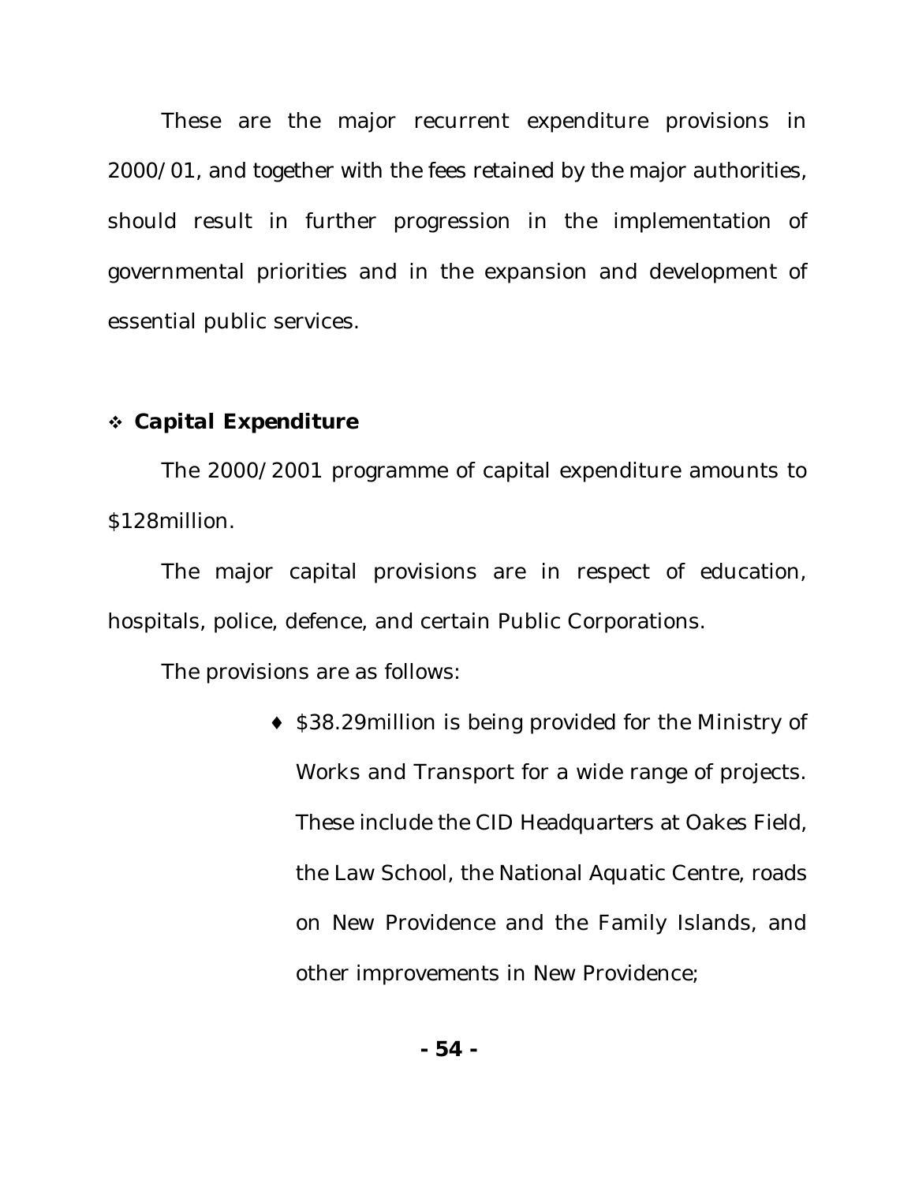These are the major recurrent expenditure provisions in 2000/01, and together with the fees retained by the major authorities, should result in further progression in the implementation of governmental priorities and in the expansion and development of essential public services.

- ***Capital Expenditure***

The 2000/2001 programme of capital expenditure amounts to $128million.

The major capital provisions are in respect of education, hospitals, police, defence, and certain Public Corporations.

The provisions are as follows:

- $38.29million is being provided for the Ministry of Works and Transport for a wide range of projects. These include the CID Headquarters at Oakes Field, the Law School, the National Aquatic Centre, roads on New Providence and the Family Islands, and other improvements in New Providence;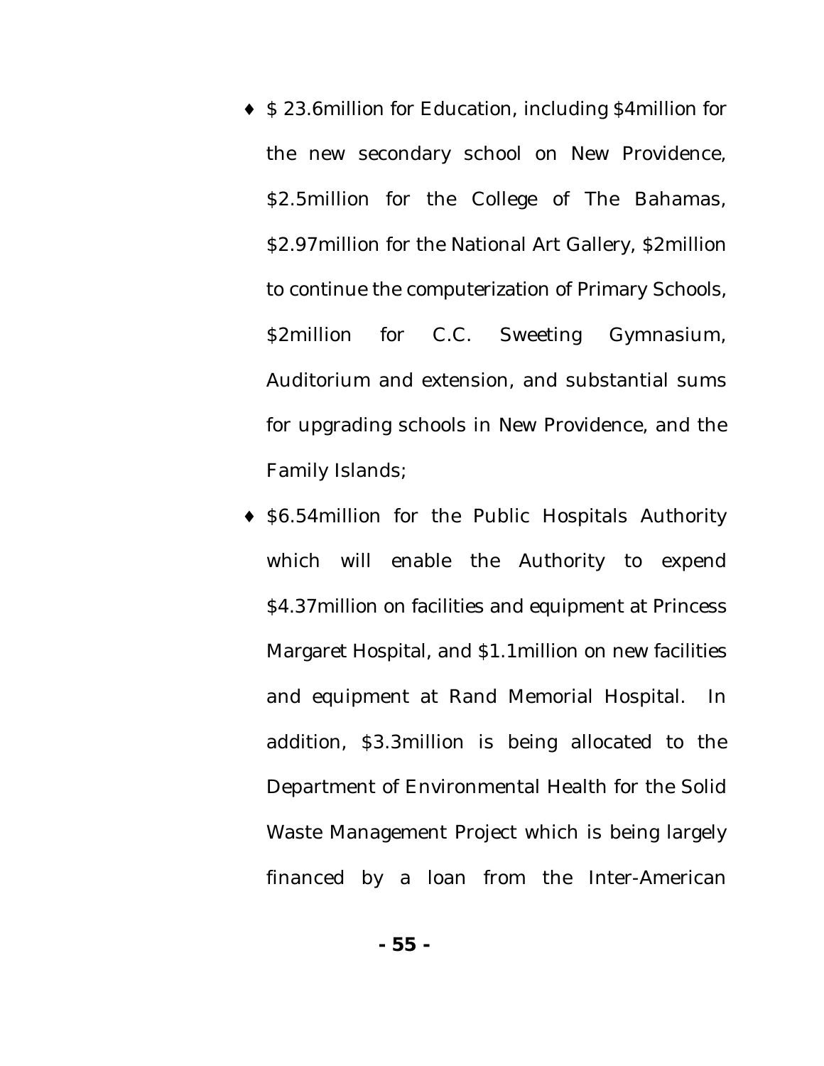- $ 23.6million for Education, including $4million for the new secondary school on New Providence, $2.5million for the College of The Bahamas, $2.97million for the National Art Gallery, $2million to continue the computerization of Primary Schools, $2million for C.C. Sweeting Gymnasium, Auditorium and extension, and substantial sums for upgrading schools in New Providence, and the Family Islands;
- $6.54million for the Public Hospitals Authority which will enable the Authority to expend $4.37million on facilities and equipment at Princess Margaret Hospital, and $1.1million on new facilities and equipment at Rand Memorial Hospital. In addition, $3.3million is being allocated to the Department of Environmental Health for the Solid Waste Management Project which is being largely financed by a loan from the Inter-American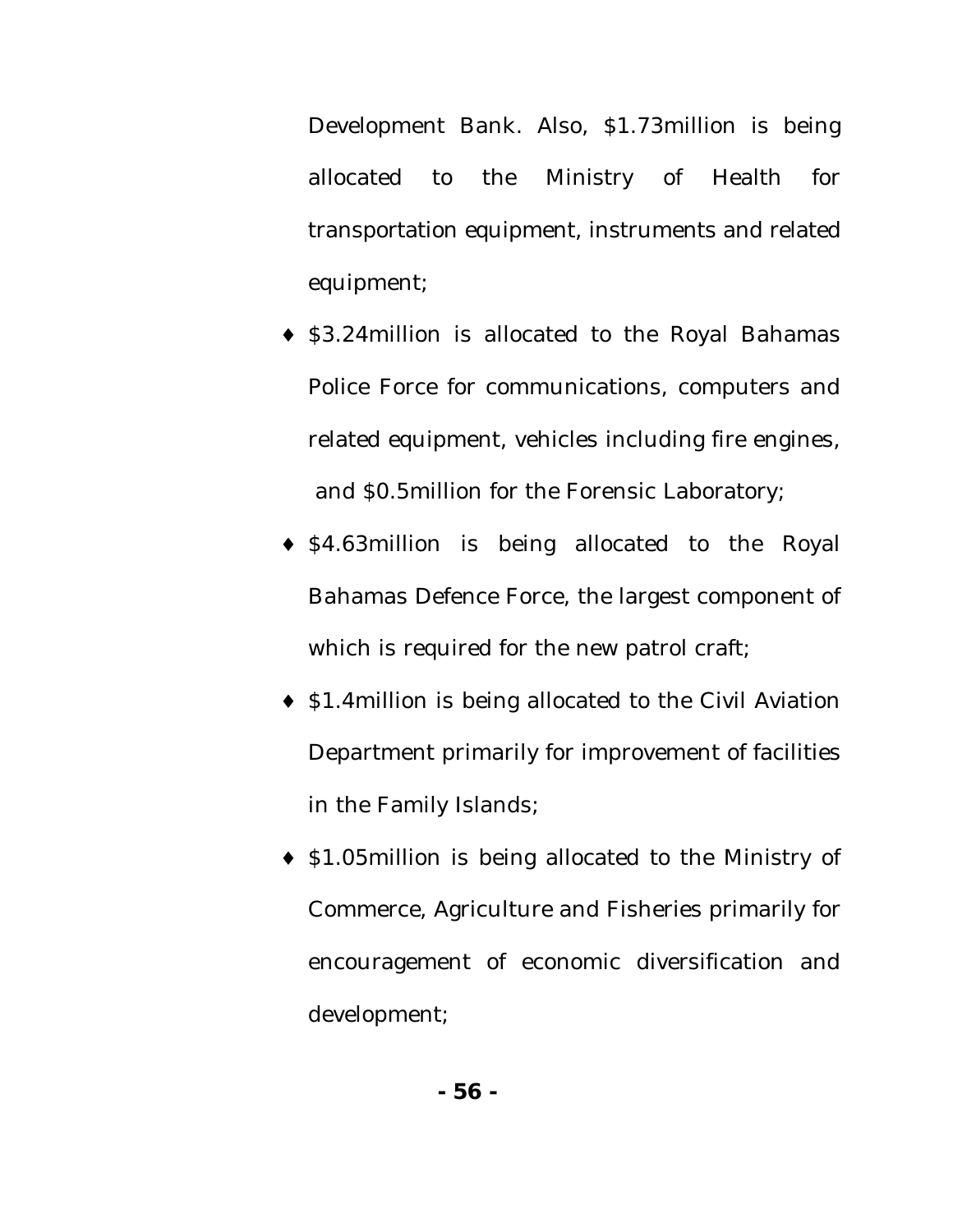Development Bank. Also, $1.73million is being allocated to the Ministry of Health for transportation equipment, instruments and related equipment;

- $3.24million is allocated to the Royal Bahamas Police Force for communications, computers and related equipment, vehicles including fire engines, and $0.5million for the Forensic Laboratory;
- $4.63million is being allocated to the Royal Bahamas Defence Force, the largest component of which is required for the new patrol craft;
- $1.4million is being allocated to the Civil Aviation Department primarily for improvement of facilities in the Family Islands;
- $1.05million is being allocated to the Ministry of Commerce, Agriculture and Fisheries primarily for encouragement of economic diversification and development;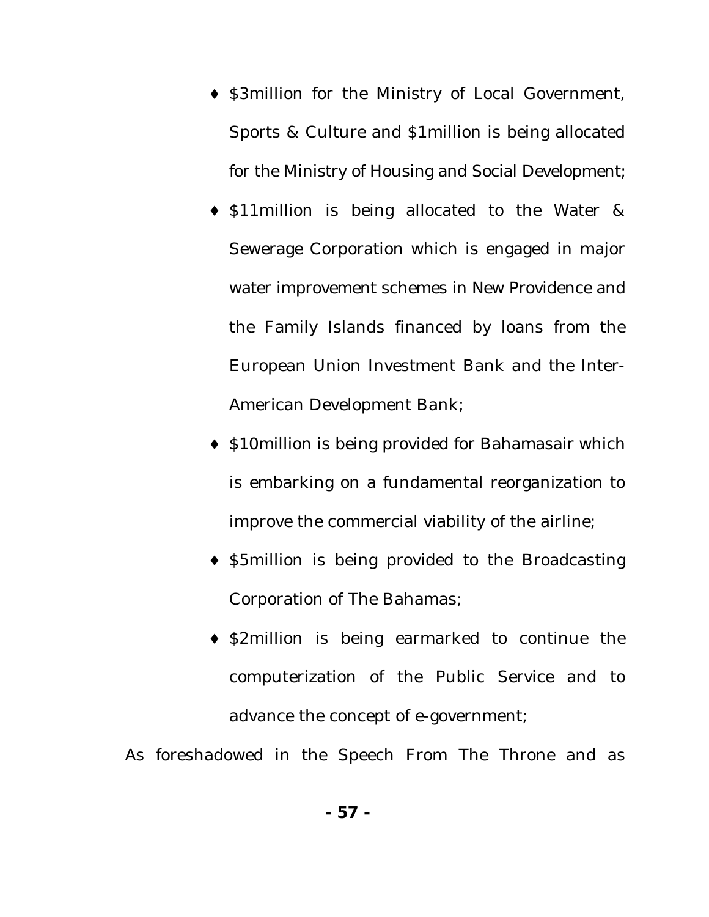- $3million for the Ministry of Local Government, Sports & Culture and $1million is being allocated for the Ministry of Housing and Social Development;
- $11million is being allocated to the Water & Sewerage Corporation which is engaged in major water improvement schemes in New Providence and the Family Islands financed by loans from the European Union Investment Bank and the Inter-American Development Bank;
- $10million is being provided for Bahamasair which is embarking on a fundamental reorganization to improve the commercial viability of the airline;
- $5million is being provided to the Broadcasting Corporation of The Bahamas;
- $2million is being earmarked to continue the computerization of the Public Service and to advance the concept of e-government;

As foreshadowed in the Speech From The Throne and as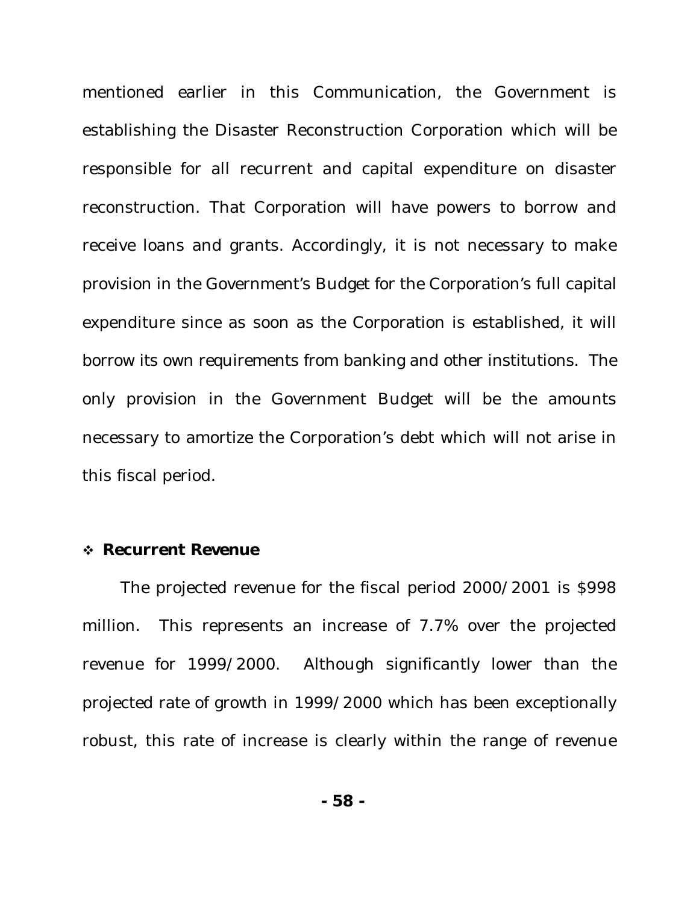mentioned earlier in this Communication, the Government is establishing the Disaster Reconstruction Corporation which will be responsible for all recurrent and capital expenditure on disaster reconstruction. That Corporation will have powers to borrow and receive loans and grants. Accordingly, it is not necessary to make provision in the Government's Budget for the Corporation's full capital expenditure since as soon as the Corporation is established, it will borrow its own requirements from banking and other institutions. The only provision in the Government Budget will be the amounts necessary to amortize the Corporation's debt which will not arise in this fiscal period.

- **Recurrent Revenue**

The projected revenue for the fiscal period 2000/2001 is $998 million. This represents an increase of 7.7% over the projected revenue for 1999/2000. Although significantly lower than the projected rate of growth in 1999/2000 which has been exceptionally robust, this rate of increase is clearly within the range of revenue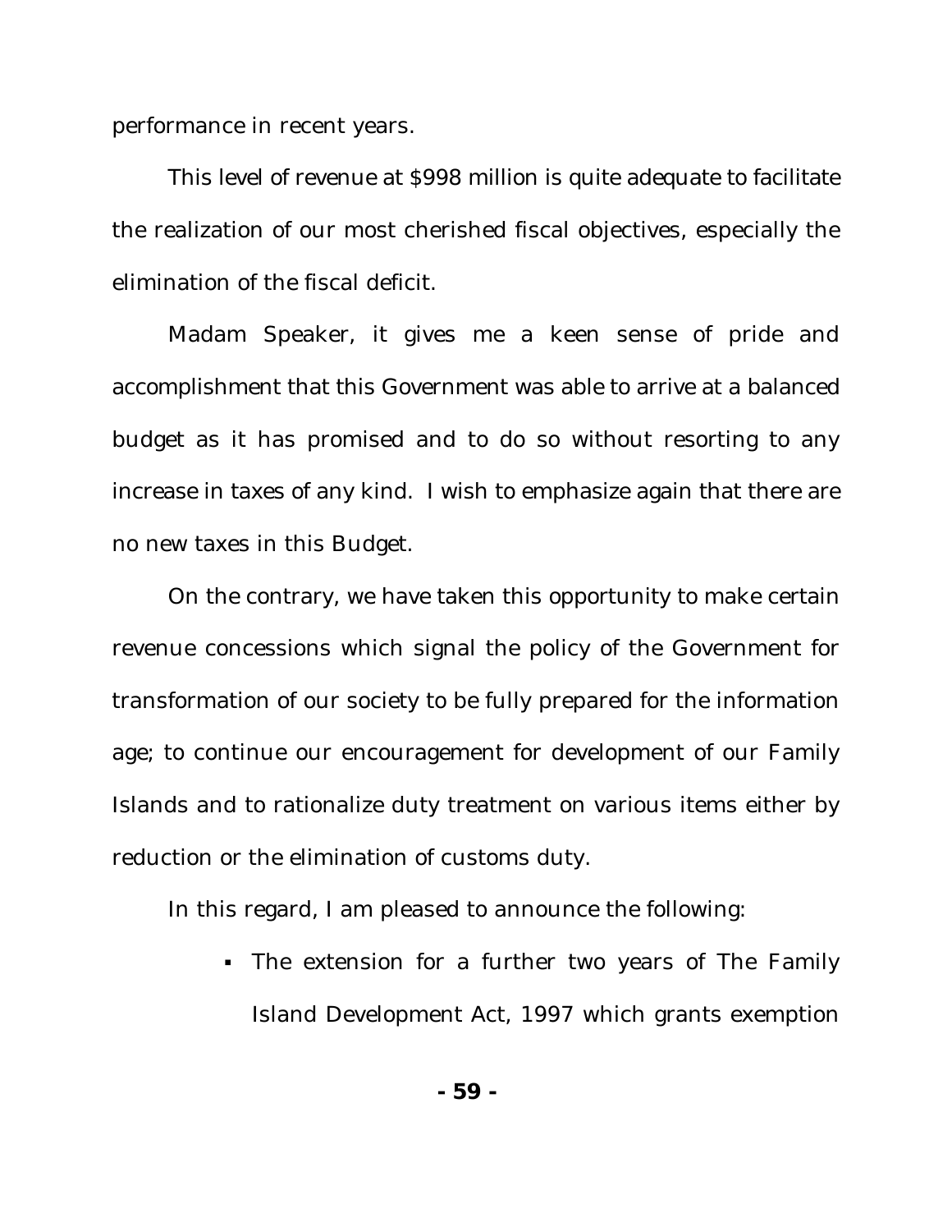performance in recent years.

This level of revenue at $998 million is quite adequate to facilitate the realization of our most cherished fiscal objectives, especially the elimination of the fiscal deficit.

Madam Speaker, it gives me a keen sense of pride and accomplishment that this Government was able to arrive at a balanced budget as it has promised and to do so without resorting to any increase in taxes of any kind. I wish to emphasize again that there are no new taxes in this Budget.

On the contrary, we have taken this opportunity to make certain revenue concessions which signal the policy of the Government for transformation of our society to be fully prepared for the information age; to continue our encouragement for development of our Family Islands and to rationalize duty treatment on various items either by reduction or the elimination of customs duty.

In this regard, I am pleased to announce the following:

- The extension for a further two years of The Family Island Development Act, 1997 which grants exemption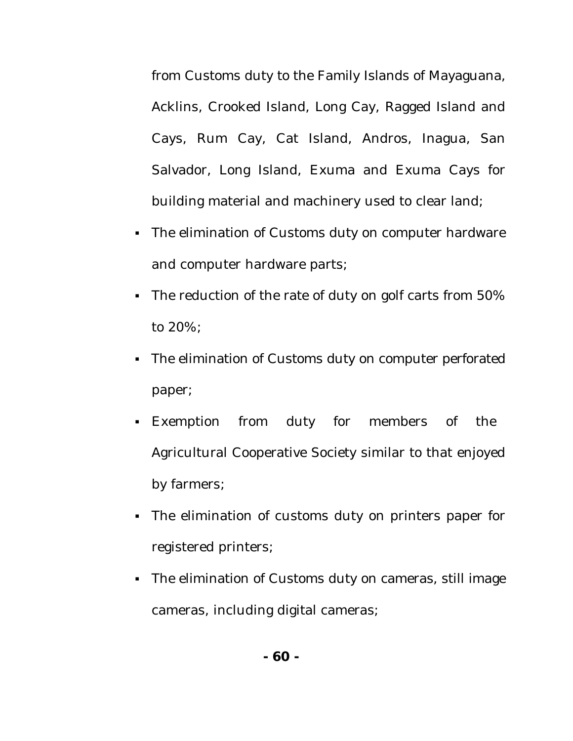from Customs duty to the Family Islands of Mayaguana, Acklins, Crooked Island, Long Cay, Ragged Island and Cays, Rum Cay, Cat Island, Andros, Inagua, San Salvador, Long Island, Exuma and Exuma Cays for building material and machinery used to clear land;

- The elimination of Customs duty on computer hardware and computer hardware parts;
- The reduction of the rate of duty on golf carts from 50% to 20%;
- The elimination of Customs duty on computer perforated paper;
- Exemption from duty for members of the Agricultural Cooperative Society similar to that enjoyed by farmers;
- The elimination of customs duty on printers paper for registered printers;
- The elimination of Customs duty on cameras, still image cameras, including digital cameras;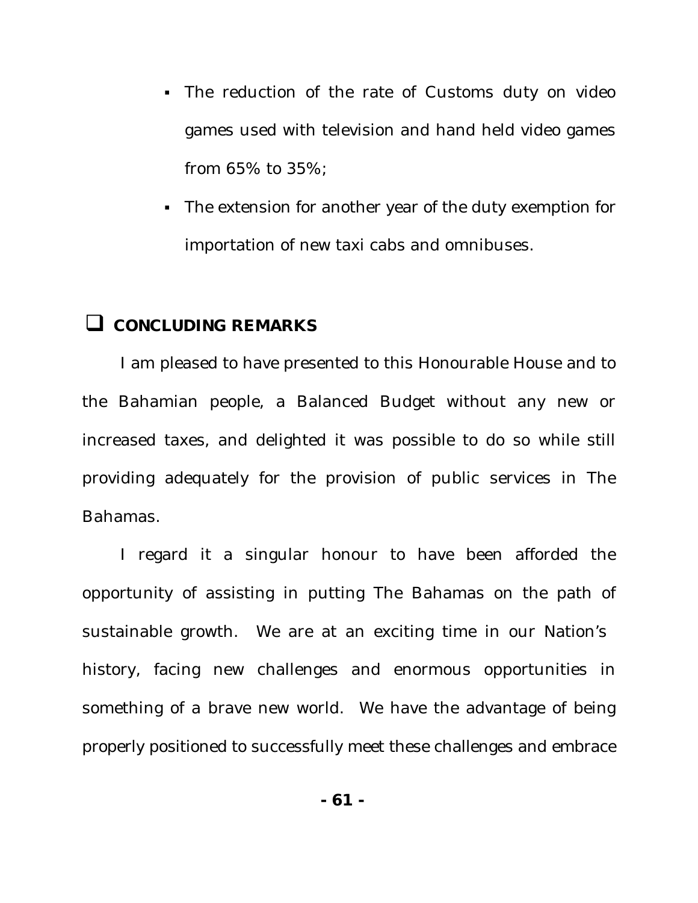- The reduction of the rate of Customs duty on video games used with television and hand held video games from 65% to 35%;
- The extension for another year of the duty exemption for importation of new taxi cabs and omnibuses.

## CONCLUDING REMARKS

I am pleased to have presented to this Honourable House and to the Bahamian people, a Balanced Budget without any new or increased taxes, and delighted it was possible to do so while still providing adequately for the provision of public services in The Bahamas.

I regard it a singular honour to have been afforded the opportunity of assisting in putting The Bahamas on the path of sustainable growth. We are at an exciting time in our Nation's history, facing new challenges and enormous opportunities in something of a brave new world. We have the advantage of being properly positioned to successfully meet these challenges and embrace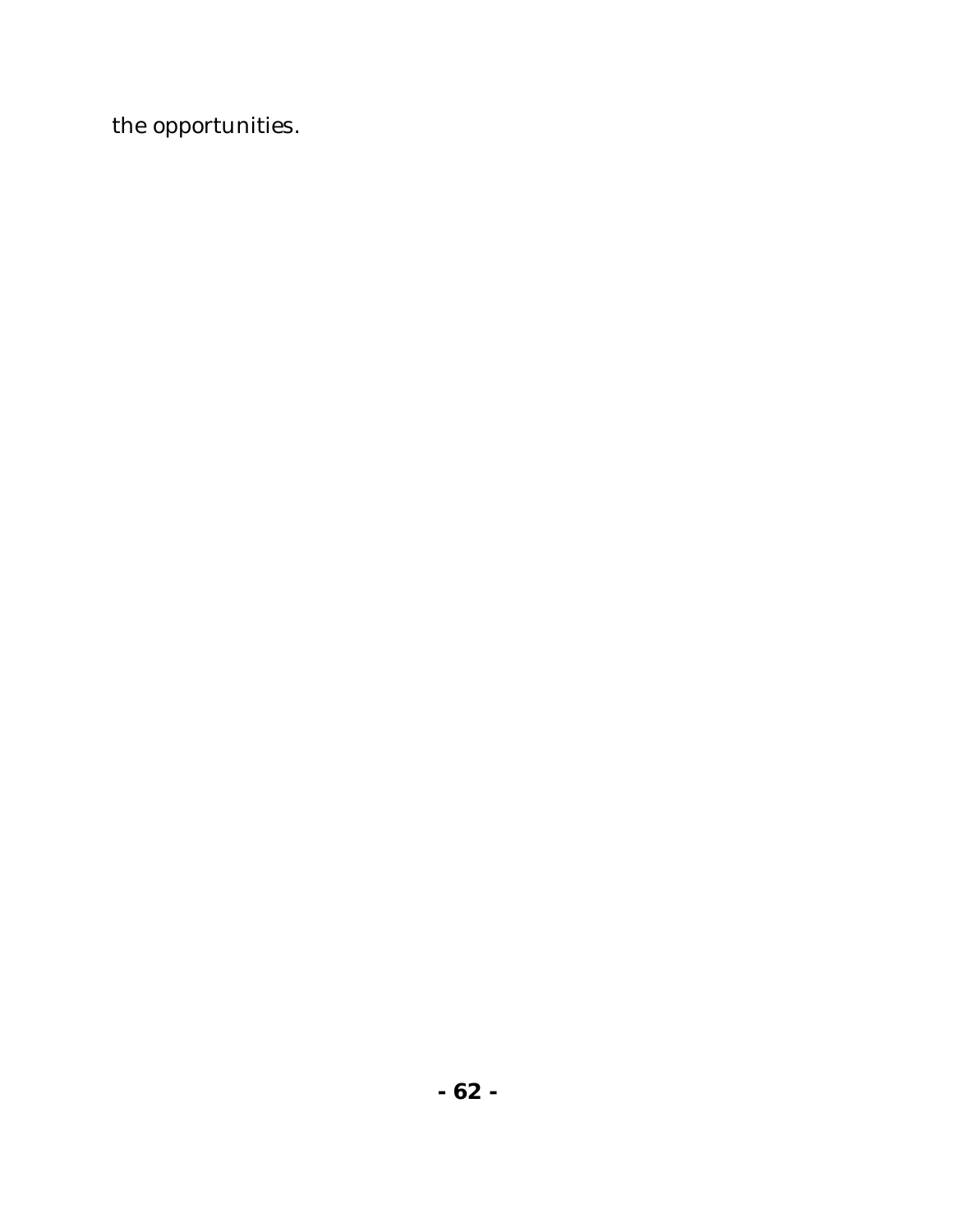the opportunities.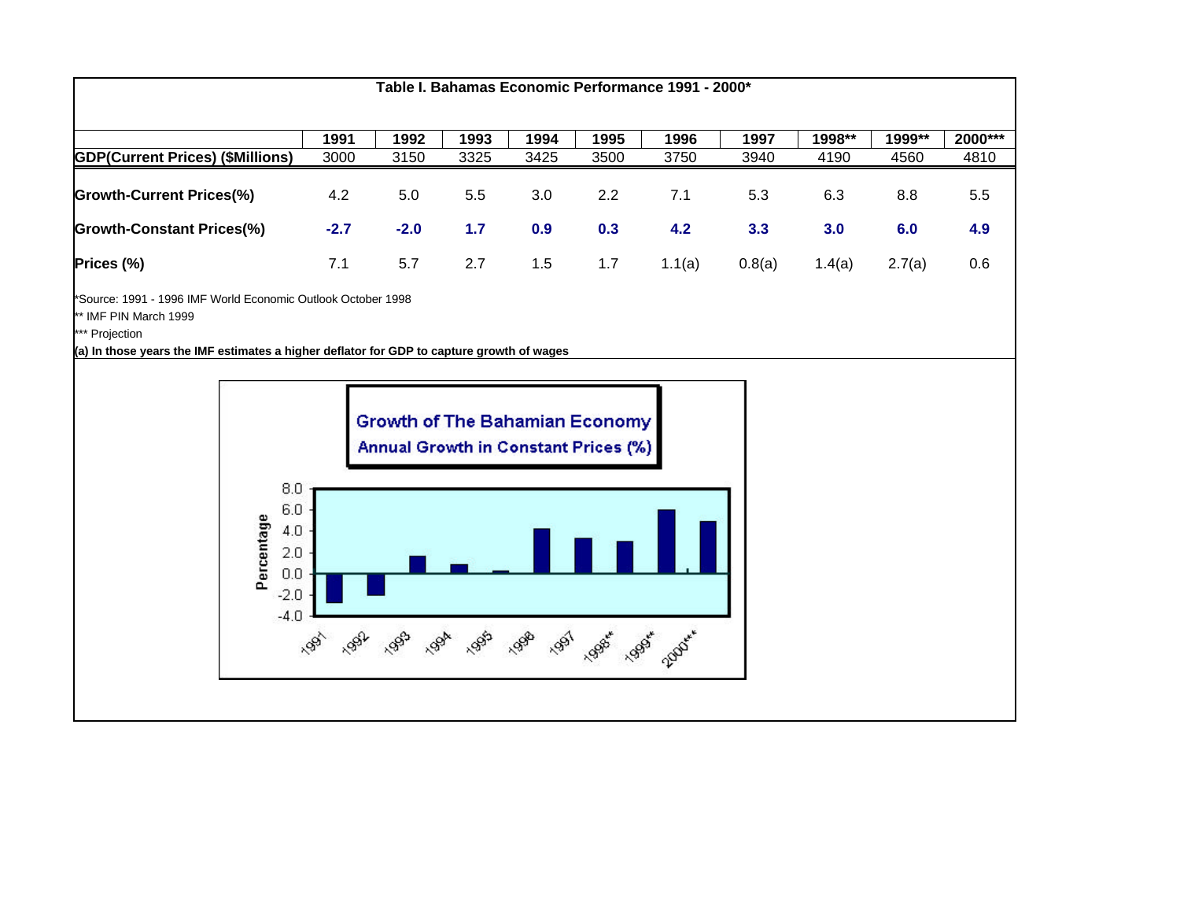**Table I. Bahamas Economic Performance 1991 - 2000***

| | 1991 | 1992 | 1993 | 1994 | 1995 | 1996 | 1997 | 1998** | 1999** | 2000*** |
|---|---|---|---|---|---|---|---|---|---|---|
| **GDP(Current Prices) ($Millions)** | 3000 | 3150 | 3325 | 3425 | 3500 | 3750 | 3940 | 4190 | 4560 | 4810 |
| **Growth-Current Prices(%)** | 4.2 | 5.0 | 5.5 | 3.0 | 2.2 | 7.1 | 5.3 | 6.3 | 8.8 | 5.5 |
| **Growth-Constant Prices(%)** | **-2.7** | **-2.0** | **1.7** | **0.9** | **0.3** | **4.2** | **3.3** | **3.0** | **6.0** | **4.9** |
| **Prices (%)** | 7.1 | 5.7 | 2.7 | 1.5 | 1.7 | 1.1(a) | 0.8(a) | 1.4(a) | 2.7(a) | 0.6 |

*Source: 1991 - 1996 IMF World Economic Outlook October 1998

** IMF PIN March 1999

*** Projection

**(a) In those years the IMF estimates a higher deflator for GDP to capture growth of wages**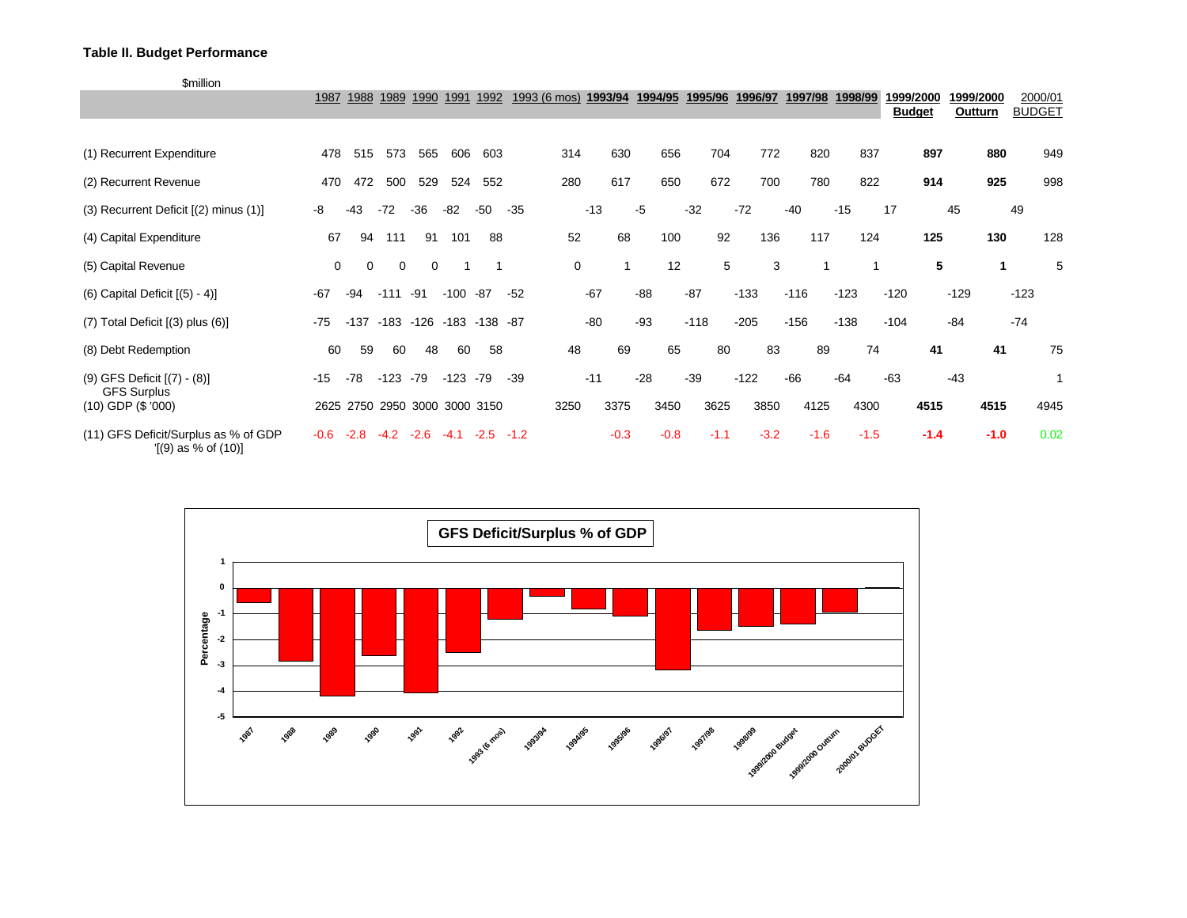**Table II. Budget Performance**

$million

| | 1987 | 1988 | 1989 | 1990 | 1991 | 1992 | 1993 (6 mos) | **1993/94** | **1994/95** | **1995/96** | **1996/97** | **1997/98** | **1998/99** | **1999/2000 Budget** | **1999/2000 Outturn** | 2000/01 BUDGET |
|---|---|---|---|---|---|---|---|---|---|---|---|---|---|---|---|---|
| (1) Recurrent Expenditure | 478 | 515 | 573 | 565 | 606 | 603 | 314 | 630 | 656 | 704 | 772 | 820 | 837 | **897** | **880** | 949 |
| (2) Recurrent Revenue | 470 | 472 | 500 | 529 | 524 | 552 | 280 | 617 | 650 | 672 | 700 | 780 | 822 | **914** | **925** | 998 |
| (3) Recurrent Deficit [(2) minus (1)] | -8 | -43 | -72 | -36 | -82 | -50 | -35 | -13 | -5 | -32 | -72 | -40 | -15 | 17 | 45 | 49 |
| (4) Capital Expenditure | 67 | 94 | 111 | 91 | 101 | 88 | 52 | 68 | 100 | 92 | 136 | 117 | 124 | **125** | **130** | 128 |
| (5) Capital Revenue | 0 | 0 | 0 | 0 | 1 | 1 | 0 | 1 | 12 | 5 | 3 | 1 | 1 | **5** | **1** | 5 |
| (6) Capital Deficit [(5) - 4)] | -67 | -94 | -111 | -91 | -100 | -87 | -52 | -67 | -88 | -87 | -133 | -116 | -123 | -120 | -129 | -123 |
| (7) Total Deficit [(3) plus (6)] | -75 | -137 | -183 | -126 | -183 | -138 | -87 | -80 | -93 | -118 | -205 | -156 | -138 | -104 | -84 | -74 |
| (8) Debt Redemption | 60 | 59 | 60 | 48 | 60 | 58 | 48 | 69 | 65 | 80 | 83 | 89 | 74 | **41** | **41** | 75 |
| (9) GFS Deficit [(7) - (8)] GFS Surplus | -15 | -78 | -123 | -79 | -123 | -79 | -39 | -11 | -28 | -39 | -122 | -66 | -64 | -63 | -43 | 1 |
| (10) GDP ($ '000) | 2625 | 2750 | 2950 | 3000 | 3000 | 3150 | 3250 | 3375 | 3450 | 3625 | 3850 | 4125 | 4300 | **4515** | **4515** | 4945 |
| (11) GFS Deficit/Surplus as % of GDP '[(9) as % of (10)] | -0.6 | -2.8 | -4.2 | -2.6 | -4.1 | -2.5 | -1.2 | -0.3 | -0.8 | -1.1 | -3.2 | -1.6 | -1.5 | **-1.4** | **-1.0** | 0.02 |

**GFS Deficit/Surplus % of GDP**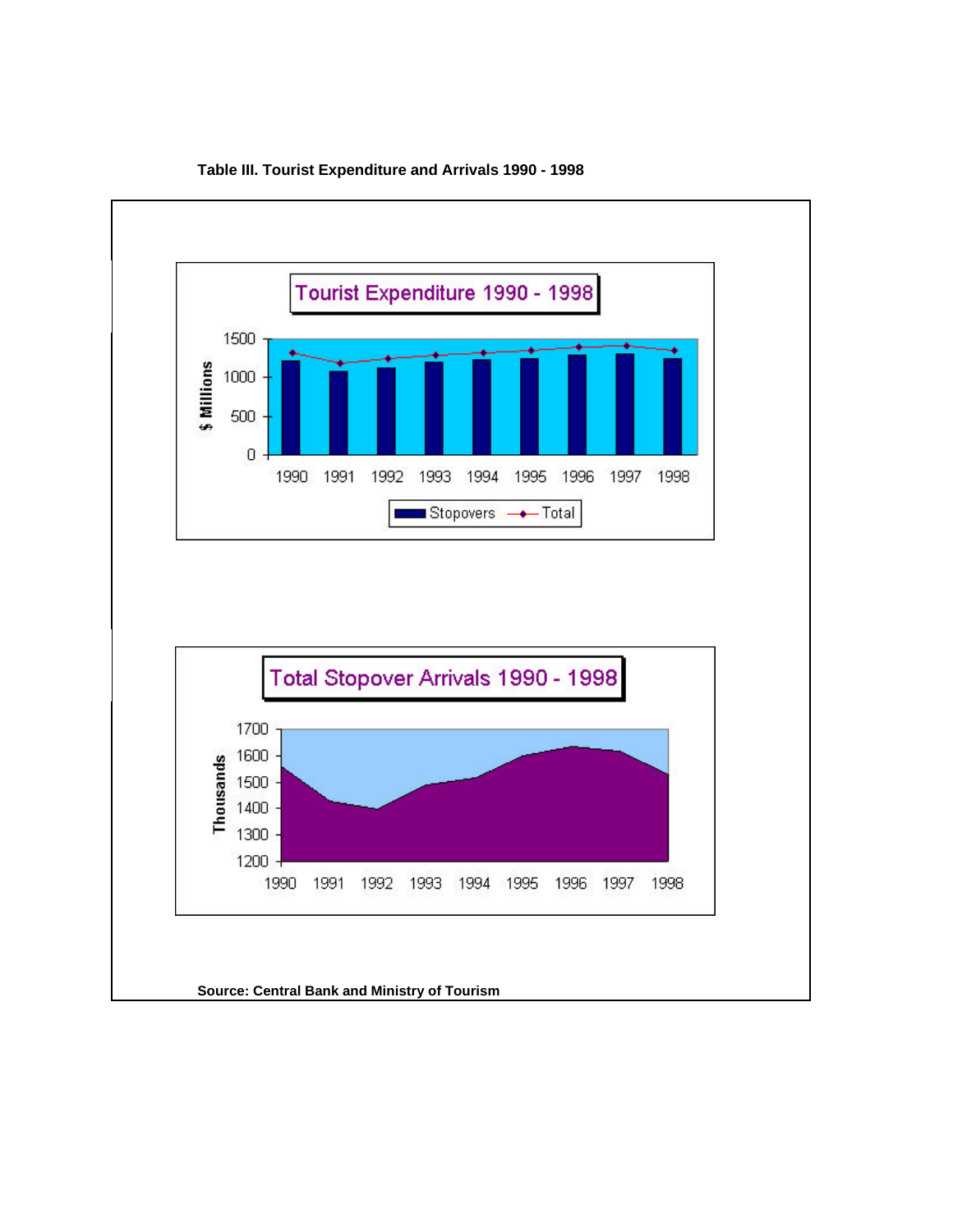**Table III. Tourist Expenditure and Arrivals 1990 - 1998**

Tourist Expenditure 1990 - 1998

$ Millions

1500
1000
500
0

1990 1991 1992 1993 1994 1995 1996 1997 1998

Stopovers — Total

Total Stopover Arrivals 1990 - 1998

Thousands

1700
1600
1500
1400
1300
1200

1990 1991 1992 1993 1994 1995 1996 1997 1998

**Source: Central Bank and Ministry of Tourism**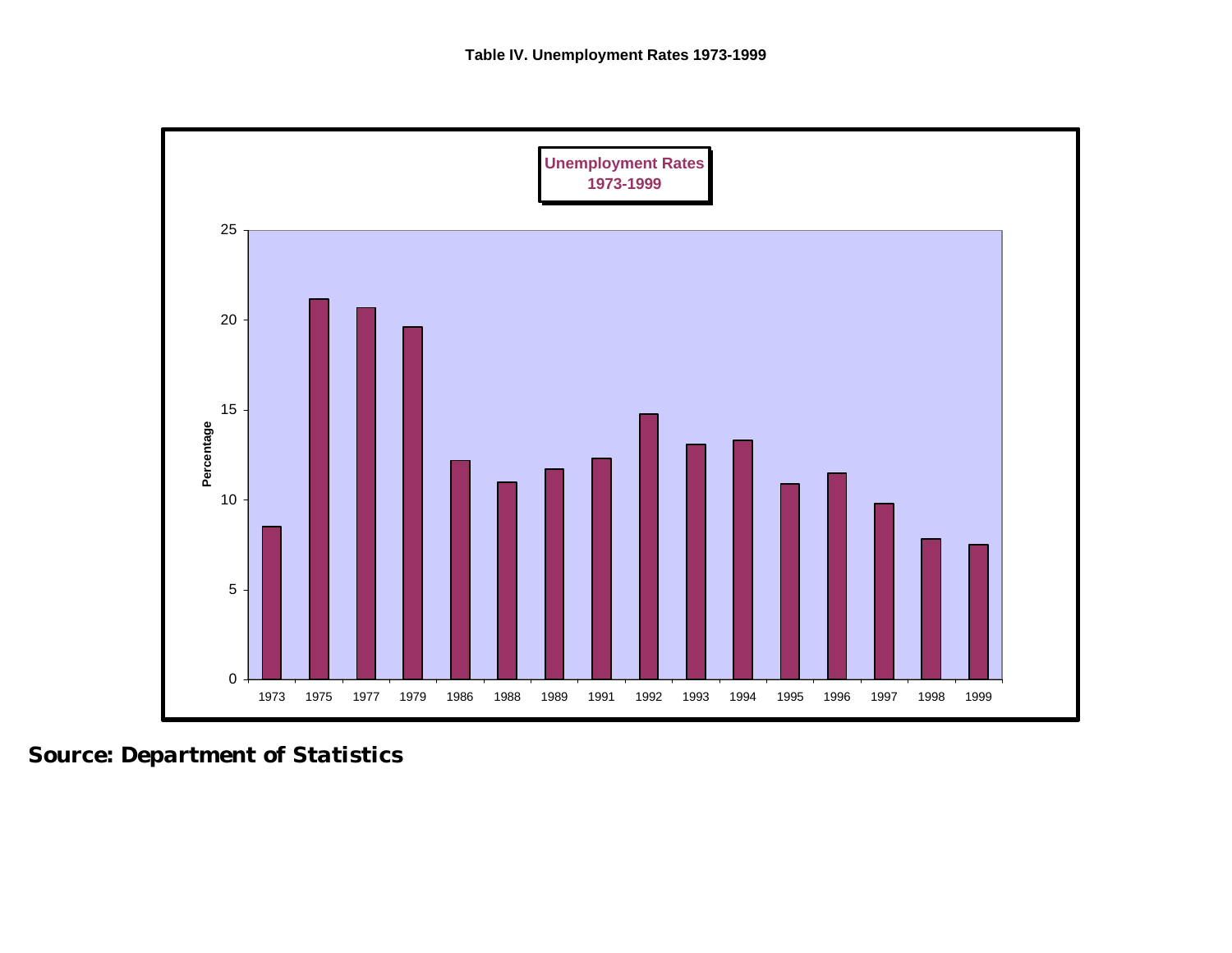**Table IV. Unemployment Rates 1973-1999**

**Unemployment Rates 1973-1999**

**Source: Department of Statistics**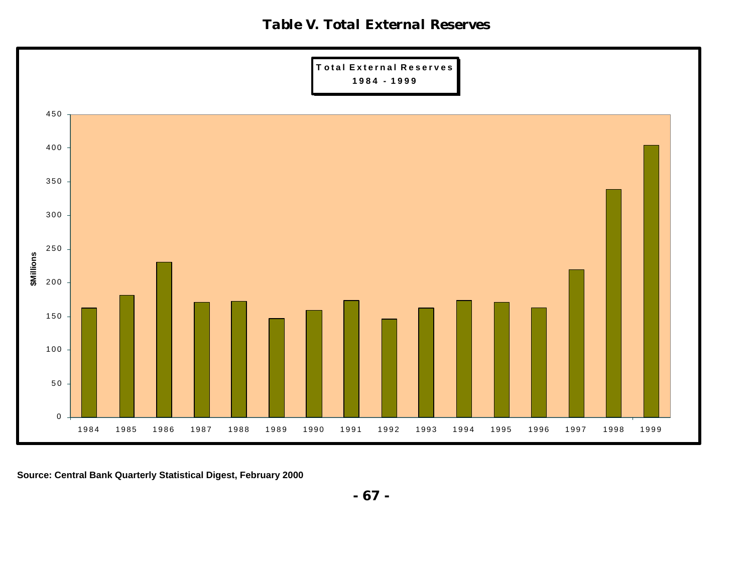# Table V. Total External Reserves

Total External Reserves
1984 - 1999

$Millions

450
400
350
300
250
200
150
100
50
0

1984 1985 1986 1987 1988 1989 1990 1991 1992 1993 1994 1995 1996 1997 1998 1999

**Source: Central Bank Quarterly Statistical Digest, February 2000**